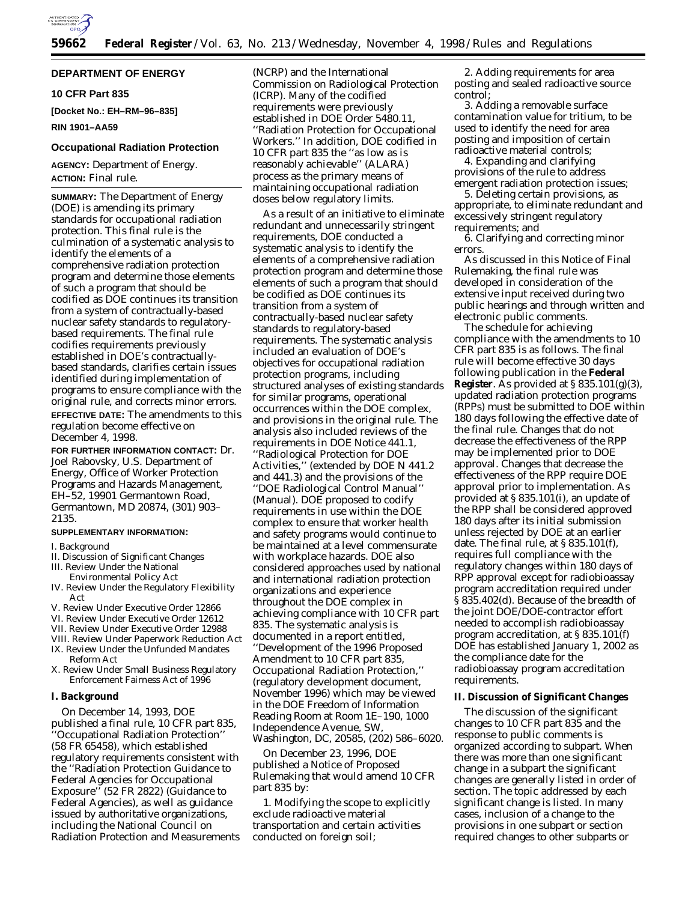**DEPARTMENT OF ENERGY**

**10 CFR Part 835**

**[Docket No.: EH–RM–96–835]**

**RIN 1901–AA59**

## Occupational Radiation Protection

**AGENCY:** Department of Energy.

**ACTION:** Final rule.

**SUMMARY:** The Department of Energy (DOE) is amending its primary standards for occupational radiation protection. This final rule is the culmination of a systematic analysis to identify the elements of a comprehensive radiation protection program and determine those elements of such a program that should be codified as DOE continues its transition from a system of contractually-based nuclear safety standards to regulatory-based requirements. The final rule codifies requirements previously established in DOE's contractually-based standards, clarifies certain issues identified during implementation of programs to ensure compliance with the original rule, and corrects minor errors.

**EFFECTIVE DATE:** The amendments to this regulation become effective on December 4, 1998.

**FOR FURTHER INFORMATION CONTACT:** Dr. Joel Rabovsky, U.S. Department of Energy, Office of Worker Protection Programs and Hazards Management, EH–52, 19901 Germantown Road, Germantown, MD 20874, (301) 903–2135.

**SUPPLEMENTARY INFORMATION:**

I. Background
II. Discussion of Significant Changes
III. Review Under the National Environmental Policy Act
IV. Review Under the Regulatory Flexibility Act
V. Review Under Executive Order 12866
VI. Review Under Executive Order 12612
VII. Review Under Executive Order 12988
VIII. Review Under Paperwork Reduction Act
IX. Review Under the Unfunded Mandates Reform Act
X. Review Under Small Business Regulatory Enforcement Fairness Act of 1996

### I. Background

On December 14, 1993, DOE published a final rule, 10 CFR part 835, ''Occupational Radiation Protection'' (58 FR 65458), which established regulatory requirements consistent with the ''Radiation Protection Guidance to Federal Agencies for Occupational Exposure'' (52 FR 2822) (Guidance to Federal Agencies), as well as guidance issued by authoritative organizations, including the National Council on Radiation Protection and Measurements (NCRP) and the International Commission on Radiological Protection (ICRP). Many of the codified requirements were previously established in DOE Order 5480.11, ''Radiation Protection for Occupational Workers.'' In addition, DOE codified in 10 CFR part 835 the ''as low as is reasonably achievable'' (ALARA) process as the primary means of maintaining occupational radiation doses below regulatory limits.

As a result of an initiative to eliminate redundant and unnecessarily stringent requirements, DOE conducted a systematic analysis to identify the elements of a comprehensive radiation protection program and determine those elements of such a program that should be codified as DOE continues its transition from a system of contractually-based nuclear safety standards to regulatory-based requirements. The systematic analysis included an evaluation of DOE's objectives for occupational radiation protection programs, including structured analyses of existing standards for similar programs, operational occurrences within the DOE complex, and provisions in the original rule. The analysis also included reviews of the requirements in DOE Notice 441.1, ''Radiological Protection for DOE Activities,'' (extended by DOE N 441.2 and 441.3) and the provisions of the ''DOE Radiological Control Manual'' (Manual). DOE proposed to codify requirements in use within the DOE complex to ensure that worker health and safety programs would continue to be maintained at a level commensurate with workplace hazards. DOE also considered approaches used by national and international radiation protection organizations and experience throughout the DOE complex in achieving compliance with 10 CFR part 835. The systematic analysis is documented in a report entitled, ''Development of the 1996 Proposed Amendment to 10 CFR part 835, Occupational Radiation Protection,'' (regulatory development document, November 1996) which may be viewed in the DOE Freedom of Information Reading Room at Room 1E–190, 1000 Independence Avenue, SW, Washington, DC, 20585, (202) 586–6020.

On December 23, 1996, DOE published a Notice of Proposed Rulemaking that would amend 10 CFR part 835 by:

1. Modifying the scope to explicitly exclude radioactive material transportation and certain activities conducted on foreign soil;
2. Adding requirements for area posting and sealed radioactive source control;
3. Adding a removable surface contamination value for tritium, to be used to identify the need for area posting and imposition of certain radioactive material controls;
4. Expanding and clarifying provisions of the rule to address emergent radiation protection issues;
5. Deleting certain provisions, as appropriate, to eliminate redundant and excessively stringent regulatory requirements; and
6. Clarifying and correcting minor errors.

As discussed in this Notice of Final Rulemaking, the final rule was developed in consideration of the extensive input received during two public hearings and through written and electronic public comments.

The schedule for achieving compliance with the amendments to 10 CFR part 835 is as follows. The final rule will become effective 30 days following publication in the **Federal Register**. As provided at § 835.101(g)(3), updated radiation protection programs (RPPs) must be submitted to DOE within 180 days following the effective date of the final rule. Changes that do not decrease the effectiveness of the RPP may be implemented prior to DOE approval. Changes that decrease the effectiveness of the RPP require DOE approval prior to implementation. As provided at § 835.101(i), an update of the RPP shall be considered approved 180 days after its initial submission unless rejected by DOE at an earlier date. The final rule, at § 835.101(f), requires full compliance with the regulatory changes within 180 days of RPP approval except for radiobioassay program accreditation required under § 835.402(d). Because of the breadth of the joint DOE/DOE-contractor effort needed to accomplish radiobioassay program accreditation, at § 835.101(f) DOE has established January 1, 2002 as the compliance date for the radiobioassay program accreditation requirements.

### II. Discussion of Significant Changes

The discussion of the significant changes to 10 CFR part 835 and the response to public comments is organized according to subpart. When there was more than one significant change in a subpart the significant changes are generally listed in order of section. The topic addressed by each significant change is listed. In many cases, inclusion of a change to the provisions in one subpart or section required changes to other subparts or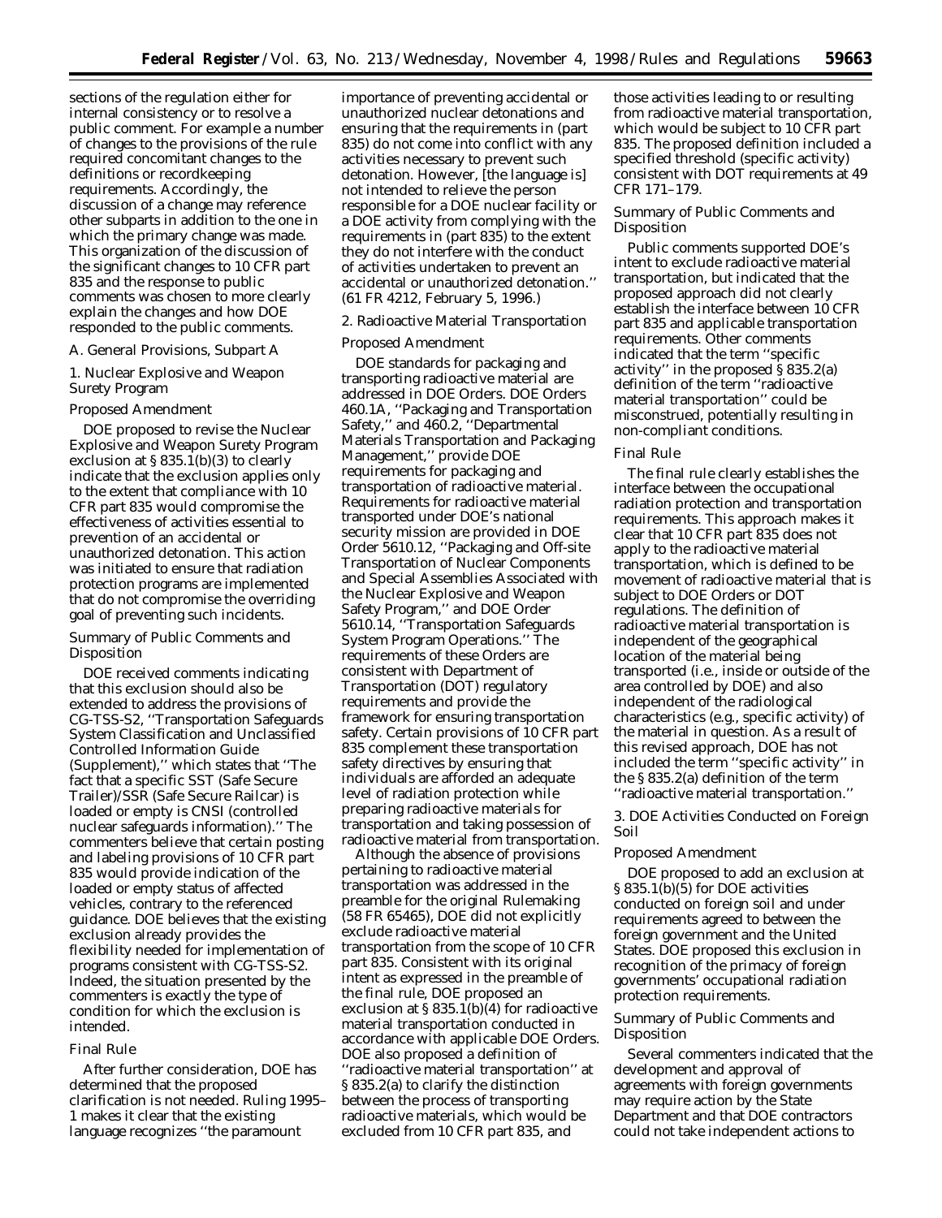sections of the regulation either for internal consistency or to resolve a public comment. For example a number of changes to the provisions of the rule required concomitant changes to the definitions or recordkeeping requirements. Accordingly, the discussion of a change may reference other subparts in addition to the one in which the primary change was made. This organization of the discussion of the significant changes to 10 CFR part 835 and the response to public comments was chosen to more clearly explain the changes and how DOE responded to the public comments.

A. General Provisions, Subpart A

1. Nuclear Explosive and Weapon Surety Program

*Proposed Amendment*

DOE proposed to revise the Nuclear Explosive and Weapon Surety Program exclusion at § 835.1(b)(3) to clearly indicate that the exclusion applies only to the extent that compliance with 10 CFR part 835 would compromise the effectiveness of activities essential to prevention of an accidental or unauthorized detonation. This action was initiated to ensure that radiation protection programs are implemented that do not compromise the overriding goal of preventing such incidents.

*Summary of Public Comments and Disposition*

DOE received comments indicating that this exclusion should also be extended to address the provisions of CG-TSS-S2, ''Transportation Safeguards System Classification and Unclassified Controlled Information Guide (Supplement),'' which states that ''The fact that a specific SST (Safe Secure Trailer)/SSR (Safe Secure Railcar) is loaded or empty is CNSI (controlled nuclear safeguards information).'' The commenters believe that certain posting and labeling provisions of 10 CFR part 835 would provide indication of the loaded or empty status of affected vehicles, contrary to the referenced guidance. DOE believes that the existing exclusion already provides the flexibility needed for implementation of programs consistent with CG-TSS-S2. Indeed, the situation presented by the commenters is exactly the type of condition for which the exclusion is intended.

*Final Rule*

After further consideration, DOE has determined that the proposed clarification is not needed. Ruling 1995–1 makes it clear that the existing language recognizes ''the paramount importance of preventing accidental or unauthorized nuclear detonations and ensuring that the requirements in (part 835) do not come into conflict with any activities necessary to prevent such detonation. However, [the language is] not intended to relieve the person responsible for a DOE nuclear facility or a DOE activity from complying with the requirements in (part 835) to the extent they do not interfere with the conduct of activities undertaken to prevent an accidental or unauthorized detonation.'' (61 FR 4212, February 5, 1996.)

2. Radioactive Material Transportation

*Proposed Amendment*

DOE standards for packaging and transporting radioactive material are addressed in DOE Orders. DOE Orders 460.1A, ''Packaging and Transportation Safety,'' and 460.2, ''Departmental Materials Transportation and Packaging Management,'' provide DOE requirements for packaging and transportation of radioactive material. Requirements for radioactive material transported under DOE's national security mission are provided in DOE Order 5610.12, ''Packaging and Off-site Transportation of Nuclear Components and Special Assemblies Associated with the Nuclear Explosive and Weapon Safety Program,'' and DOE Order 5610.14, ''Transportation Safeguards System Program Operations.'' The requirements of these Orders are consistent with Department of Transportation (DOT) regulatory requirements and provide the framework for ensuring transportation safety. Certain provisions of 10 CFR part 835 complement these transportation safety directives by ensuring that individuals are afforded an adequate level of radiation protection while preparing radioactive materials for transportation and taking possession of radioactive material from transportation.

Although the absence of provisions pertaining to radioactive material transportation was addressed in the preamble for the original Rulemaking (58 FR 65465), DOE did not explicitly exclude radioactive material transportation from the scope of 10 CFR part 835. Consistent with its original intent as expressed in the preamble of the final rule, DOE proposed an exclusion at § 835.1(b)(4) for radioactive material transportation conducted in accordance with applicable DOE Orders. DOE also proposed a definition of ''radioactive material transportation'' at § 835.2(a) to clarify the distinction between the process of transporting radioactive materials, which would be excluded from 10 CFR part 835, and those activities leading to or resulting from radioactive material transportation, which would be subject to 10 CFR part 835. The proposed definition included a specified threshold (specific activity) consistent with DOT requirements at 49 CFR 171–179.

*Summary of Public Comments and Disposition*

Public comments supported DOE's intent to exclude radioactive material transportation, but indicated that the proposed approach did not clearly establish the interface between 10 CFR part 835 and applicable transportation requirements. Other comments indicated that the term ''specific activity'' in the proposed § 835.2(a) definition of the term ''radioactive material transportation'' could be misconstrued, potentially resulting in non-compliant conditions.

*Final Rule*

The final rule clearly establishes the interface between the occupational radiation protection and transportation requirements. This approach makes it clear that 10 CFR part 835 does not apply to the radioactive material transportation, which is defined to be movement of radioactive material that is subject to DOE Orders or DOT regulations. The definition of radioactive material transportation is independent of the geographical location of the material being transported (i.e., inside or outside of the area controlled by DOE) and also independent of the radiological characteristics (e.g., specific activity) of the material in question. As a result of this revised approach, DOE has not included the term ''specific activity'' in the § 835.2(a) definition of the term ''radioactive material transportation.''

3. DOE Activities Conducted on Foreign Soil

*Proposed Amendment*

DOE proposed to add an exclusion at § 835.1(b)(5) for DOE activities conducted on foreign soil and under requirements agreed to between the foreign government and the United States. DOE proposed this exclusion in recognition of the primacy of foreign governments' occupational radiation protection requirements.

*Summary of Public Comments and Disposition*

Several commenters indicated that the development and approval of agreements with foreign governments may require action by the State Department and that DOE contractors could not take independent actions to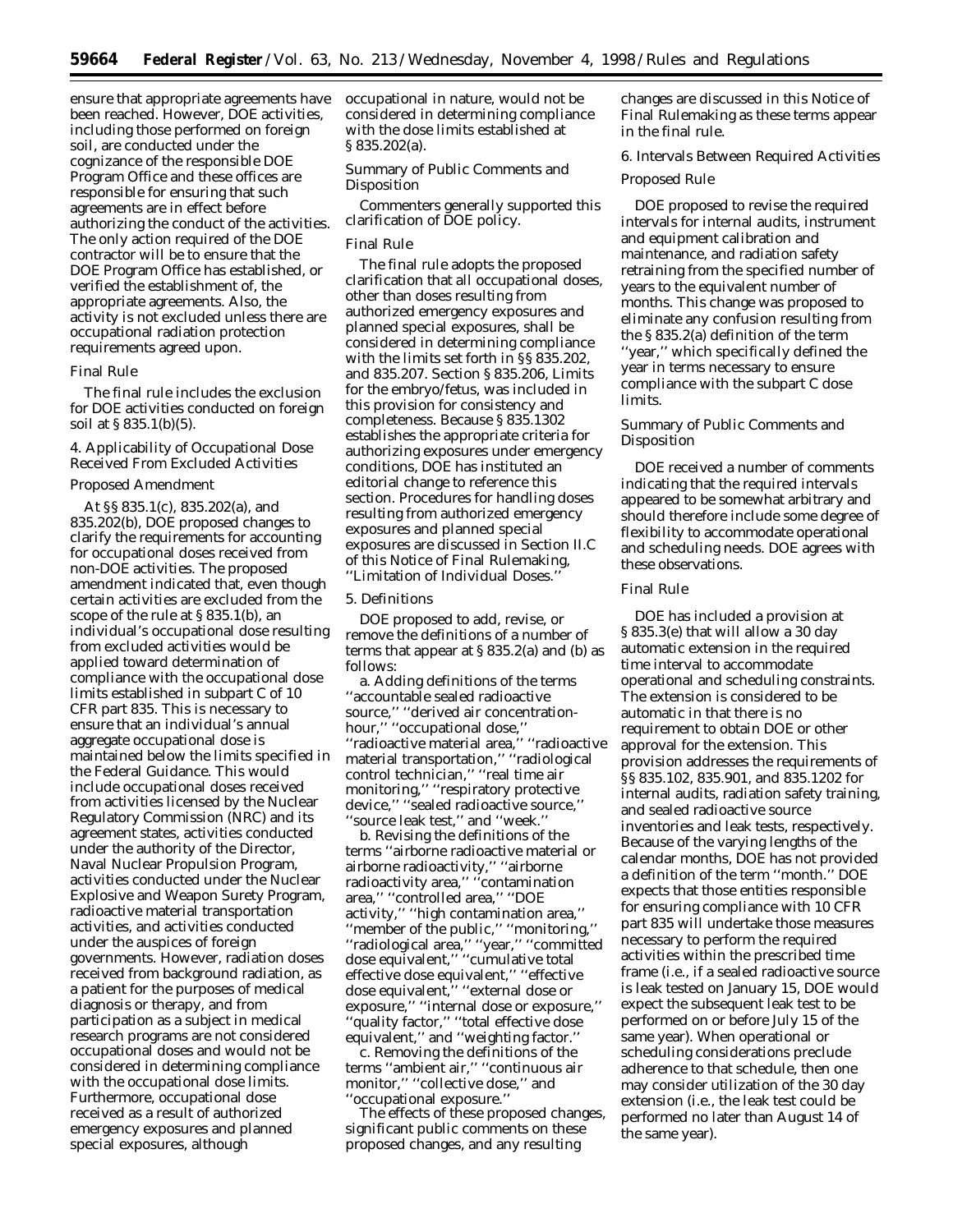ensure that appropriate agreements have been reached. However, DOE activities, including those performed on foreign soil, are conducted under the cognizance of the responsible DOE Program Office and these offices are responsible for ensuring that such agreements are in effect before authorizing the conduct of the activities. The only action required of the DOE contractor will be to ensure that the DOE Program Office has established, or verified the establishment of, the appropriate agreements. Also, the activity is not excluded unless there are occupational radiation protection requirements agreed upon.

*Final Rule*

The final rule includes the exclusion for DOE activities conducted on foreign soil at § 835.1(b)(5).

4. Applicability of Occupational Dose Received From Excluded Activities

*Proposed Amendment*

At §§ 835.1(c), 835.202(a), and 835.202(b), DOE proposed changes to clarify the requirements for accounting for occupational doses received from non-DOE activities. The proposed amendment indicated that, even though certain activities are excluded from the scope of the rule at § 835.1(b), an individual's occupational dose resulting from excluded activities would be applied toward determination of compliance with the occupational dose limits established in subpart C of 10 CFR part 835. This is necessary to ensure that an individual's annual aggregate occupational dose is maintained below the limits specified in the Federal Guidance. This would include occupational doses received from activities licensed by the Nuclear Regulatory Commission (NRC) and its agreement states, activities conducted under the authority of the Director, Naval Nuclear Propulsion Program, activities conducted under the Nuclear Explosive and Weapon Surety Program, radioactive material transportation activities, and activities conducted under the auspices of foreign governments. However, radiation doses received from background radiation, as a patient for the purposes of medical diagnosis or therapy, and from participation as a subject in medical research programs are not considered occupational doses and would not be considered in determining compliance with the occupational dose limits. Furthermore, occupational dose received as a result of authorized emergency exposures and planned special exposures, although occupational in nature, would not be considered in determining compliance with the dose limits established at § 835.202(a).

*Summary of Public Comments and Disposition*

Commenters generally supported this clarification of DOE policy.

*Final Rule*

The final rule adopts the proposed clarification that all occupational doses, other than doses resulting from authorized emergency exposures and planned special exposures, shall be considered in determining compliance with the limits set forth in §§ 835.202, and 835.207. Section § 835.206, Limits for the embryo/fetus, was included in this provision for consistency and completeness. Because § 835.1302 establishes the appropriate criteria for authorizing exposures under emergency conditions, DOE has instituted an editorial change to reference this section. Procedures for handling doses resulting from authorized emergency exposures and planned special exposures are discussed in Section II.C of this Notice of Final Rulemaking, "Limitation of Individual Doses."

5. Definitions

DOE proposed to add, revise, or remove the definitions of a number of terms that appear at § 835.2(a) and (b) as follows:

a. Adding definitions of the terms "accountable sealed radioactive source," "derived air concentration-hour," "occupational dose," "radioactive material area," "radioactive material transportation," "radiological control technician," "real time air monitoring," "respiratory protective device," "sealed radioactive source," "source leak test," and "week."

b. Revising the definitions of the terms "airborne radioactive material or airborne radioactivity," "airborne radioactivity area," "contamination area," "controlled area," "DOE activity," "high contamination area," "member of the public," "monitoring," "radiological area," "year," "committed dose equivalent," "cumulative total effective dose equivalent," "effective dose equivalent," "external dose or exposure," "internal dose or exposure," "quality factor," "total effective dose equivalent," and "weighting factor."

c. Removing the definitions of the terms "ambient air," "continuous air monitor," "collective dose," and "occupational exposure."

The effects of these proposed changes, significant public comments on these proposed changes, and any resulting changes are discussed in this Notice of Final Rulemaking as these terms appear in the final rule.

6. Intervals Between Required Activities

*Proposed Rule*

DOE proposed to revise the required intervals for internal audits, instrument and equipment calibration and maintenance, and radiation safety retraining from the specified number of years to the equivalent number of months. This change was proposed to eliminate any confusion resulting from the § 835.2(a) definition of the term "year," which specifically defined the year in terms necessary to ensure compliance with the subpart C dose limits.

*Summary of Public Comments and Disposition*

DOE received a number of comments indicating that the required intervals appeared to be somewhat arbitrary and should therefore include some degree of flexibility to accommodate operational and scheduling needs. DOE agrees with these observations.

*Final Rule*

DOE has included a provision at § 835.3(e) that will allow a 30 day automatic extension in the required time interval to accommodate operational and scheduling constraints. The extension is considered to be automatic in that there is no requirement to obtain DOE or other approval for the extension. This provision addresses the requirements of §§ 835.102, 835.901, and 835.1202 for internal audits, radiation safety training, and sealed radioactive source inventories and leak tests, respectively. Because of the varying lengths of the calendar months, DOE has not provided a definition of the term "month." DOE expects that those entities responsible for ensuring compliance with 10 CFR part 835 will undertake those measures necessary to perform the required activities within the prescribed time frame (i.e., if a sealed radioactive source is leak tested on January 15, DOE would expect the subsequent leak test to be performed on or before July 15 of the same year). When operational or scheduling considerations preclude adherence to that schedule, then one may consider utilization of the 30 day extension (i.e., the leak test could be performed no later than August 14 of the same year).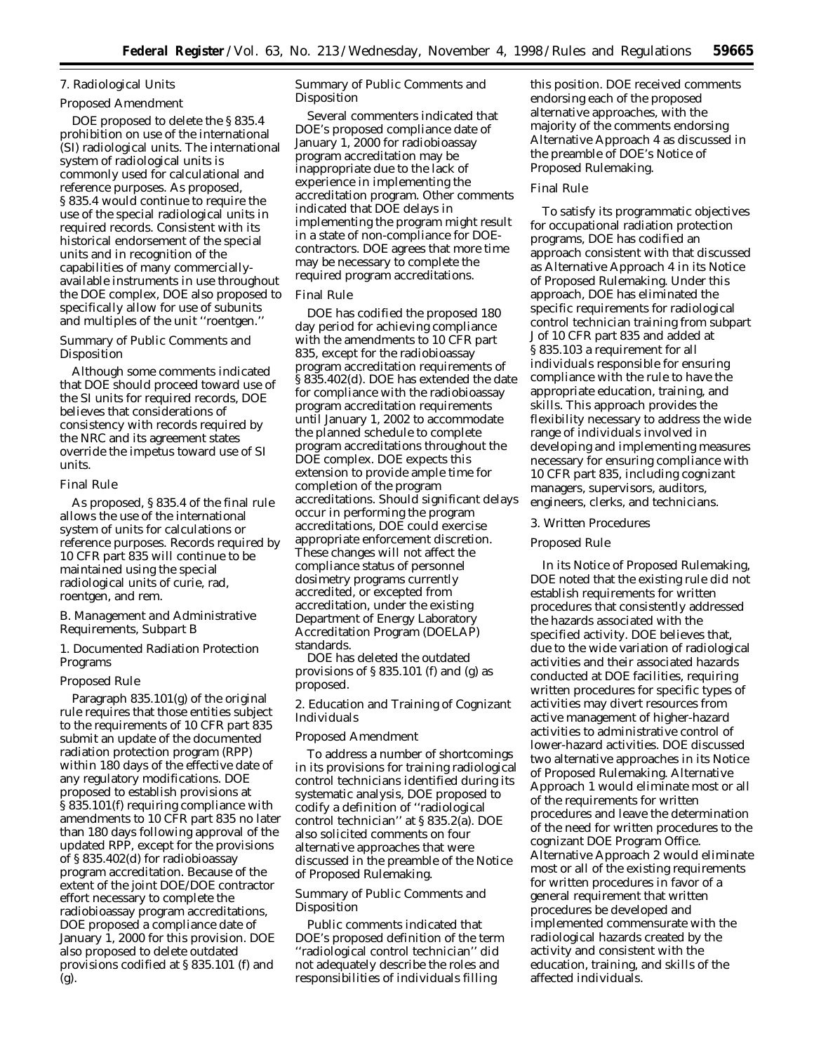### 7. Radiological Units

*Proposed Amendment*

DOE proposed to delete the § 835.4 prohibition on use of the international (SI) radiological units. The international system of radiological units is commonly used for calculational and reference purposes. As proposed, § 835.4 would continue to require the use of the special radiological units in required records. Consistent with its historical endorsement of the special units and in recognition of the capabilities of many commercially-available instruments in use throughout the DOE complex, DOE also proposed to specifically allow for use of subunits and multiples of the unit ''roentgen.''

*Summary of Public Comments and Disposition*

Although some comments indicated that DOE should proceed toward use of the SI units for required records, DOE believes that considerations of consistency with records required by the NRC and its agreement states override the impetus toward use of SI units.

*Final Rule*

As proposed, § 835.4 of the final rule allows the use of the international system of units for calculations or reference purposes. Records required by 10 CFR part 835 will continue to be maintained using the special radiological units of curie, rad, roentgen, and rem.

## *B. Management and Administrative Requirements, Subpart B*

### 1. Documented Radiation Protection Programs

*Proposed Rule*

Paragraph 835.101(g) of the original rule requires that those entities subject to the requirements of 10 CFR part 835 submit an update of the documented radiation protection program (RPP) within 180 days of the effective date of any regulatory modifications. DOE proposed to establish provisions at § 835.101(f) requiring compliance with amendments to 10 CFR part 835 no later than 180 days following approval of the updated RPP, except for the provisions of § 835.402(d) for radiobioassay program accreditation. Because of the extent of the joint DOE/DOE contractor effort necessary to complete the radiobioassay program accreditations, DOE proposed a compliance date of January 1, 2000 for this provision. DOE also proposed to delete outdated provisions codified at § 835.101 (f) and (g).

*Summary of Public Comments and Disposition*

Several commenters indicated that DOE's proposed compliance date of January 1, 2000 for radiobioassay program accreditation may be inappropriate due to the lack of experience in implementing the accreditation program. Other comments indicated that DOE delays in implementing the program might result in a state of non-compliance for DOE-contractors. DOE agrees that more time may be necessary to complete the required program accreditations.

*Final Rule*

DOE has codified the proposed 180 day period for achieving compliance with the amendments to 10 CFR part 835, except for the radiobioassay program accreditation requirements of § 835.402(d). DOE has extended the date for compliance with the radiobioassay program accreditation requirements until January 1, 2002 to accommodate the planned schedule to complete program accreditations throughout the DOE complex. DOE expects this extension to provide ample time for completion of the program accreditations. Should significant delays occur in performing the program accreditations, DOE could exercise appropriate enforcement discretion. These changes will not affect the compliance status of personnel dosimetry programs currently accredited, or excepted from accreditation, under the existing Department of Energy Laboratory Accreditation Program (DOELAP) standards.

DOE has deleted the outdated provisions of § 835.101 (f) and (g) as proposed.

### 2. Education and Training of Cognizant Individuals

*Proposed Amendment*

To address a number of shortcomings in its provisions for training radiological control technicians identified during its systematic analysis, DOE proposed to codify a definition of ''radiological control technician'' at § 835.2(a). DOE also solicited comments on four alternative approaches that were discussed in the preamble of the Notice of Proposed Rulemaking.

*Summary of Public Comments and Disposition*

Public comments indicated that DOE's proposed definition of the term ''radiological control technician'' did not adequately describe the roles and responsibilities of individuals filling this position. DOE received comments endorsing each of the proposed alternative approaches, with the majority of the comments endorsing Alternative Approach 4 as discussed in the preamble of DOE's Notice of Proposed Rulemaking.

*Final Rule*

To satisfy its programmatic objectives for occupational radiation protection programs, DOE has codified an approach consistent with that discussed as Alternative Approach 4 in its Notice of Proposed Rulemaking. Under this approach, DOE has eliminated the specific requirements for radiological control technician training from subpart J of 10 CFR part 835 and added at § 835.103 a requirement for all individuals responsible for ensuring compliance with the rule to have the appropriate education, training, and skills. This approach provides the flexibility necessary to address the wide range of individuals involved in developing and implementing measures necessary for ensuring compliance with 10 CFR part 835, including cognizant managers, supervisors, auditors, engineers, clerks, and technicians.

### 3. Written Procedures

*Proposed Rule*

In its Notice of Proposed Rulemaking, DOE noted that the existing rule did not establish requirements for written procedures that consistently addressed the hazards associated with the specified activity. DOE believes that, due to the wide variation of radiological activities and their associated hazards conducted at DOE facilities, requiring written procedures for specific types of activities may divert resources from active management of higher-hazard activities to administrative control of lower-hazard activities. DOE discussed two alternative approaches in its Notice of Proposed Rulemaking. Alternative Approach 1 would eliminate most or all of the requirements for written procedures and leave the determination of the need for written procedures to the cognizant DOE Program Office. Alternative Approach 2 would eliminate most or all of the existing requirements for written procedures in favor of a general requirement that written procedures be developed and implemented commensurate with the radiological hazards created by the activity and consistent with the education, training, and skills of the affected individuals.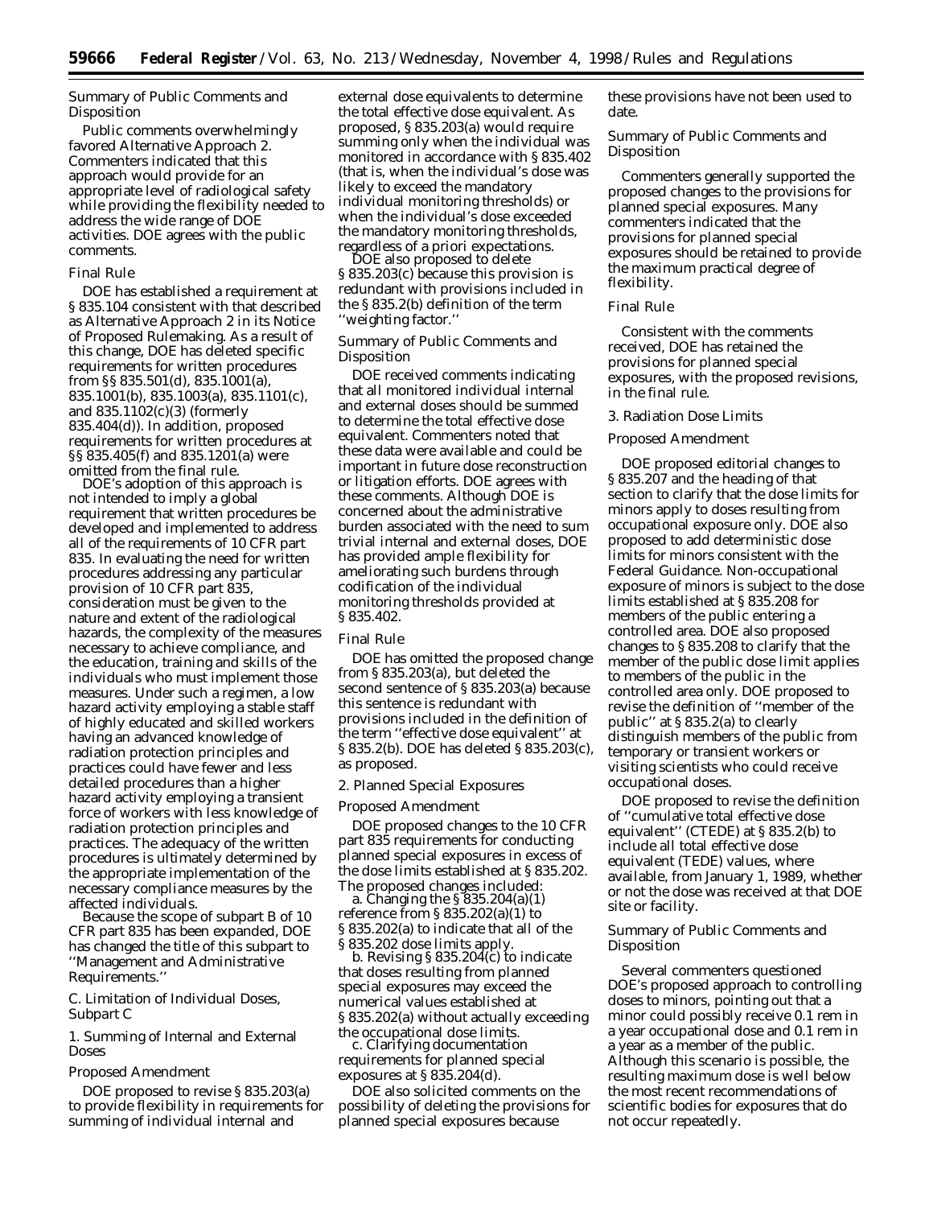### Summary of Public Comments and Disposition

Public comments overwhelmingly favored Alternative Approach 2. Commenters indicated that this approach would provide for an appropriate level of radiological safety while providing the flexibility needed to address the wide range of DOE activities. DOE agrees with the public comments.

### Final Rule

DOE has established a requirement at § 835.104 consistent with that described as Alternative Approach 2 in its Notice of Proposed Rulemaking. As a result of this change, DOE has deleted specific requirements for written procedures from §§ 835.501(d), 835.1001(a), 835.1001(b), 835.1003(a), 835.1101(c), and 835.1102(c)(3) (formerly 835.404(d)). In addition, proposed requirements for written procedures at §§ 835.405(f) and 835.1201(a) were omitted from the final rule.

DOE's adoption of this approach is not intended to imply a global requirement that written procedures be developed and implemented to address all of the requirements of 10 CFR part 835. In evaluating the need for written procedures addressing any particular provision of 10 CFR part 835, consideration must be given to the nature and extent of the radiological hazards, the complexity of the measures necessary to achieve compliance, and the education, training and skills of the individuals who must implement those measures. Under such a regimen, a low hazard activity employing a stable staff of highly educated and skilled workers having an advanced knowledge of radiation protection principles and practices could have fewer and less detailed procedures than a higher hazard activity employing a transient force of workers with less knowledge of radiation protection principles and practices. The adequacy of the written procedures is ultimately determined by the appropriate implementation of the necessary compliance measures by the affected individuals.

Because the scope of subpart B of 10 CFR part 835 has been expanded, DOE has changed the title of this subpart to ''Management and Administrative Requirements.''

## C. Limitation of Individual Doses, Subpart C

### 1. Summing of Internal and External Doses

### Proposed Amendment

DOE proposed to revise § 835.203(a) to provide flexibility in requirements for summing of individual internal and external dose equivalents to determine the total effective dose equivalent. As proposed, § 835.203(a) would require summing only when the individual was monitored in accordance with § 835.402 (that is, when the individual's dose was likely to exceed the mandatory individual monitoring thresholds) or when the individual's dose exceeded the mandatory monitoring thresholds, regardless of a priori expectations.

DOE also proposed to delete § 835.203(c) because this provision is redundant with provisions included in the § 835.2(b) definition of the term ''weighting factor.''

### Summary of Public Comments and Disposition

DOE received comments indicating that all monitored individual internal and external doses should be summed to determine the total effective dose equivalent. Commenters noted that these data were available and could be important in future dose reconstruction or litigation efforts. DOE agrees with these comments. Although DOE is concerned about the administrative burden associated with the need to sum trivial internal and external doses, DOE has provided ample flexibility for ameliorating such burdens through codification of the individual monitoring thresholds provided at § 835.402.

### Final Rule

DOE has omitted the proposed change from § 835.203(a), but deleted the second sentence of § 835.203(a) because this sentence is redundant with provisions included in the definition of the term ''effective dose equivalent'' at § 835.2(b). DOE has deleted § 835.203(c), as proposed.

### 2. Planned Special Exposures

### Proposed Amendment

DOE proposed changes to the 10 CFR part 835 requirements for conducting planned special exposures in excess of the dose limits established at § 835.202. The proposed changes included:

a. Changing the § 835.204(a)(1) reference from § 835.202(a)(1) to § 835.202(a) to indicate that all of the § 835.202 dose limits apply.

b. Revising § 835.204(c) to indicate that doses resulting from planned special exposures may exceed the numerical values established at § 835.202(a) without actually exceeding the occupational dose limits.

c. Clarifying documentation requirements for planned special exposures at § 835.204(d).

DOE also solicited comments on the possibility of deleting the provisions for planned special exposures because these provisions have not been used to date.

### Summary of Public Comments and Disposition

Commenters generally supported the proposed changes to the provisions for planned special exposures. Many commenters indicated that the provisions for planned special exposures should be retained to provide the maximum practical degree of flexibility.

### Final Rule

Consistent with the comments received, DOE has retained the provisions for planned special exposures, with the proposed revisions, in the final rule.

### 3. Radiation Dose Limits

### Proposed Amendment

DOE proposed editorial changes to § 835.207 and the heading of that section to clarify that the dose limits for minors apply to doses resulting from occupational exposure only. DOE also proposed to add deterministic dose limits for minors consistent with the Federal Guidance. Non-occupational exposure of minors is subject to the dose limits established at § 835.208 for members of the public entering a controlled area. DOE also proposed changes to § 835.208 to clarify that the member of the public dose limit applies to members of the public in the controlled area only. DOE proposed to revise the definition of ''member of the public'' at § 835.2(a) to clearly distinguish members of the public from temporary or transient workers or visiting scientists who could receive occupational doses.

DOE proposed to revise the definition of ''cumulative total effective dose equivalent'' (CTEDE) at § 835.2(b) to include all total effective dose equivalent (TEDE) values, where available, from January 1, 1989, whether or not the dose was received at that DOE site or facility.

### Summary of Public Comments and Disposition

Several commenters questioned DOE's proposed approach to controlling doses to minors, pointing out that a minor could possibly receive 0.1 rem in a year occupational dose and 0.1 rem in a year as a member of the public. Although this scenario is possible, the resulting maximum dose is well below the most recent recommendations of scientific bodies for exposures that do not occur repeatedly.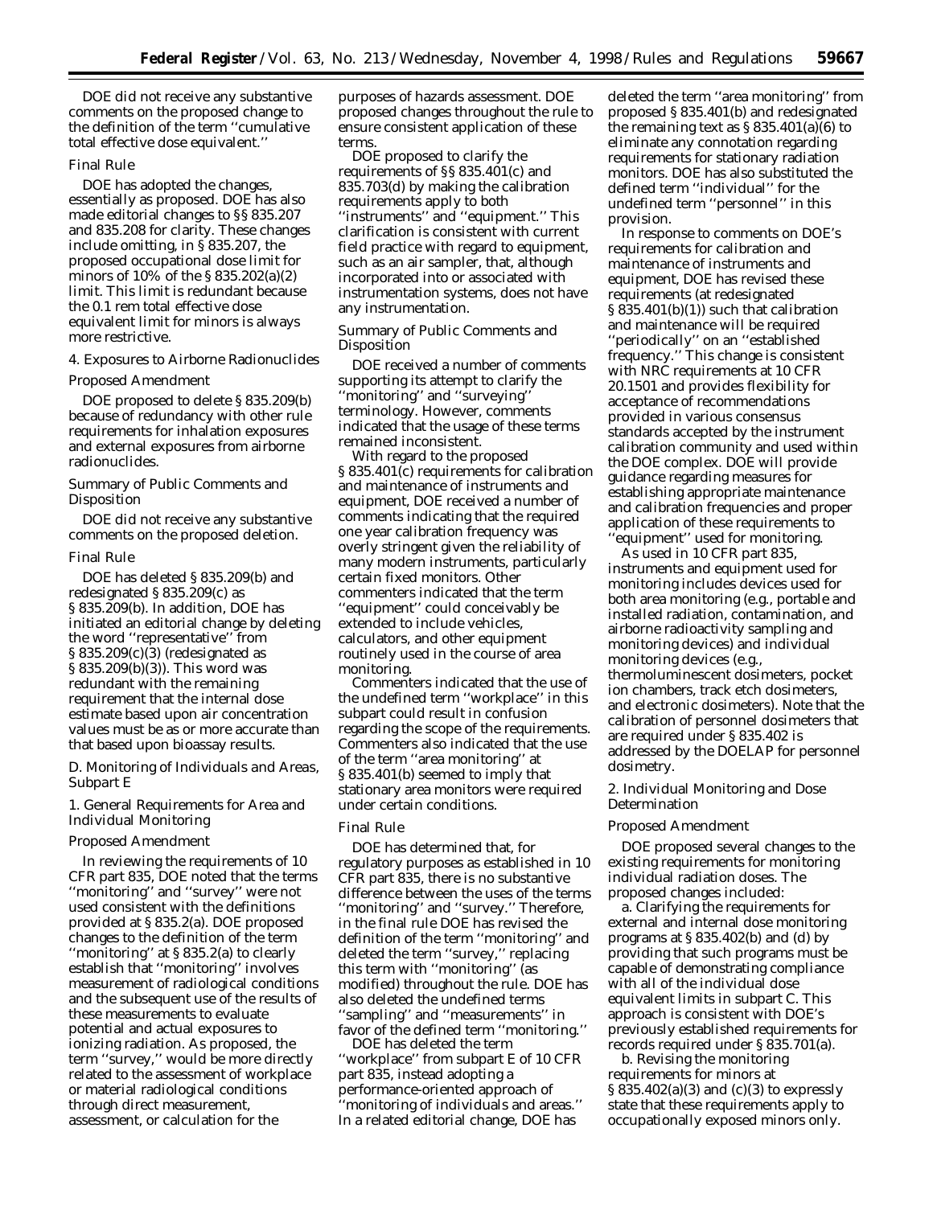DOE did not receive any substantive comments on the proposed change to the definition of the term ''cumulative total effective dose equivalent.''

*Final Rule*

DOE has adopted the changes, essentially as proposed. DOE has also made editorial changes to §§ 835.207 and 835.208 for clarity. These changes include omitting, in § 835.207, the proposed occupational dose limit for minors of 10% of the § 835.202(a)(2) limit. This limit is redundant because the 0.1 rem total effective dose equivalent limit for minors is always more restrictive.

4. Exposures to Airborne Radionuclides

*Proposed Amendment*

DOE proposed to delete § 835.209(b) because of redundancy with other rule requirements for inhalation exposures and external exposures from airborne radionuclides.

*Summary of Public Comments and Disposition*

DOE did not receive any substantive comments on the proposed deletion.

*Final Rule*

DOE has deleted § 835.209(b) and redesignated § 835.209(c) as § 835.209(b). In addition, DOE has initiated an editorial change by deleting the word ''representative'' from § 835.209(c)(3) (redesignated as § 835.209(b)(3)). This word was redundant with the remaining requirement that the internal dose estimate based upon air concentration values must be as or more accurate than that based upon bioassay results.

D. Monitoring of Individuals and Areas, Subpart E

1. General Requirements for Area and Individual Monitoring

*Proposed Amendment*

In reviewing the requirements of 10 CFR part 835, DOE noted that the terms ''monitoring'' and ''survey'' were not used consistent with the definitions provided at § 835.2(a). DOE proposed changes to the definition of the term ''monitoring'' at § 835.2(a) to clearly establish that ''monitoring'' involves measurement of radiological conditions and the subsequent use of the results of these measurements to evaluate potential and actual exposures to ionizing radiation. As proposed, the term ''survey,'' would be more directly related to the assessment of workplace or material radiological conditions through direct measurement, assessment, or calculation for the purposes of hazards assessment. DOE proposed changes throughout the rule to ensure consistent application of these terms.

DOE proposed to clarify the requirements of §§ 835.401(c) and 835.703(d) by making the calibration requirements apply to both ''instruments'' and ''equipment.'' This clarification is consistent with current field practice with regard to equipment, such as an air sampler, that, although incorporated into or associated with instrumentation systems, does not have any instrumentation.

*Summary of Public Comments and Disposition*

DOE received a number of comments supporting its attempt to clarify the ''monitoring'' and ''surveying'' terminology. However, comments indicated that the usage of these terms remained inconsistent.

With regard to the proposed § 835.401(c) requirements for calibration and maintenance of instruments and equipment, DOE received a number of comments indicating that the required one year calibration frequency was overly stringent given the reliability of many modern instruments, particularly certain fixed monitors. Other commenters indicated that the term ''equipment'' could conceivably be extended to include vehicles, calculators, and other equipment routinely used in the course of area monitoring.

Commenters indicated that the use of the undefined term ''workplace'' in this subpart could result in confusion regarding the scope of the requirements. Commenters also indicated that the use of the term ''area monitoring'' at § 835.401(b) seemed to imply that stationary area monitors were required under certain conditions.

*Final Rule*

DOE has determined that, for regulatory purposes as established in 10 CFR part 835, there is no substantive difference between the uses of the terms ''monitoring'' and ''survey.'' Therefore, in the final rule DOE has revised the definition of the term ''monitoring'' and deleted the term ''survey,'' replacing this term with ''monitoring'' (as modified) throughout the rule. DOE has also deleted the undefined terms ''sampling'' and ''measurements'' in favor of the defined term ''monitoring.''

DOE has deleted the term ''workplace'' from subpart E of 10 CFR part 835, instead adopting a performance-oriented approach of ''monitoring of individuals and areas.'' In a related editorial change, DOE has deleted the term ''area monitoring'' from proposed § 835.401(b) and redesignated the remaining text as § 835.401(a)(6) to eliminate any connotation regarding requirements for stationary radiation monitors. DOE has also substituted the defined term ''individual'' for the undefined term ''personnel'' in this provision.

In response to comments on DOE's requirements for calibration and maintenance of instruments and equipment, DOE has revised these requirements (at redesignated § 835.401(b)(1)) such that calibration and maintenance will be required ''periodically'' on an ''established frequency.'' This change is consistent with NRC requirements at 10 CFR 20.1501 and provides flexibility for acceptance of recommendations provided in various consensus standards accepted by the instrument calibration community and used within the DOE complex. DOE will provide guidance regarding measures for establishing appropriate maintenance and calibration frequencies and proper application of these requirements to ''equipment'' used for monitoring.

As used in 10 CFR part 835, instruments and equipment used for monitoring includes devices used for both area monitoring (e.g., portable and installed radiation, contamination, and airborne radioactivity sampling and monitoring devices) and individual monitoring devices (e.g., thermoluminescent dosimeters, pocket ion chambers, track etch dosimeters, and electronic dosimeters). Note that the calibration of personnel dosimeters that are required under § 835.402 is addressed by the DOELAP for personnel dosimetry.

2. Individual Monitoring and Dose Determination

*Proposed Amendment*

DOE proposed several changes to the existing requirements for monitoring individual radiation doses. The proposed changes included:

a. Clarifying the requirements for external and internal dose monitoring programs at § 835.402(b) and (d) by providing that such programs must be capable of demonstrating compliance with all of the individual dose equivalent limits in subpart C. This approach is consistent with DOE's previously established requirements for records required under § 835.701(a).

b. Revising the monitoring requirements for minors at § 835.402(a)(3) and (c)(3) to expressly state that these requirements apply to occupationally exposed minors only.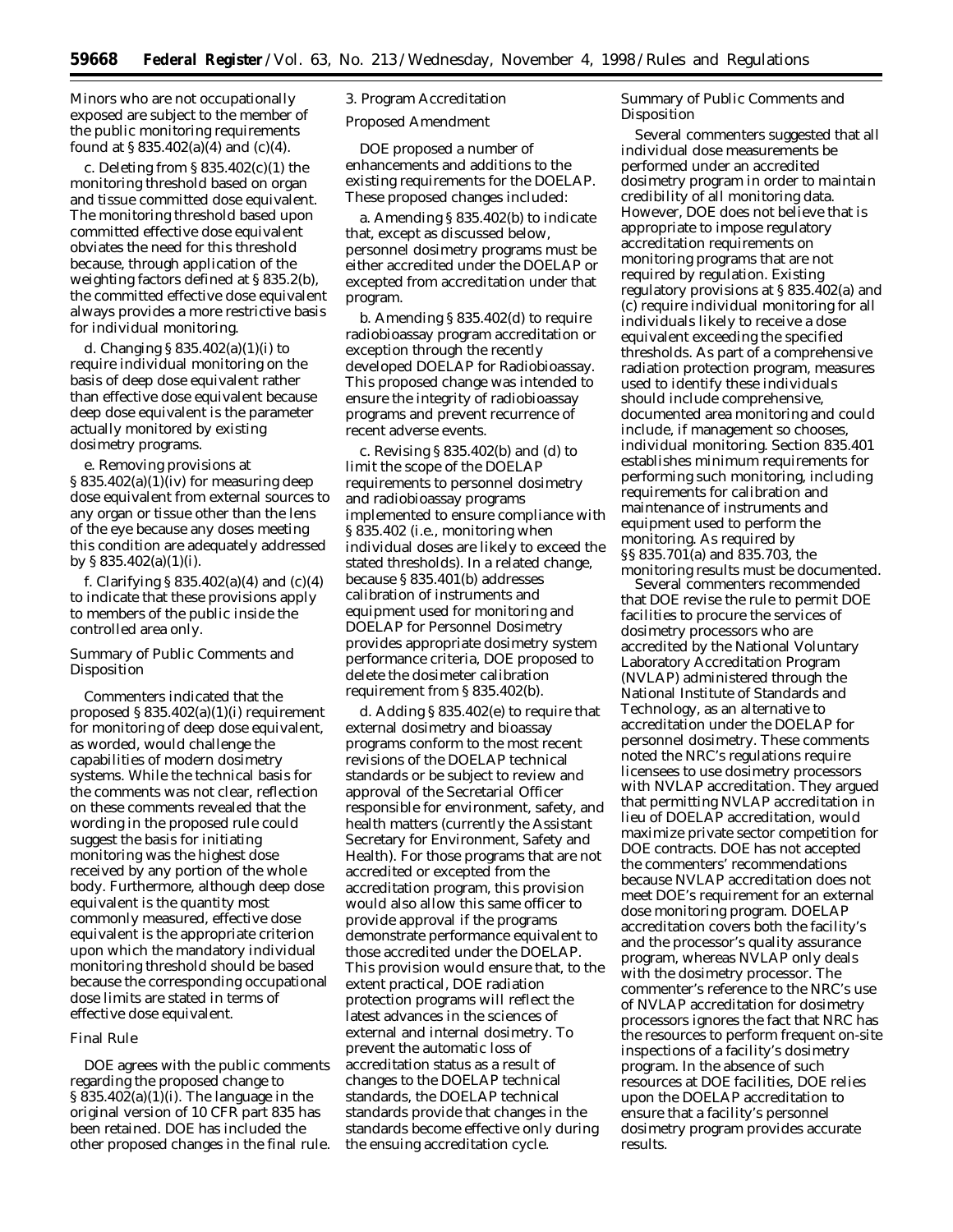Minors who are not occupationally exposed are subject to the member of the public monitoring requirements found at § 835.402(a)(4) and (c)(4).

c. Deleting from § 835.402(c)(1) the monitoring threshold based on organ and tissue committed dose equivalent. The monitoring threshold based upon committed effective dose equivalent obviates the need for this threshold because, through application of the weighting factors defined at § 835.2(b), the committed effective dose equivalent always provides a more restrictive basis for individual monitoring.

d. Changing § 835.402(a)(1)(i) to require individual monitoring on the basis of deep dose equivalent rather than effective dose equivalent because deep dose equivalent is the parameter actually monitored by existing dosimetry programs.

e. Removing provisions at § 835.402(a)(1)(iv) for measuring deep dose equivalent from external sources to any organ or tissue other than the lens of the eye because any doses meeting this condition are adequately addressed by § 835.402(a)(1)(i).

f. Clarifying § 835.402(a)(4) and (c)(4) to indicate that these provisions apply to members of the public inside the controlled area only.

*Summary of Public Comments and Disposition*

Commenters indicated that the proposed § 835.402(a)(1)(i) requirement for monitoring of deep dose equivalent, as worded, would challenge the capabilities of modern dosimetry systems. While the technical basis for the comments was not clear, reflection on these comments revealed that the wording in the proposed rule could suggest the basis for initiating monitoring was the highest dose received by any portion of the whole body. Furthermore, although deep dose equivalent is the quantity most commonly measured, effective dose equivalent is the appropriate criterion upon which the mandatory individual monitoring threshold should be based because the corresponding occupational dose limits are stated in terms of effective dose equivalent.

*Final Rule*

DOE agrees with the public comments regarding the proposed change to § 835.402(a)(1)(i). The language in the original version of 10 CFR part 835 has been retained. DOE has included the other proposed changes in the final rule.

3. Program Accreditation

*Proposed Amendment*

DOE proposed a number of enhancements and additions to the existing requirements for the DOELAP. These proposed changes included:

a. Amending § 835.402(b) to indicate that, except as discussed below, personnel dosimetry programs must be either accredited under the DOELAP or excepted from accreditation under that program.

b. Amending § 835.402(d) to require radiobioassay program accreditation or exception through the recently developed DOELAP for Radiobioassay. This proposed change was intended to ensure the integrity of radiobioassay programs and prevent recurrence of recent adverse events.

c. Revising § 835.402(b) and (d) to limit the scope of the DOELAP requirements to personnel dosimetry and radiobioassay programs implemented to ensure compliance with § 835.402 (i.e., monitoring when individual doses are likely to exceed the stated thresholds). In a related change, because § 835.401(b) addresses calibration of instruments and equipment used for monitoring and DOELAP for Personnel Dosimetry provides appropriate dosimetry system performance criteria, DOE proposed to delete the dosimeter calibration requirement from § 835.402(b).

d. Adding § 835.402(e) to require that external dosimetry and bioassay programs conform to the most recent revisions of the DOELAP technical standards or be subject to review and approval of the Secretarial Officer responsible for environment, safety, and health matters (currently the Assistant Secretary for Environment, Safety and Health). For those programs that are not accredited or excepted from the accreditation program, this provision would also allow this same officer to provide approval if the programs demonstrate performance equivalent to those accredited under the DOELAP. This provision would ensure that, to the extent practical, DOE radiation protection programs will reflect the latest advances in the sciences of external and internal dosimetry. To prevent the automatic loss of accreditation status as a result of changes to the DOELAP technical standards, the DOELAP technical standards provide that changes in the standards become effective only during the ensuing accreditation cycle.

*Summary of Public Comments and Disposition*

Several commenters suggested that all individual dose measurements be performed under an accredited dosimetry program in order to maintain credibility of all monitoring data. However, DOE does not believe that is appropriate to impose regulatory accreditation requirements on monitoring programs that are not required by regulation. Existing regulatory provisions at § 835.402(a) and (c) require individual monitoring for all individuals likely to receive a dose equivalent exceeding the specified thresholds. As part of a comprehensive radiation protection program, measures used to identify these individuals should include comprehensive, documented area monitoring and could include, if management so chooses, individual monitoring. Section 835.401 establishes minimum requirements for performing such monitoring, including requirements for calibration and maintenance of instruments and equipment used to perform the monitoring. As required by §§ 835.701(a) and 835.703, the monitoring results must be documented.

Several commenters recommended that DOE revise the rule to permit DOE facilities to procure the services of dosimetry processors who are accredited by the National Voluntary Laboratory Accreditation Program (NVLAP) administered through the National Institute of Standards and Technology, as an alternative to accreditation under the DOELAP for personnel dosimetry. These comments noted the NRC's regulations require licensees to use dosimetry processors with NVLAP accreditation. They argued that permitting NVLAP accreditation in lieu of DOELAP accreditation, would maximize private sector competition for DOE contracts. DOE has not accepted the commenters' recommendations because NVLAP accreditation does not meet DOE's requirement for an external dose monitoring program. DOELAP accreditation covers both the facility's and the processor's quality assurance program, whereas NVLAP only deals with the dosimetry processor. The commenter's reference to the NRC's use of NVLAP accreditation for dosimetry processors ignores the fact that NRC has the resources to perform frequent on-site inspections of a facility's dosimetry program. In the absence of such resources at DOE facilities, DOE relies upon the DOELAP accreditation to ensure that a facility's personnel dosimetry program provides accurate results.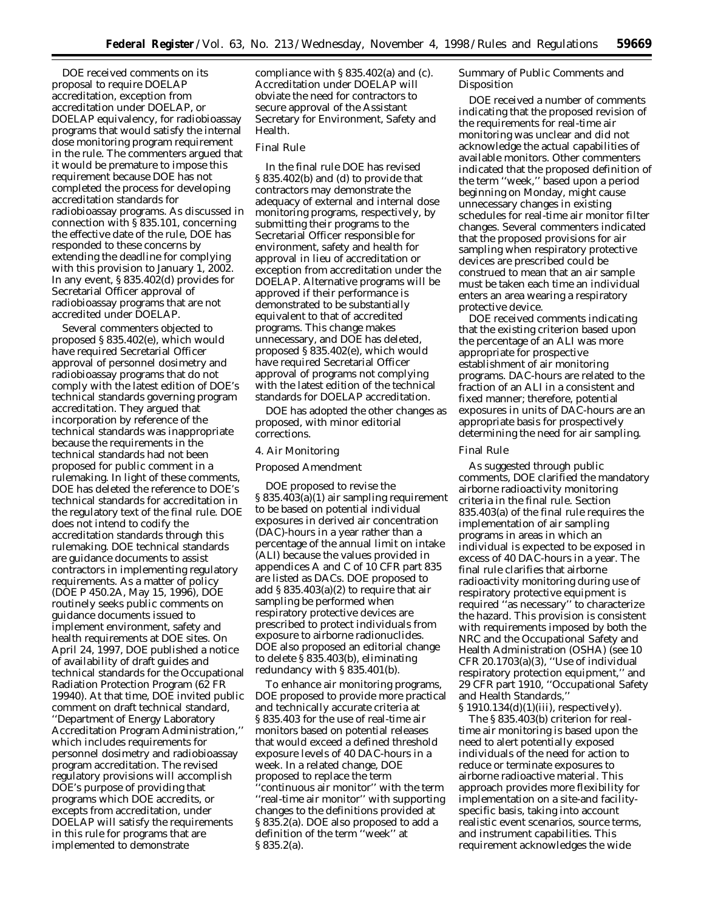DOE received comments on its proposal to require DOELAP accreditation, exception from accreditation under DOELAP, or DOELAP equivalency, for radiobioassay programs that would satisfy the internal dose monitoring program requirement in the rule. The commenters argued that it would be premature to impose this requirement because DOE has not completed the process for developing accreditation standards for radiobioassay programs. As discussed in connection with § 835.101, concerning the effective date of the rule, DOE has responded to these concerns by extending the deadline for complying with this provision to January 1, 2002. In any event, § 835.402(d) provides for Secretarial Officer approval of radiobioassay programs that are not accredited under DOELAP.

Several commenters objected to proposed § 835.402(e), which would have required Secretarial Officer approval of personnel dosimetry and radiobioassay programs that do not comply with the latest edition of DOE's technical standards governing program accreditation. They argued that incorporation by reference of the technical standards was inappropriate because the requirements in the technical standards had not been proposed for public comment in a rulemaking. In light of these comments, DOE has deleted the reference to DOE's technical standards for accreditation in the regulatory text of the final rule. DOE does not intend to codify the accreditation standards through this rulemaking. DOE technical standards are guidance documents to assist contractors in implementing regulatory requirements. As a matter of policy (DOE P 450.2A, May 15, 1996), DOE routinely seeks public comments on guidance documents issued to implement environment, safety and health requirements at DOE sites. On April 24, 1997, DOE published a notice of availability of draft guides and technical standards for the Occupational Radiation Protection Program (62 FR 19940). At that time, DOE invited public comment on draft technical standard, ''Department of Energy Laboratory Accreditation Program Administration,'' which includes requirements for personnel dosimetry and radiobioassay program accreditation. The revised regulatory provisions will accomplish DOE's purpose of providing that programs which DOE accredits, or excepts from accreditation, under DOELAP will satisfy the requirements in this rule for programs that are implemented to demonstrate compliance with § 835.402(a) and (c). Accreditation under DOELAP will obviate the need for contractors to secure approval of the Assistant Secretary for Environment, Safety and Health.

*Final Rule*

In the final rule DOE has revised § 835.402(b) and (d) to provide that contractors may demonstrate the adequacy of external and internal dose monitoring programs, respectively, by submitting their programs to the Secretarial Officer responsible for environment, safety and health for approval in lieu of accreditation or exception from accreditation under the DOELAP. Alternative programs will be approved if their performance is demonstrated to be substantially equivalent to that of accredited programs. This change makes unnecessary, and DOE has deleted, proposed § 835.402(e), which would have required Secretarial Officer approval of programs not complying with the latest edition of the technical standards for DOELAP accreditation.

DOE has adopted the other changes as proposed, with minor editorial corrections.

*4. Air Monitoring*

*Proposed Amendment*

DOE proposed to revise the § 835.403(a)(1) air sampling requirement to be based on potential individual exposures in derived air concentration (DAC)-hours in a year rather than a percentage of the annual limit on intake (ALI) because the values provided in appendices A and C of 10 CFR part 835 are listed as DACs. DOE proposed to add § 835.403(a)(2) to require that air sampling be performed when respiratory protective devices are prescribed to protect individuals from exposure to airborne radionuclides. DOE also proposed an editorial change to delete § 835.403(b), eliminating redundancy with § 835.401(b).

To enhance air monitoring programs, DOE proposed to provide more practical and technically accurate criteria at § 835.403 for the use of real-time air monitors based on potential releases that would exceed a defined threshold exposure levels of 40 DAC-hours in a week. In a related change, DOE proposed to replace the term ''continuous air monitor'' with the term ''real-time air monitor'' with supporting changes to the definitions provided at § 835.2(a). DOE also proposed to add a definition of the term ''week'' at § 835.2(a).

*Summary of Public Comments and Disposition*

DOE received a number of comments indicating that the proposed revision of the requirements for real-time air monitoring was unclear and did not acknowledge the actual capabilities of available monitors. Other commenters indicated that the proposed definition of the term ''week,'' based upon a period beginning on Monday, might cause unnecessary changes in existing schedules for real-time air monitor filter changes. Several commenters indicated that the proposed provisions for air sampling when respiratory protective devices are prescribed could be construed to mean that an air sample must be taken each time an individual enters an area wearing a respiratory protective device.

DOE received comments indicating that the existing criterion based upon the percentage of an ALI was more appropriate for prospective establishment of air monitoring programs. DAC-hours are related to the fraction of an ALI in a consistent and fixed manner; therefore, potential exposures in units of DAC-hours are an appropriate basis for prospectively determining the need for air sampling.

*Final Rule*

As suggested through public comments, DOE clarified the mandatory airborne radioactivity monitoring criteria in the final rule. Section 835.403(a) of the final rule requires the implementation of air sampling programs in areas in which an individual is expected to be exposed in excess of 40 DAC-hours in a year. The final rule clarifies that airborne radioactivity monitoring during use of respiratory protective equipment is required ''as necessary'' to characterize the hazard. This provision is consistent with requirements imposed by both the NRC and the Occupational Safety and Health Administration (OSHA) (see 10 CFR 20.1703(a)(3), ''Use of individual respiratory protection equipment,'' and 29 CFR part 1910, ''Occupational Safety and Health Standards,'' § 1910.134(d)(1)(iii), respectively).

The § 835.403(b) criterion for real-time air monitoring is based upon the need to alert potentially exposed individuals of the need for action to reduce or terminate exposures to airborne radioactive material. This approach provides more flexibility for implementation on a site-and facility-specific basis, taking into account realistic event scenarios, source terms, and instrument capabilities. This requirement acknowledges the wide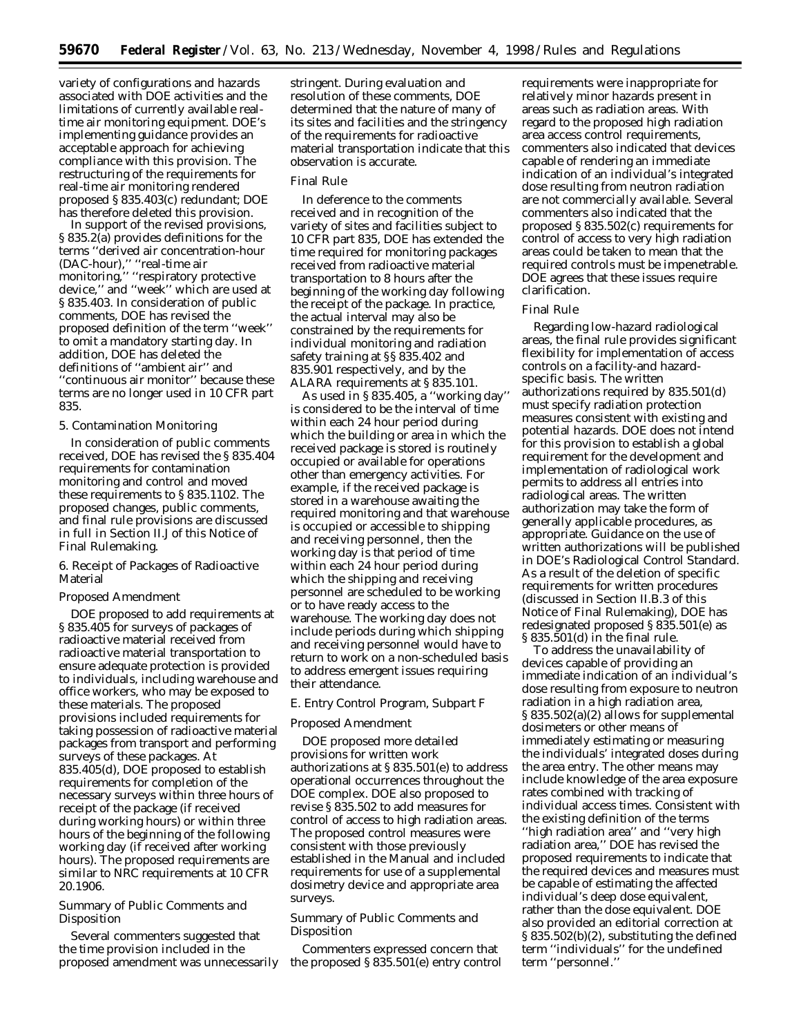variety of configurations and hazards associated with DOE activities and the limitations of currently available real-time air monitoring equipment. DOE's implementing guidance provides an acceptable approach for achieving compliance with this provision. The restructuring of the requirements for real-time air monitoring rendered proposed § 835.403(c) redundant; DOE has therefore deleted this provision.

In support of the revised provisions, § 835.2(a) provides definitions for the terms ''derived air concentration-hour (DAC-hour),'' ''real-time air monitoring,'' ''respiratory protective device,'' and ''week'' which are used at § 835.403. In consideration of public comments, DOE has revised the proposed definition of the term ''week'' to omit a mandatory starting day. In addition, DOE has deleted the definitions of ''ambient air'' and ''continuous air monitor'' because these terms are no longer used in 10 CFR part 835.

5. Contamination Monitoring

In consideration of public comments received, DOE has revised the § 835.404 requirements for contamination monitoring and control and moved these requirements to § 835.1102. The proposed changes, public comments, and final rule provisions are discussed in full in Section II.J of this Notice of Final Rulemaking.

6. Receipt of Packages of Radioactive Material

*Proposed Amendment*

DOE proposed to add requirements at § 835.405 for surveys of packages of radioactive material received from radioactive material transportation to ensure adequate protection is provided to individuals, including warehouse and office workers, who may be exposed to these materials. The proposed provisions included requirements for taking possession of radioactive material packages from transport and performing surveys of these packages. At 835.405(d), DOE proposed to establish requirements for completion of the necessary surveys within three hours of receipt of the package (if received during working hours) or within three hours of the beginning of the following working day (if received after working hours). The proposed requirements are similar to NRC requirements at 10 CFR 20.1906.

*Summary of Public Comments and Disposition*

Several commenters suggested that the time provision included in the proposed amendment was unnecessarily stringent. During evaluation and resolution of these comments, DOE determined that the nature of many of its sites and facilities and the stringency of the requirements for radioactive material transportation indicate that this observation is accurate.

*Final Rule*

In deference to the comments received and in recognition of the variety of sites and facilities subject to 10 CFR part 835, DOE has extended the time required for monitoring packages received from radioactive material transportation to 8 hours after the beginning of the working day following the receipt of the package. In practice, the actual interval may also be constrained by the requirements for individual monitoring and radiation safety training at §§ 835.402 and 835.901 respectively, and by the ALARA requirements at § 835.101.

As used in § 835.405, a ''working day'' is considered to be the interval of time within each 24 hour period during which the building or area in which the received package is stored is routinely occupied or available for operations other than emergency activities. For example, if the received package is stored in a warehouse awaiting the required monitoring and that warehouse is occupied or accessible to shipping and receiving personnel, then the working day is that period of time within each 24 hour period during which the shipping and receiving personnel are scheduled to be working or to have ready access to the warehouse. The working day does not include periods during which shipping and receiving personnel would have to return to work on a non-scheduled basis to address emergent issues requiring their attendance.

E. Entry Control Program, Subpart F

*Proposed Amendment*

DOE proposed more detailed provisions for written work authorizations at § 835.501(e) to address operational occurrences throughout the DOE complex. DOE also proposed to revise § 835.502 to add measures for control of access to high radiation areas. The proposed control measures were consistent with those previously established in the Manual and included requirements for use of a supplemental dosimetry device and appropriate area surveys.

*Summary of Public Comments and Disposition*

Commenters expressed concern that the proposed § 835.501(e) entry control requirements were inappropriate for relatively minor hazards present in areas such as radiation areas. With regard to the proposed high radiation area access control requirements, commenters also indicated that devices capable of rendering an immediate indication of an individual's integrated dose resulting from neutron radiation are not commercially available. Several commenters also indicated that the proposed § 835.502(c) requirements for control of access to very high radiation areas could be taken to mean that the required controls must be impenetrable. DOE agrees that these issues require clarification.

*Final Rule*

Regarding low-hazard radiological areas, the final rule provides significant flexibility for implementation of access controls on a facility-and hazard-specific basis. The written authorizations required by 835.501(d) must specify radiation protection measures consistent with existing and potential hazards. DOE does not intend for this provision to establish a global requirement for the development and implementation of radiological work permits to address all entries into radiological areas. The written authorization may take the form of generally applicable procedures, as appropriate. Guidance on the use of written authorizations will be published in DOE's Radiological Control Standard. As a result of the deletion of specific requirements for written procedures (discussed in Section II.B.3 of this Notice of Final Rulemaking), DOE has redesignated proposed § 835.501(e) as § 835.501(d) in the final rule.

To address the unavailability of devices capable of providing an immediate indication of an individual's dose resulting from exposure to neutron radiation in a high radiation area, § 835.502(a)(2) allows for supplemental dosimeters or other means of immediately estimating or measuring the individuals' integrated doses during the area entry. The other means may include knowledge of the area exposure rates combined with tracking of individual access times. Consistent with the existing definition of the terms ''high radiation area'' and ''very high radiation area,'' DOE has revised the proposed requirements to indicate that the required devices and measures must be capable of estimating the affected individual's deep dose equivalent, rather than the dose equivalent. DOE also provided an editorial correction at § 835.502(b)(2), substituting the defined term ''individuals'' for the undefined term ''personnel.''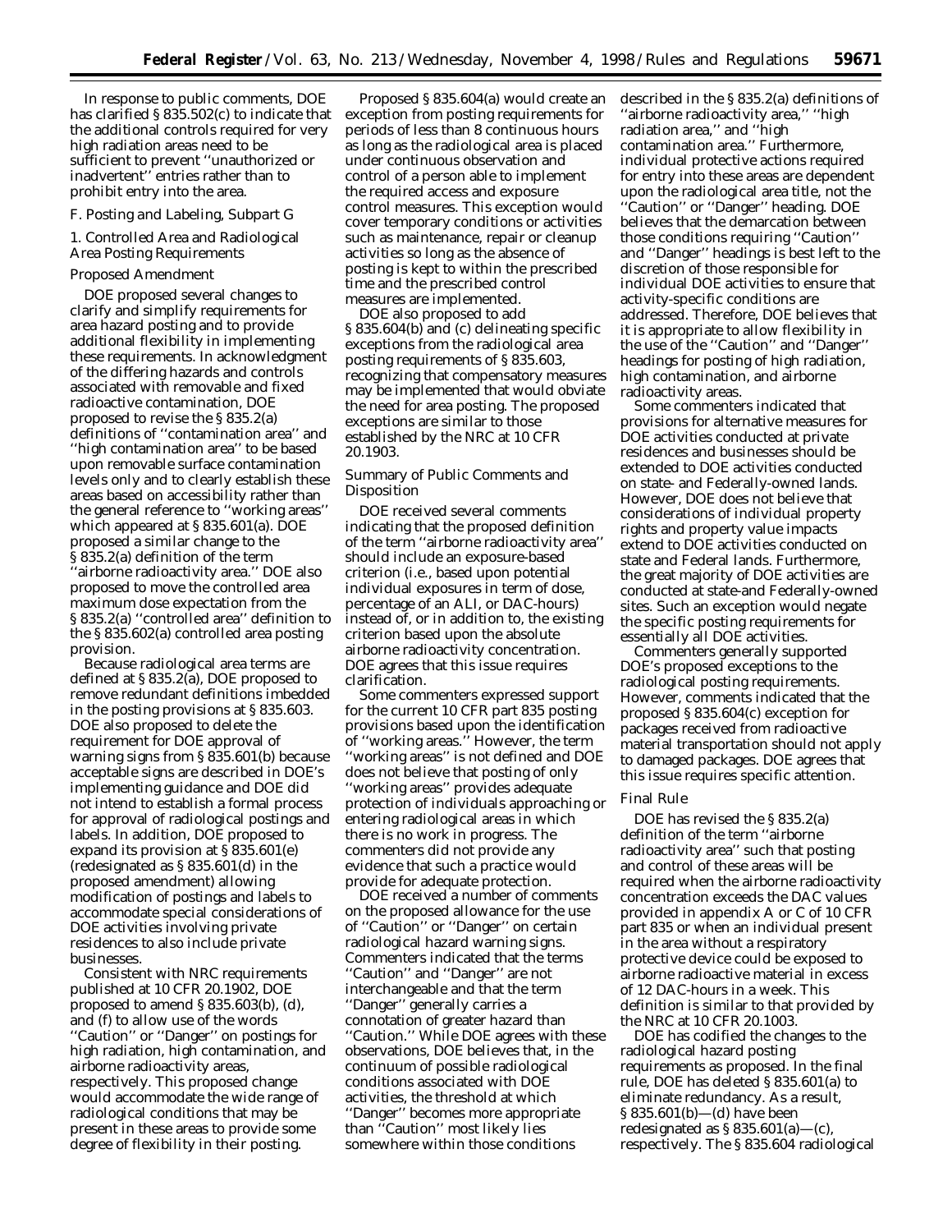In response to public comments, DOE has clarified § 835.502(c) to indicate that the additional controls required for very high radiation areas need to be sufficient to prevent ''unauthorized or inadvertent'' entries rather than to prohibit entry into the area.

### F. Posting and Labeling, Subpart G

#### 1. Controlled Area and Radiological Area Posting Requirements

*Proposed Amendment*

DOE proposed several changes to clarify and simplify requirements for area hazard posting and to provide additional flexibility in implementing these requirements. In acknowledgment of the differing hazards and controls associated with removable and fixed radioactive contamination, DOE proposed to revise the § 835.2(a) definitions of ''contamination area'' and ''high contamination area'' to be based upon removable surface contamination levels only and to clearly establish these areas based on accessibility rather than the general reference to ''working areas'' which appeared at § 835.601(a). DOE proposed a similar change to the § 835.2(a) definition of the term ''airborne radioactivity area.'' DOE also proposed to move the controlled area maximum dose expectation from the § 835.2(a) ''controlled area'' definition to the § 835.602(a) controlled area posting provision.

Because radiological area terms are defined at § 835.2(a), DOE proposed to remove redundant definitions imbedded in the posting provisions at § 835.603. DOE also proposed to delete the requirement for DOE approval of warning signs from § 835.601(b) because acceptable signs are described in DOE's implementing guidance and DOE did not intend to establish a formal process for approval of radiological postings and labels. In addition, DOE proposed to expand its provision at § 835.601(e) (redesignated as § 835.601(d) in the proposed amendment) allowing modification of postings and labels to accommodate special considerations of DOE activities involving private residences to also include private businesses.

Consistent with NRC requirements published at 10 CFR 20.1902, DOE proposed to amend § 835.603(b), (d), and (f) to allow use of the words ''Caution'' or ''Danger'' on postings for high radiation, high contamination, and airborne radioactivity areas, respectively. This proposed change would accommodate the wide range of radiological conditions that may be present in these areas to provide some degree of flexibility in their posting.

Proposed § 835.604(a) would create an exception from posting requirements for periods of less than 8 continuous hours as long as the radiological area is placed under continuous observation and control of a person able to implement the required access and exposure control measures. This exception would cover temporary conditions or activities such as maintenance, repair or cleanup activities so long as the absence of posting is kept to within the prescribed time and the prescribed control measures are implemented.

DOE also proposed to add § 835.604(b) and (c) delineating specific exceptions from the radiological area posting requirements of § 835.603, recognizing that compensatory measures may be implemented that would obviate the need for area posting. The proposed exceptions are similar to those established by the NRC at 10 CFR 20.1903.

*Summary of Public Comments and Disposition*

DOE received several comments indicating that the proposed definition of the term ''airborne radioactivity area'' should include an exposure-based criterion (i.e., based upon potential individual exposures in term of dose, percentage of an ALI, or DAC-hours) instead of, or in addition to, the existing criterion based upon the absolute airborne radioactivity concentration. DOE agrees that this issue requires clarification.

Some commenters expressed support for the current 10 CFR part 835 posting provisions based upon the identification of ''working areas.'' However, the term ''working areas'' is not defined and DOE does not believe that posting of only ''working areas'' provides adequate protection of individuals approaching or entering radiological areas in which there is no work in progress. The commenters did not provide any evidence that such a practice would provide for adequate protection.

DOE received a number of comments on the proposed allowance for the use of ''Caution'' or ''Danger'' on certain radiological hazard warning signs. Commenters indicated that the terms ''Caution'' and ''Danger'' are not interchangeable and that the term ''Danger'' generally carries a connotation of greater hazard than ''Caution.'' While DOE agrees with these observations, DOE believes that, in the continuum of possible radiological conditions associated with DOE activities, the threshold at which ''Danger'' becomes more appropriate than ''Caution'' most likely lies somewhere within those conditions described in the § 835.2(a) definitions of ''airborne radioactivity area,'' ''high radiation area,'' and ''high contamination area.'' Furthermore, individual protective actions required for entry into these areas are dependent upon the radiological area title, not the ''Caution'' or ''Danger'' heading. DOE believes that the demarcation between those conditions requiring ''Caution'' and ''Danger'' headings is best left to the discretion of those responsible for individual DOE activities to ensure that activity-specific conditions are addressed. Therefore, DOE believes that it is appropriate to allow flexibility in the use of the ''Caution'' and ''Danger'' headings for posting of high radiation, high contamination, and airborne radioactivity areas.

Some commenters indicated that provisions for alternative measures for DOE activities conducted at private residences and businesses should be extended to DOE activities conducted on state- and Federally-owned lands. However, DOE does not believe that considerations of individual property rights and property value impacts extend to DOE activities conducted on state and Federal lands. Furthermore, the great majority of DOE activities are conducted at state-and Federally-owned sites. Such an exception would negate the specific posting requirements for essentially all DOE activities.

Commenters generally supported DOE's proposed exceptions to the radiological posting requirements. However, comments indicated that the proposed § 835.604(c) exception for packages received from radioactive material transportation should not apply to damaged packages. DOE agrees that this issue requires specific attention.

*Final Rule*

DOE has revised the § 835.2(a) definition of the term ''airborne radioactivity area'' such that posting and control of these areas will be required when the airborne radioactivity concentration exceeds the DAC values provided in appendix A or C of 10 CFR part 835 or when an individual present in the area without a respiratory protective device could be exposed to airborne radioactive material in excess of 12 DAC-hours in a week. This definition is similar to that provided by the NRC at 10 CFR 20.1003.

DOE has codified the changes to the radiological hazard posting requirements as proposed. In the final rule, DOE has deleted § 835.601(a) to eliminate redundancy. As a result, § 835.601(b)—(d) have been redesignated as § 835.601(a)—(c), respectively. The § 835.604 radiological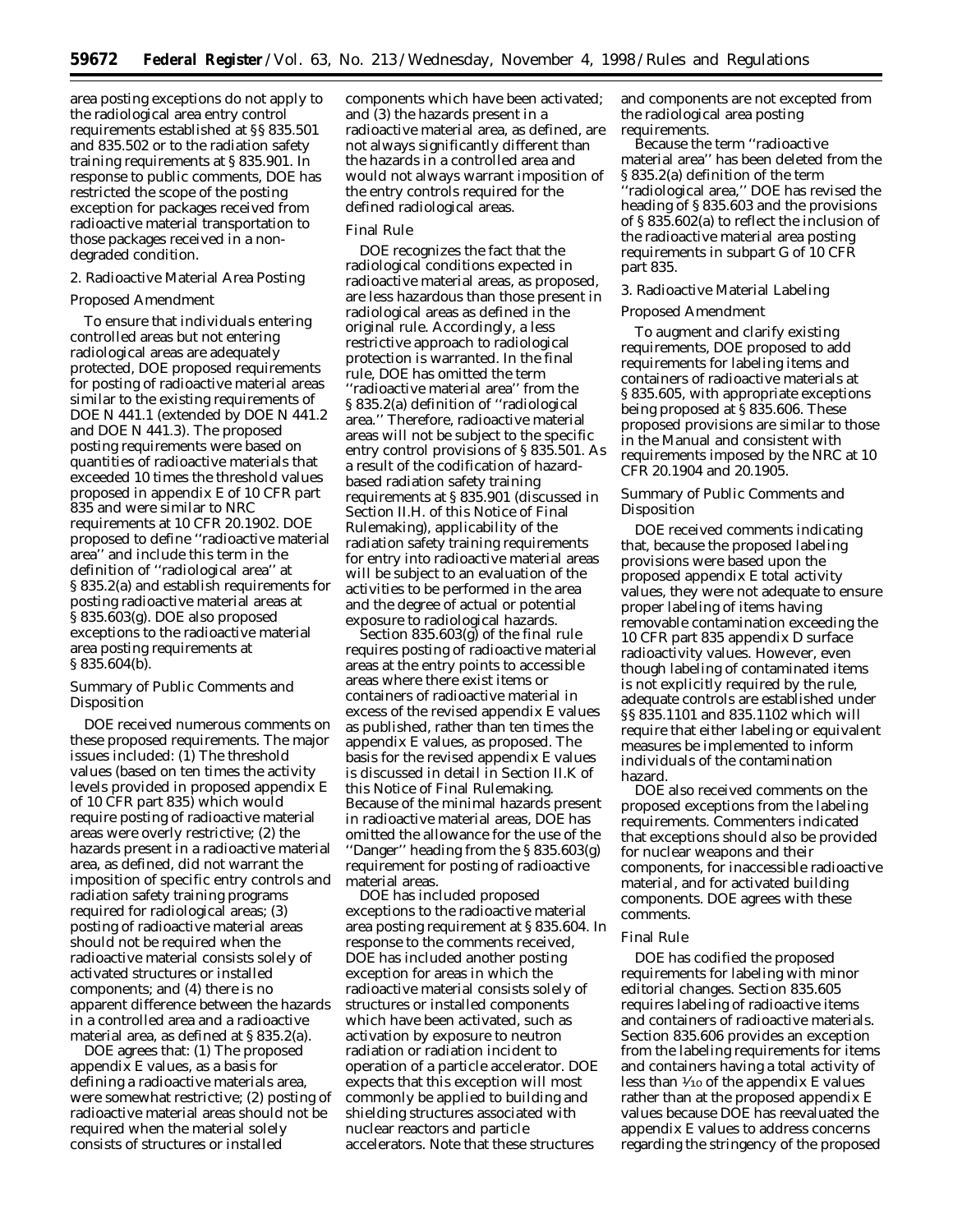area posting exceptions do not apply to the radiological area entry control requirements established at §§ 835.501 and 835.502 or to the radiation safety training requirements at § 835.901. In response to public comments, DOE has restricted the scope of the posting exception for packages received from radioactive material transportation to those packages received in a non-degraded condition.

2. Radioactive Material Area Posting

*Proposed Amendment*

To ensure that individuals entering controlled areas but not entering radiological areas are adequately protected, DOE proposed requirements for posting of radioactive material areas similar to the existing requirements of DOE N 441.1 (extended by DOE N 441.2 and DOE N 441.3). The proposed posting requirements were based on quantities of radioactive materials that exceeded 10 times the threshold values proposed in appendix E of 10 CFR part 835 and were similar to NRC requirements at 10 CFR 20.1902. DOE proposed to define ''radioactive material area'' and include this term in the definition of ''radiological area'' at § 835.2(a) and establish requirements for posting radioactive material areas at § 835.603(g). DOE also proposed exceptions to the radioactive material area posting requirements at § 835.604(b).

*Summary of Public Comments and Disposition*

DOE received numerous comments on these proposed requirements. The major issues included: (1) The threshold values (based on ten times the activity levels provided in proposed appendix E of 10 CFR part 835) which would require posting of radioactive material areas were overly restrictive; (2) the hazards present in a radioactive material area, as defined, did not warrant the imposition of specific entry controls and radiation safety training programs required for radiological areas; (3) posting of radioactive material areas should not be required when the radioactive material consists solely of activated structures or installed components; and (4) there is no apparent difference between the hazards in a controlled area and a radioactive material area, as defined at § 835.2(a).

DOE agrees that: (1) The proposed appendix E values, as a basis for defining a radioactive materials area, were somewhat restrictive; (2) posting of radioactive material areas should not be required when the material solely consists of structures or installed components which have been activated; and (3) the hazards present in a radioactive material area, as defined, are not always significantly different than the hazards in a controlled area and would not always warrant imposition of the entry controls required for the defined radiological areas.

*Final Rule*

DOE recognizes the fact that the radiological conditions expected in radioactive material areas, as proposed, are less hazardous than those present in radiological areas as defined in the original rule. Accordingly, a less restrictive approach to radiological protection is warranted. In the final rule, DOE has omitted the term ''radioactive material area'' from the § 835.2(a) definition of ''radiological area.'' Therefore, radioactive material areas will not be subject to the specific entry control provisions of § 835.501. As a result of the codification of hazard-based radiation safety training requirements at § 835.901 (discussed in Section II.H. of this Notice of Final Rulemaking), applicability of the radiation safety training requirements for entry into radioactive material areas will be subject to an evaluation of the activities to be performed in the area and the degree of actual or potential exposure to radiological hazards.

Section 835.603(g) of the final rule requires posting of radioactive material areas at the entry points to accessible areas where there exist items or containers of radioactive material in excess of the revised appendix E values as published, rather than ten times the appendix E values, as proposed. The basis for the revised appendix E values is discussed in detail in Section II.K of this Notice of Final Rulemaking. Because of the minimal hazards present in radioactive material areas, DOE has omitted the allowance for the use of the ''Danger'' heading from the § 835.603(g) requirement for posting of radioactive material areas.

DOE has included proposed exceptions to the radioactive material area posting requirement at § 835.604. In response to the comments received, DOE has included another posting exception for areas in which the radioactive material consists solely of structures or installed components which have been activated, such as activation by exposure to neutron radiation or radiation incident to operation of a particle accelerator. DOE expects that this exception will most commonly be applied to building and shielding structures associated with nuclear reactors and particle accelerators. Note that these structures and components are not excepted from the radiological area posting requirements.

Because the term ''radioactive material area'' has been deleted from the § 835.2(a) definition of the term ''radiological area,'' DOE has revised the heading of § 835.603 and the provisions of § 835.602(a) to reflect the inclusion of the radioactive material area posting requirements in subpart G of 10 CFR part 835.

3. Radioactive Material Labeling

*Proposed Amendment*

To augment and clarify existing requirements, DOE proposed to add requirements for labeling items and containers of radioactive materials at § 835.605, with appropriate exceptions being proposed at § 835.606. These proposed provisions are similar to those in the Manual and consistent with requirements imposed by the NRC at 10 CFR 20.1904 and 20.1905.

*Summary of Public Comments and Disposition*

DOE received comments indicating that, because the proposed labeling provisions were based upon the proposed appendix E total activity values, they were not adequate to ensure proper labeling of items having removable contamination exceeding the 10 CFR part 835 appendix D surface radioactivity values. However, even though labeling of contaminated items is not explicitly required by the rule, adequate controls are established under §§ 835.1101 and 835.1102 which will require that either labeling or equivalent measures be implemented to inform individuals of the contamination hazard.

DOE also received comments on the proposed exceptions from the labeling requirements. Commenters indicated that exceptions should also be provided for nuclear weapons and their components, for inaccessible radioactive material, and for activated building components. DOE agrees with these comments.

*Final Rule*

DOE has codified the proposed requirements for labeling with minor editorial changes. Section 835.605 requires labeling of radioactive items and containers of radioactive materials. Section 835.606 provides an exception from the labeling requirements for items and containers having a total activity of less than 1⁄10 of the appendix E values rather than at the proposed appendix E values because DOE has reevaluated the appendix E values to address concerns regarding the stringency of the proposed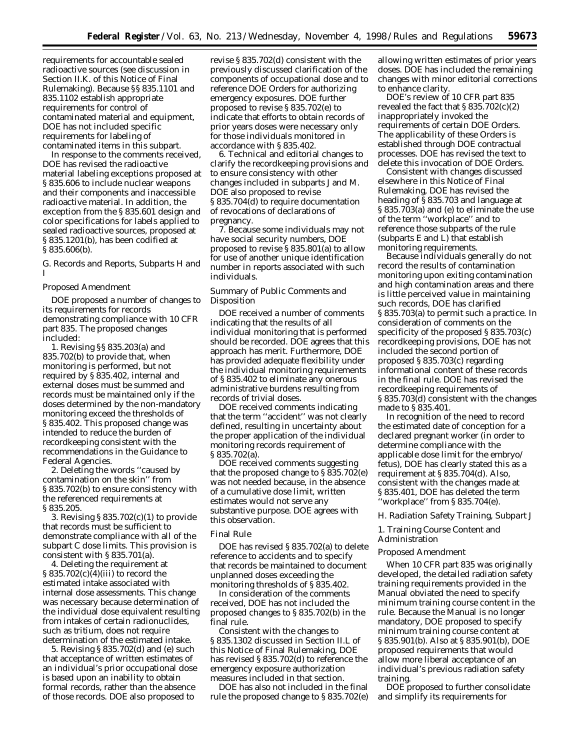requirements for accountable sealed radioactive sources (see discussion in Section II.K. of this Notice of Final Rulemaking). Because §§ 835.1101 and 835.1102 establish appropriate requirements for control of contaminated material and equipment, DOE has not included specific requirements for labeling of contaminated items in this subpart.

In response to the comments received, DOE has revised the radioactive material labeling exceptions proposed at § 835.606 to include nuclear weapons and their components and inaccessible radioactive material. In addition, the exception from the § 835.601 design and color specifications for labels applied to sealed radioactive sources, proposed at § 835.1201(b), has been codified at § 835.606(b).

### G. Records and Reports, Subparts H and I

*Proposed Amendment*

DOE proposed a number of changes to its requirements for records demonstrating compliance with 10 CFR part 835. The proposed changes included:

1. Revising §§ 835.203(a) and 835.702(b) to provide that, when monitoring is performed, but not required by § 835.402, internal and external doses must be summed and records must be maintained only if the doses determined by the non-mandatory monitoring exceed the thresholds of § 835.402. This proposed change was intended to reduce the burden of recordkeeping consistent with the recommendations in the Guidance to Federal Agencies.

2. Deleting the words ''caused by contamination on the skin'' from § 835.702(b) to ensure consistency with the referenced requirements at § 835.205.

3. Revising § 835.702(c)(1) to provide that records must be sufficient to demonstrate compliance with all of the subpart C dose limits. This provision is consistent with § 835.701(a).

4. Deleting the requirement at § 835.702(c)(4)(iii) to record the estimated intake associated with internal dose assessments. This change was necessary because determination of the individual dose equivalent resulting from intakes of certain radionuclides, such as tritium, does not require determination of the estimated intake.

5. Revising § 835.702(d) and (e) such that acceptance of written estimates of an individual's prior occupational dose is based upon an inability to obtain formal records, rather than the absence of those records. DOE also proposed to revise § 835.702(d) consistent with the previously discussed clarification of the components of occupational dose and to reference DOE Orders for authorizing emergency exposures. DOE further proposed to revise § 835.702(e) to indicate that efforts to obtain records of prior years doses were necessary only for those individuals monitored in accordance with § 835.402.

6. Technical and editorial changes to clarify the recordkeeping provisions and to ensure consistency with other changes included in subparts J and M. DOE also proposed to revise § 835.704(d) to require documentation of revocations of declarations of pregnancy.

7. Because some individuals may not have social security numbers, DOE proposed to revise § 835.801(a) to allow for use of another unique identification number in reports associated with such individuals.

*Summary of Public Comments and Disposition*

DOE received a number of comments indicating that the results of all individual monitoring that is performed should be recorded. DOE agrees that this approach has merit. Furthermore, DOE has provided adequate flexibility under the individual monitoring requirements of § 835.402 to eliminate any onerous administrative burdens resulting from records of trivial doses.

DOE received comments indicating that the term ''accident'' was not clearly defined, resulting in uncertainty about the proper application of the individual monitoring records requirement of § 835.702(a).

DOE received comments suggesting that the proposed change to § 835.702(e) was not needed because, in the absence of a cumulative dose limit, written estimates would not serve any substantive purpose. DOE agrees with this observation.

*Final Rule*

DOE has revised § 835.702(a) to delete reference to accidents and to specify that records be maintained to document unplanned doses exceeding the monitoring thresholds of § 835.402.

In consideration of the comments received, DOE has not included the proposed changes to § 835.702(b) in the final rule.

Consistent with the changes to § 835.1302 discussed in Section II.L of this Notice of Final Rulemaking, DOE has revised § 835.702(d) to reference the emergency exposure authorization measures included in that section.

DOE has also not included in the final rule the proposed change to § 835.702(e) allowing written estimates of prior years doses. DOE has included the remaining changes with minor editorial corrections to enhance clarity.

DOE's review of 10 CFR part 835 revealed the fact that § 835.702(c)(2) inappropriately invoked the requirements of certain DOE Orders. The applicability of these Orders is established through DOE contractual processes. DOE has revised the text to delete this invocation of DOE Orders.

Consistent with changes discussed elsewhere in this Notice of Final Rulemaking, DOE has revised the heading of § 835.703 and language at § 835.703(a) and (e) to eliminate the use of the term ''workplace'' and to reference those subparts of the rule (subparts E and L) that establish monitoring requirements.

Because individuals generally do not record the results of contamination monitoring upon exiting contamination and high contamination areas and there is little perceived value in maintaining such records, DOE has clarified § 835.703(a) to permit such a practice. In consideration of comments on the specificity of the proposed § 835.703(c) recordkeeping provisions, DOE has not included the second portion of proposed § 835.703(c) regarding informational content of these records in the final rule. DOE has revised the recordkeeping requirements of § 835.703(d) consistent with the changes made to § 835.401.

In recognition of the need to record the estimated date of conception for a declared pregnant worker (in order to determine compliance with the applicable dose limit for the embryo/fetus), DOE has clearly stated this as a requirement at § 835.704(d). Also, consistent with the changes made at § 835.401, DOE has deleted the term ''workplace'' from § 835.704(e).

### H. Radiation Safety Training, Subpart J

#### 1. Training Course Content and Administration

*Proposed Amendment*

When 10 CFR part 835 was originally developed, the detailed radiation safety training requirements provided in the Manual obviated the need to specify minimum training course content in the rule. Because the Manual is no longer mandatory, DOE proposed to specify minimum training course content at § 835.901(b). Also at § 835.901(b), DOE proposed requirements that would allow more liberal acceptance of an individual's previous radiation safety training.

DOE proposed to further consolidate and simplify its requirements for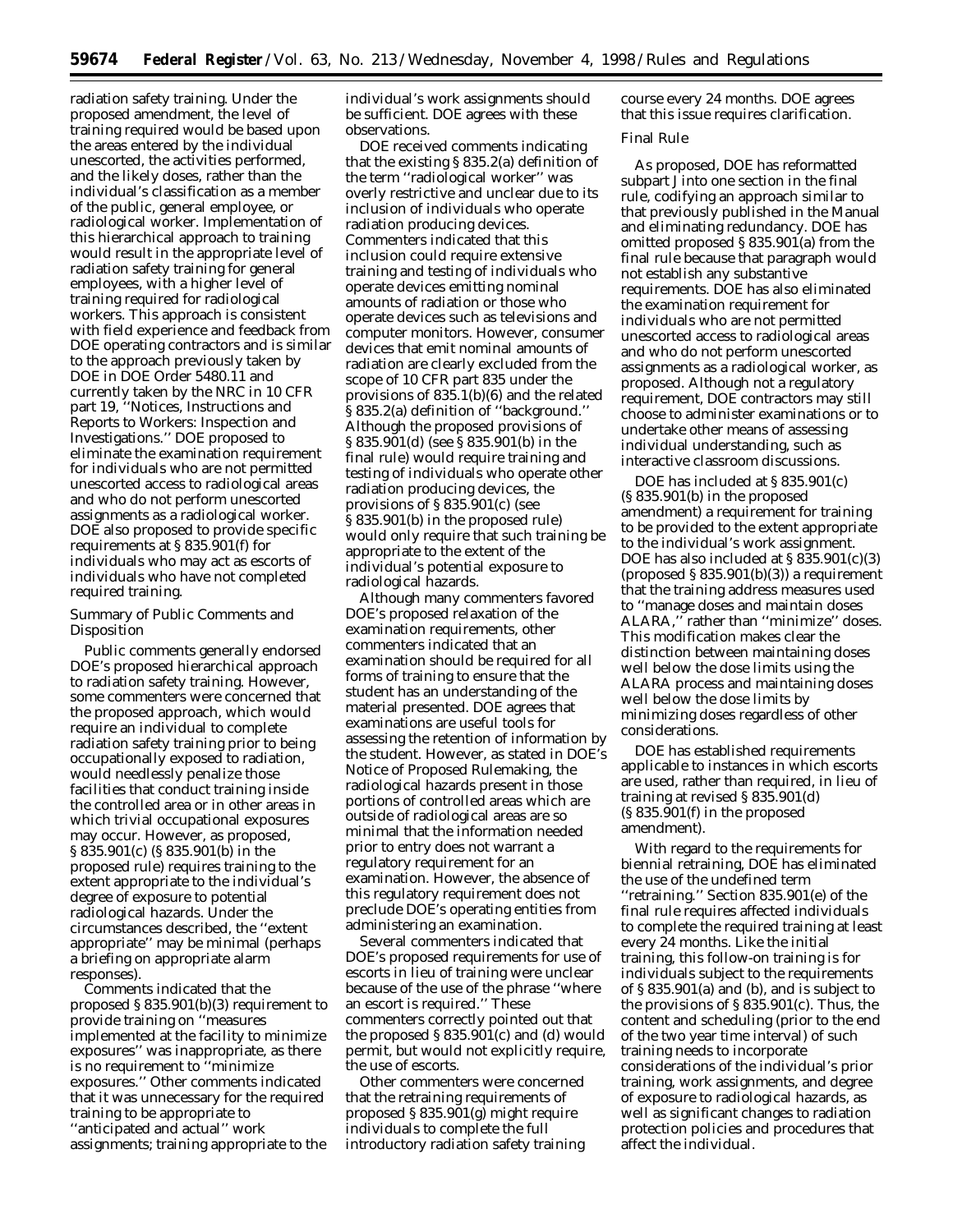radiation safety training. Under the proposed amendment, the level of training required would be based upon the areas entered by the individual unescorted, the activities performed, and the likely doses, rather than the individual's classification as a member of the public, general employee, or radiological worker. Implementation of this hierarchical approach to training would result in the appropriate level of radiation safety training for general employees, with a higher level of training required for radiological workers. This approach is consistent with field experience and feedback from DOE operating contractors and is similar to the approach previously taken by DOE in DOE Order 5480.11 and currently taken by the NRC in 10 CFR part 19, ''Notices, Instructions and Reports to Workers: Inspection and Investigations.'' DOE proposed to eliminate the examination requirement for individuals who are not permitted unescorted access to radiological areas and who do not perform unescorted assignments as a radiological worker. DOE also proposed to provide specific requirements at § 835.901(f) for individuals who may act as escorts of individuals who have not completed required training.

Summary of Public Comments and Disposition

Public comments generally endorsed DOE's proposed hierarchical approach to radiation safety training. However, some commenters were concerned that the proposed approach, which would require an individual to complete radiation safety training prior to being occupationally exposed to radiation, would needlessly penalize those facilities that conduct training inside the controlled area or in other areas in which trivial occupational exposures may occur. However, as proposed, § 835.901(c) (§ 835.901(b) in the proposed rule) requires training to the extent appropriate to the individual's degree of exposure to potential radiological hazards. Under the circumstances described, the ''extent appropriate'' may be minimal (perhaps a briefing on appropriate alarm responses).

Comments indicated that the proposed § 835.901(b)(3) requirement to provide training on ''measures implemented at the facility to minimize exposures'' was inappropriate, as there is no requirement to ''minimize exposures.'' Other comments indicated that it was unnecessary for the required training to be appropriate to ''anticipated and actual'' work assignments; training appropriate to the individual's work assignments should be sufficient. DOE agrees with these observations.

DOE received comments indicating that the existing § 835.2(a) definition of the term ''radiological worker'' was overly restrictive and unclear due to its inclusion of individuals who operate radiation producing devices. Commenters indicated that this inclusion could require extensive training and testing of individuals who operate devices emitting nominal amounts of radiation or those who operate devices such as televisions and computer monitors. However, consumer devices that emit nominal amounts of radiation are clearly excluded from the scope of 10 CFR part 835 under the provisions of 835.1(b)(6) and the related § 835.2(a) definition of ''background.'' Although the proposed provisions of § 835.901(d) (see § 835.901(b) in the final rule) would require training and testing of individuals who operate other radiation producing devices, the provisions of § 835.901(c) (see § 835.901(b) in the proposed rule) would only require that such training be appropriate to the extent of the individual's potential exposure to radiological hazards.

Although many commenters favored DOE's proposed relaxation of the examination requirements, other commenters indicated that an examination should be required for all forms of training to ensure that the student has an understanding of the material presented. DOE agrees that examinations are useful tools for assessing the retention of information by the student. However, as stated in DOE's Notice of Proposed Rulemaking, the radiological hazards present in those portions of controlled areas which are outside of radiological areas are so minimal that the information needed prior to entry does not warrant a regulatory requirement for an examination. However, the absence of this regulatory requirement does not preclude DOE's operating entities from administering an examination.

Several commenters indicated that DOE's proposed requirements for use of escorts in lieu of training were unclear because of the use of the phrase ''where an escort is required.'' These commenters correctly pointed out that the proposed § 835.901(c) and (d) would permit, but would not explicitly require, the use of escorts.

Other commenters were concerned that the retraining requirements of proposed § 835.901(g) might require individuals to complete the full introductory radiation safety training course every 24 months. DOE agrees that this issue requires clarification.

Final Rule

As proposed, DOE has reformatted subpart J into one section in the final rule, codifying an approach similar to that previously published in the Manual and eliminating redundancy. DOE has omitted proposed § 835.901(a) from the final rule because that paragraph would not establish any substantive requirements. DOE has also eliminated the examination requirement for individuals who are not permitted unescorted access to radiological areas and who do not perform unescorted assignments as a radiological worker, as proposed. Although not a regulatory requirement, DOE contractors may still choose to administer examinations or to undertake other means of assessing individual understanding, such as interactive classroom discussions.

DOE has included at § 835.901(c) (§ 835.901(b) in the proposed amendment) a requirement for training to be provided to the extent appropriate to the individual's work assignment. DOE has also included at § 835.901(c)(3) (proposed § 835.901(b)(3)) a requirement that the training address measures used to ''manage doses and maintain doses ALARA,'' rather than ''minimize'' doses. This modification makes clear the distinction between maintaining doses well below the dose limits using the ALARA process and maintaining doses well below the dose limits by minimizing doses regardless of other considerations.

DOE has established requirements applicable to instances in which escorts are used, rather than required, in lieu of training at revised § 835.901(d) (§ 835.901(f) in the proposed amendment).

With regard to the requirements for biennial retraining, DOE has eliminated the use of the undefined term ''retraining.'' Section 835.901(e) of the final rule requires affected individuals to complete the required training at least every 24 months. Like the initial training, this follow-on training is for individuals subject to the requirements of § 835.901(a) and (b), and is subject to the provisions of § 835.901(c). Thus, the content and scheduling (prior to the end of the two year time interval) of such training needs to incorporate considerations of the individual's prior training, work assignments, and degree of exposure to radiological hazards, as well as significant changes to radiation protection policies and procedures that affect the individual.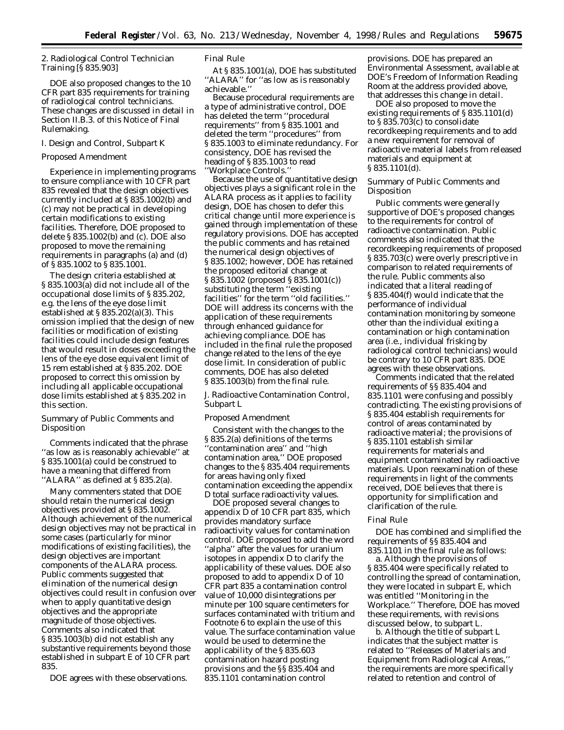### 2. Radiological Control Technician Training [§ 835.903]

DOE also proposed changes to the 10 CFR part 835 requirements for training of radiological control technicians. These changes are discussed in detail in Section II.B.3. of this Notice of Final Rulemaking.

### *I. Design and Control, Subpart K*

#### Proposed Amendment

Experience in implementing programs to ensure compliance with 10 CFR part 835 revealed that the design objectives currently included at § 835.1002(b) and (c) may not be practical in developing certain modifications to existing facilities. Therefore, DOE proposed to delete § 835.1002(b) and (c). DOE also proposed to move the remaining requirements in paragraphs (a) and (d) of § 835.1002 to § 835.1001.

The design criteria established at § 835.1003(a) did not include all of the occupational dose limits of § 835.202, e.g. the lens of the eye dose limit established at § 835.202(a)(3). This omission implied that the design of new facilities or modification of existing facilities could include design features that would result in doses exceeding the lens of the eye dose equivalent limit of 15 rem established at § 835.202. DOE proposed to correct this omission by including all applicable occupational dose limits established at § 835.202 in this section.

#### Summary of Public Comments and Disposition

Comments indicated that the phrase ''as low as is reasonably achievable'' at § 835.1001(a) could be construed to have a meaning that differed from ''ALARA'' as defined at § 835.2(a).

Many commenters stated that DOE should retain the numerical design objectives provided at § 835.1002. Although achievement of the numerical design objectives may not be practical in some cases (particularly for minor modifications of existing facilities), the design objectives are important components of the ALARA process. Public comments suggested that elimination of the numerical design objectives could result in confusion over when to apply quantitative design objectives and the appropriate magnitude of those objectives. Comments also indicated that § 835.1003(b) did not establish any substantive requirements beyond those established in subpart E of 10 CFR part 835.

DOE agrees with these observations.

#### Final Rule

At § 835.1001(a), DOE has substituted ''ALARA'' for ''as low as is reasonably achievable.''

Because procedural requirements are a type of administrative control, DOE has deleted the term ''procedural requirements'' from § 835.1001 and deleted the term ''procedures'' from § 835.1003 to eliminate redundancy. For consistency, DOE has revised the heading of § 835.1003 to read ''Workplace Controls.''

Because the use of quantitative design objectives plays a significant role in the ALARA process as it applies to facility design, DOE has chosen to defer this critical change until more experience is gained through implementation of these regulatory provisions. DOE has accepted the public comments and has retained the numerical design objectives of § 835.1002; however, DOE has retained the proposed editorial change at § 835.1002 (proposed § 835.1001(c)) substituting the term ''existing facilities'' for the term ''old facilities.'' DOE will address its concerns with the application of these requirements through enhanced guidance for achieving compliance. DOE has included in the final rule the proposed change related to the lens of the eye dose limit. In consideration of public comments, DOE has also deleted § 835.1003(b) from the final rule.

### *J. Radioactive Contamination Control, Subpart L*

#### Proposed Amendment

Consistent with the changes to the § 835.2(a) definitions of the terms ''contamination area'' and ''high contamination area,'' DOE proposed changes to the § 835.404 requirements for areas having only fixed contamination exceeding the appendix D total surface radioactivity values.

DOE proposed several changes to appendix D of 10 CFR part 835, which provides mandatory surface radioactivity values for contamination control. DOE proposed to add the word ''alpha'' after the values for uranium isotopes in appendix D to clarify the applicability of these values. DOE also proposed to add to appendix D of 10 CFR part 835 a contamination control value of 10,000 disintegrations per minute per 100 square centimeters for surfaces contaminated with tritium and Footnote 6 to explain the use of this value. The surface contamination value would be used to determine the applicability of the § 835.603 contamination hazard posting provisions and the §§ 835.404 and 835.1101 contamination control provisions. DOE has prepared an Environmental Assessment, available at DOE's Freedom of Information Reading Room at the address provided above, that addresses this change in detail.

DOE also proposed to move the existing requirements of § 835.1101(d) to § 835.703(c) to consolidate recordkeeping requirements and to add a new requirement for removal of radioactive material labels from released materials and equipment at § 835.1101(d).

#### Summary of Public Comments and Disposition

Public comments were generally supportive of DOE's proposed changes to the requirements for control of radioactive contamination. Public comments also indicated that the recordkeeping requirements of proposed § 835.703(c) were overly prescriptive in comparison to related requirements of the rule. Public comments also indicated that a literal reading of § 835.404(f) would indicate that the performance of individual contamination monitoring by someone other than the individual exiting a contamination or high contamination area (i.e., individual frisking by radiological control technicians) would be contrary to 10 CFR part 835. DOE agrees with these observations.

Comments indicated that the related requirements of §§ 835.404 and 835.1101 were confusing and possibly contradicting. The existing provisions of § 835.404 establish requirements for control of areas contaminated by radioactive material; the provisions of § 835.1101 establish similar requirements for materials and equipment contaminated by radioactive materials. Upon reexamination of these requirements in light of the comments received, DOE believes that there is opportunity for simplification and clarification of the rule.

#### Final Rule

DOE has combined and simplified the requirements of §§ 835.404 and 835.1101 in the final rule as follows:

a. Although the provisions of § 835.404 were specifically related to controlling the spread of contamination, they were located in subpart E, which was entitled ''Monitoring in the Workplace.'' Therefore, DOE has moved these requirements, with revisions discussed below, to subpart L.

b. Although the title of subpart L indicates that the subject matter is related to ''Releases of Materials and Equipment from Radiological Areas,'' the requirements are more specifically related to retention and control of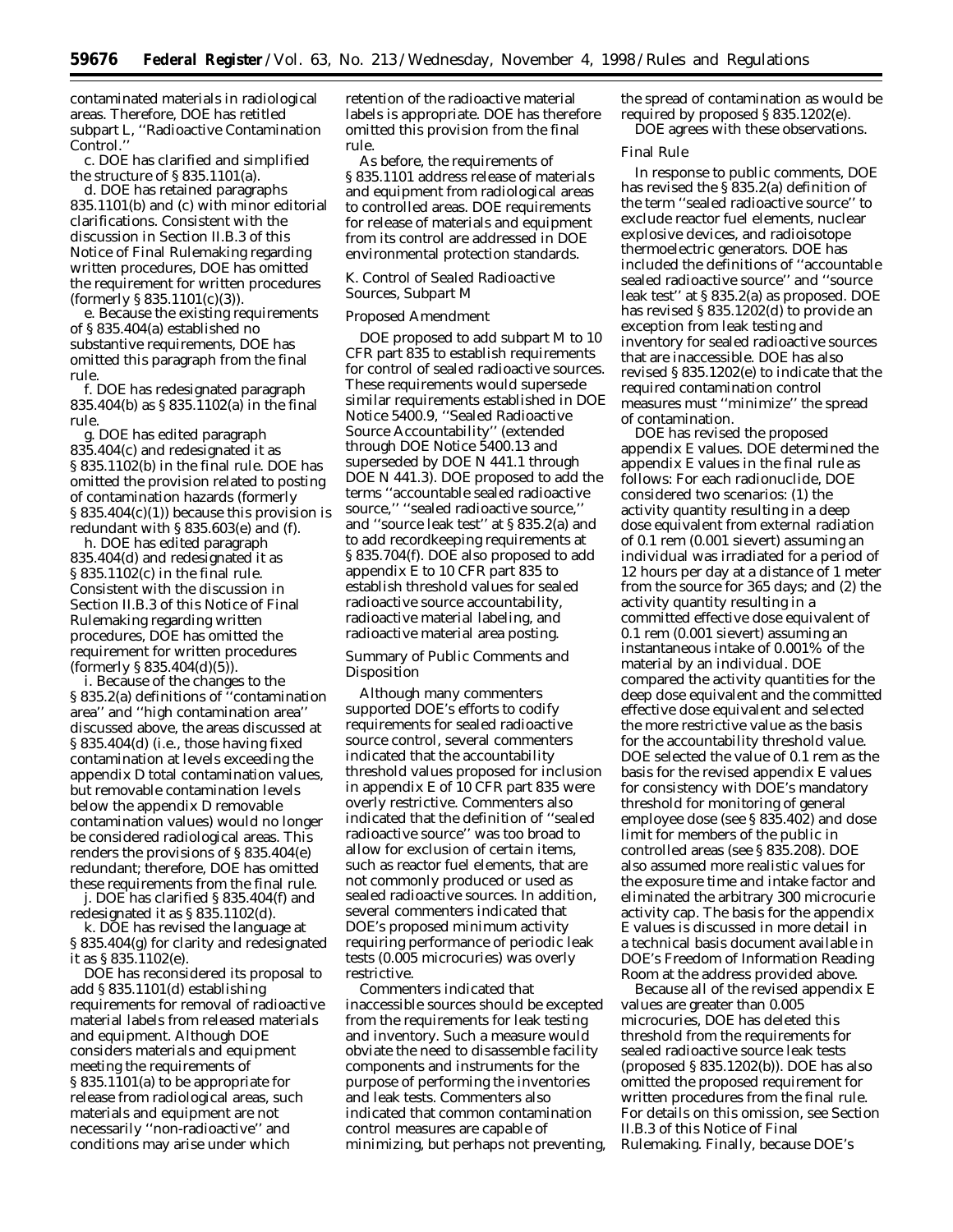contaminated materials in radiological areas. Therefore, DOE has retitled subpart L, ''Radioactive Contamination Control.''

c. DOE has clarified and simplified the structure of § 835.1101(a).

d. DOE has retained paragraphs 835.1101(b) and (c) with minor editorial clarifications. Consistent with the discussion in Section II.B.3 of this Notice of Final Rulemaking regarding written procedures, DOE has omitted the requirement for written procedures (formerly § 835.1101(c)(3)).

e. Because the existing requirements of § 835.404(a) established no substantive requirements, DOE has omitted this paragraph from the final rule.

f. DOE has redesignated paragraph 835.404(b) as § 835.1102(a) in the final rule.

g. DOE has edited paragraph 835.404(c) and redesignated it as § 835.1102(b) in the final rule. DOE has omitted the provision related to posting of contamination hazards (formerly § 835.404(c)(1)) because this provision is redundant with § 835.603(e) and (f).

h. DOE has edited paragraph 835.404(d) and redesignated it as § 835.1102(c) in the final rule. Consistent with the discussion in Section II.B.3 of this Notice of Final Rulemaking regarding written procedures, DOE has omitted the requirement for written procedures (formerly § 835.404(d)(5)).

i. Because of the changes to the § 835.2(a) definitions of ''contamination area'' and ''high contamination area'' discussed above, the areas discussed at § 835.404(d) (i.e., those having fixed contamination at levels exceeding the appendix D total contamination values, but removable contamination levels below the appendix D removable contamination values) would no longer be considered radiological areas. This renders the provisions of § 835.404(e) redundant; therefore, DOE has omitted these requirements from the final rule.

j. DOE has clarified § 835.404(f) and redesignated it as § 835.1102(d).

k. DOE has revised the language at § 835.404(g) for clarity and redesignated it as § 835.1102(e).

DOE has reconsidered its proposal to add § 835.1101(d) establishing requirements for removal of radioactive material labels from released materials and equipment. Although DOE considers materials and equipment meeting the requirements of § 835.1101(a) to be appropriate for release from radiological areas, such materials and equipment are not necessarily ''non-radioactive'' and conditions may arise under which retention of the radioactive material labels is appropriate. DOE has therefore omitted this provision from the final rule.

As before, the requirements of § 835.1101 address release of materials and equipment from radiological areas to controlled areas. DOE requirements for release of materials and equipment from its control are addressed in DOE environmental protection standards.

### *K. Control of Sealed Radioactive Sources, Subpart M*

#### *Proposed Amendment*

DOE proposed to add subpart M to 10 CFR part 835 to establish requirements for control of sealed radioactive sources. These requirements would supersede similar requirements established in DOE Notice 5400.9, ''Sealed Radioactive Source Accountability'' (extended through DOE Notice 5400.13 and superseded by DOE N 441.1 through DOE N 441.3). DOE proposed to add the terms ''accountable sealed radioactive source,'' ''sealed radioactive source,'' and ''source leak test'' at § 835.2(a) and to add recordkeeping requirements at § 835.704(f). DOE also proposed to add appendix E to 10 CFR part 835 to establish threshold values for sealed radioactive source accountability, radioactive material labeling, and radioactive material area posting.

#### *Summary of Public Comments and Disposition*

Although many commenters supported DOE's efforts to codify requirements for sealed radioactive source control, several commenters indicated that the accountability threshold values proposed for inclusion in appendix E of 10 CFR part 835 were overly restrictive. Commenters also indicated that the definition of ''sealed radioactive source'' was too broad to allow for exclusion of certain items, such as reactor fuel elements, that are not commonly produced or used as sealed radioactive sources. In addition, several commenters indicated that DOE's proposed minimum activity requiring performance of periodic leak tests (0.005 microcuries) was overly restrictive.

Commenters indicated that inaccessible sources should be excepted from the requirements for leak testing and inventory. Such a measure would obviate the need to disassemble facility components and instruments for the purpose of performing the inventories and leak tests. Commenters also indicated that common contamination control measures are capable of minimizing, but perhaps not preventing, the spread of contamination as would be required by proposed § 835.1202(e).

DOE agrees with these observations.

#### *Final Rule*

In response to public comments, DOE has revised the § 835.2(a) definition of the term ''sealed radioactive source'' to exclude reactor fuel elements, nuclear explosive devices, and radioisotope thermoelectric generators. DOE has included the definitions of ''accountable sealed radioactive source'' and ''source leak test'' at § 835.2(a) as proposed. DOE has revised § 835.1202(d) to provide an exception from leak testing and inventory for sealed radioactive sources that are inaccessible. DOE has also revised § 835.1202(e) to indicate that the required contamination control measures must ''minimize'' the spread of contamination.

DOE has revised the proposed appendix E values. DOE determined the appendix E values in the final rule as follows: For each radionuclide, DOE considered two scenarios: (1) the activity quantity resulting in a deep dose equivalent from external radiation of 0.1 rem (0.001 sievert) assuming an individual was irradiated for a period of 12 hours per day at a distance of 1 meter from the source for 365 days; and (2) the activity quantity resulting in a committed effective dose equivalent of 0.1 rem (0.001 sievert) assuming an instantaneous intake of 0.001% of the material by an individual. DOE compared the activity quantities for the deep dose equivalent and the committed effective dose equivalent and selected the more restrictive value as the basis for the accountability threshold value. DOE selected the value of 0.1 rem as the basis for the revised appendix E values for consistency with DOE's mandatory threshold for monitoring of general employee dose (see § 835.402) and dose limit for members of the public in controlled areas (see § 835.208). DOE also assumed more realistic values for the exposure time and intake factor and eliminated the arbitrary 300 microcurie activity cap. The basis for the appendix E values is discussed in more detail in a technical basis document available in DOE's Freedom of Information Reading Room at the address provided above.

Because all of the revised appendix E values are greater than 0.005 microcuries, DOE has deleted this threshold from the requirements for sealed radioactive source leak tests (proposed § 835.1202(b)). DOE has also omitted the proposed requirement for written procedures from the final rule. For details on this omission, see Section II.B.3 of this Notice of Final Rulemaking. Finally, because DOE's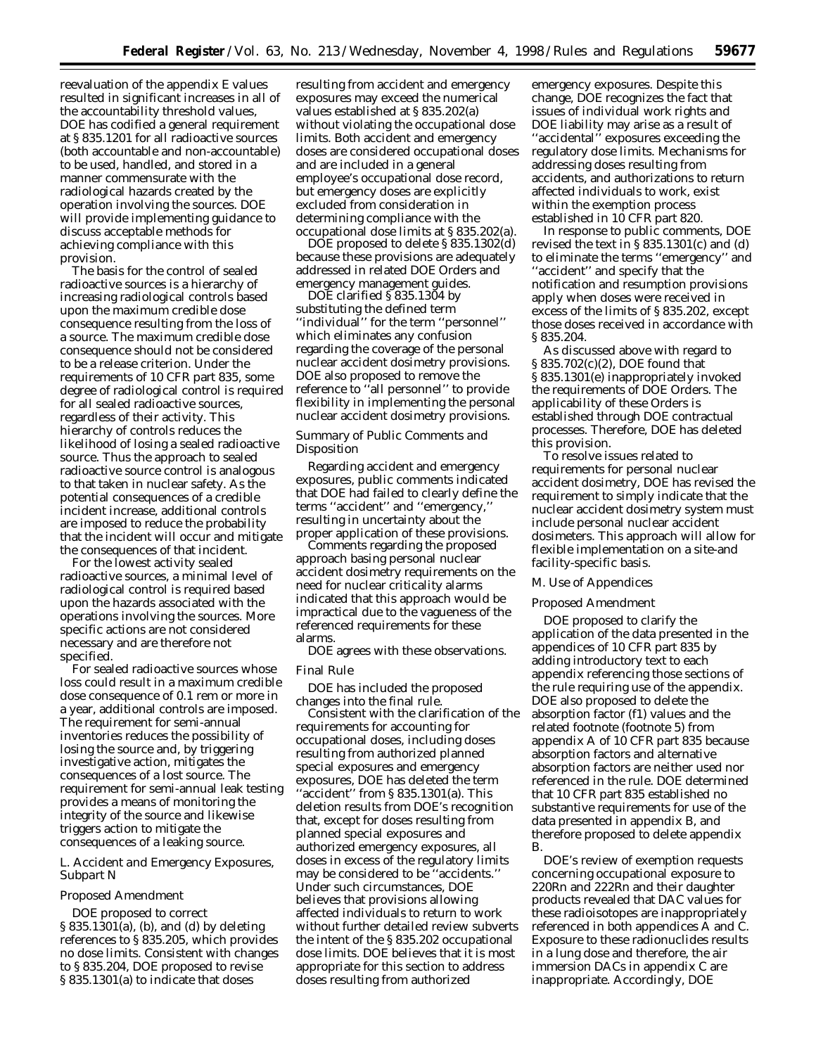reevaluation of the appendix E values resulted in significant increases in all of the accountability threshold values, DOE has codified a general requirement at § 835.1201 for all radioactive sources (both accountable and non-accountable) to be used, handled, and stored in a manner commensurate with the radiological hazards created by the operation involving the sources. DOE will provide implementing guidance to discuss acceptable methods for achieving compliance with this provision.

The basis for the control of sealed radioactive sources is a hierarchy of increasing radiological controls based upon the maximum credible dose consequence resulting from the loss of a source. The maximum credible dose consequence should not be considered to be a release criterion. Under the requirements of 10 CFR part 835, some degree of radiological control is required for all sealed radioactive sources, regardless of their activity. This hierarchy of controls reduces the likelihood of losing a sealed radioactive source. Thus the approach to sealed radioactive source control is analogous to that taken in nuclear safety. As the potential consequences of a credible incident increase, additional controls are imposed to reduce the probability that the incident will occur and mitigate the consequences of that incident.

For the lowest activity sealed radioactive sources, a minimal level of radiological control is required based upon the hazards associated with the operations involving the sources. More specific actions are not considered necessary and are therefore not specified.

For sealed radioactive sources whose loss could result in a maximum credible dose consequence of 0.1 rem or more in a year, additional controls are imposed. The requirement for semi-annual inventories reduces the possibility of losing the source and, by triggering investigative action, mitigates the consequences of a lost source. The requirement for semi-annual leak testing provides a means of monitoring the integrity of the source and likewise triggers action to mitigate the consequences of a leaking source.

### L. Accident and Emergency Exposures, Subpart N

*Proposed Amendment*

DOE proposed to correct § 835.1301(a), (b), and (d) by deleting references to § 835.205, which provides no dose limits. Consistent with changes to § 835.204, DOE proposed to revise § 835.1301(a) to indicate that doses resulting from accident and emergency exposures may exceed the numerical values established at § 835.202(a) without violating the occupational dose limits. Both accident and emergency doses are considered occupational doses and are included in a general employee's occupational dose record, but emergency doses are explicitly excluded from consideration in determining compliance with the occupational dose limits at § 835.202(a).

DOE proposed to delete § 835.1302(d) because these provisions are adequately addressed in related DOE Orders and emergency management guides.

DOE clarified § 835.1304 by substituting the defined term ''individual'' for the term ''personnel'' which eliminates any confusion regarding the coverage of the personal nuclear accident dosimetry provisions. DOE also proposed to remove the reference to ''all personnel'' to provide flexibility in implementing the personal nuclear accident dosimetry provisions.

*Summary of Public Comments and Disposition*

Regarding accident and emergency exposures, public comments indicated that DOE had failed to clearly define the terms ''accident'' and ''emergency,'' resulting in uncertainty about the proper application of these provisions.

Comments regarding the proposed approach basing personal nuclear accident dosimetry requirements on the need for nuclear criticality alarms indicated that this approach would be impractical due to the vagueness of the referenced requirements for these alarms.

DOE agrees with these observations.

*Final Rule*

DOE has included the proposed changes into the final rule.

Consistent with the clarification of the requirements for accounting for occupational doses, including doses resulting from authorized planned special exposures and emergency exposures, DOE has deleted the term ''accident'' from § 835.1301(a). This deletion results from DOE's recognition that, except for doses resulting from planned special exposures and authorized emergency exposures, all doses in excess of the regulatory limits may be considered to be ''accidents.'' Under such circumstances, DOE believes that provisions allowing affected individuals to return to work without further detailed review subverts the intent of the § 835.202 occupational dose limits. DOE believes that it is most appropriate for this section to address doses resulting from authorized emergency exposures. Despite this change, DOE recognizes the fact that issues of individual work rights and DOE liability may arise as a result of ''accidental'' exposures exceeding the regulatory dose limits. Mechanisms for addressing doses resulting from accidents, and authorizations to return affected individuals to work, exist within the exemption process established in 10 CFR part 820.

In response to public comments, DOE revised the text in § 835.1301(c) and (d) to eliminate the terms ''emergency'' and ''accident'' and specify that the notification and resumption provisions apply when doses were received in excess of the limits of § 835.202, except those doses received in accordance with § 835.204.

As discussed above with regard to § 835.702(c)(2), DOE found that § 835.1301(e) inappropriately invoked the requirements of DOE Orders. The applicability of these Orders is established through DOE contractual processes. Therefore, DOE has deleted this provision.

To resolve issues related to requirements for personal nuclear accident dosimetry, DOE has revised the requirement to simply indicate that the nuclear accident dosimetry system must include personal nuclear accident dosimeters. This approach will allow for flexible implementation on a site-and facility-specific basis.

### M. Use of Appendices

*Proposed Amendment*

DOE proposed to clarify the application of the data presented in the appendices of 10 CFR part 835 by adding introductory text to each appendix referencing those sections of the rule requiring use of the appendix. DOE also proposed to delete the absorption factor ($f_1$) values and the related footnote (footnote 5) from appendix A of 10 CFR part 835 because absorption factors and alternative absorption factors are neither used nor referenced in the rule. DOE determined that 10 CFR part 835 established no substantive requirements for use of the data presented in appendix B, and therefore proposed to delete appendix B.

DOE's review of exemption requests concerning occupational exposure to $^{220}$Rn and $^{222}$Rn and their daughter products revealed that DAC values for these radioisotopes are inappropriately referenced in both appendices A and C. Exposure to these radionuclides results in a lung dose and therefore, the air immersion DACs in appendix C are inappropriate. Accordingly, DOE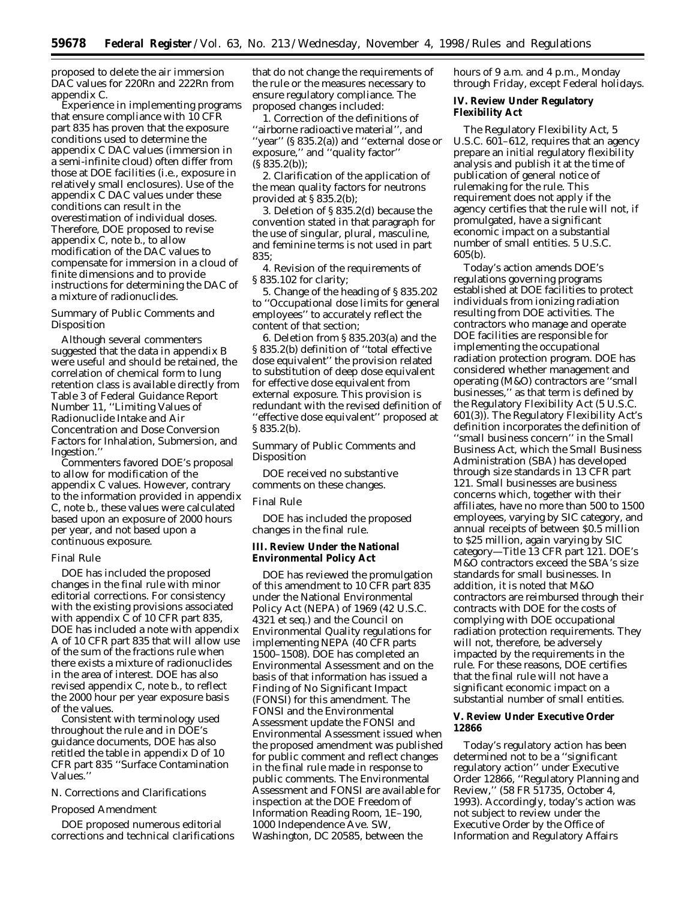proposed to delete the air immersion DAC values for 220Rn and 222Rn from appendix C.

Experience in implementing programs that ensure compliance with 10 CFR part 835 has proven that the exposure conditions used to determine the appendix C DAC values (immersion in a semi-infinite cloud) often differ from those at DOE facilities (i.e., exposure in relatively small enclosures). Use of the appendix C DAC values under these conditions can result in the overestimation of individual doses. Therefore, DOE proposed to revise appendix C, note b., to allow modification of the DAC values to compensate for immersion in a cloud of finite dimensions and to provide instructions for determining the DAC of a mixture of radionuclides.

*Summary of Public Comments and Disposition*

Although several commenters suggested that the data in appendix B were useful and should be retained, the correlation of chemical form to lung retention class is available directly from Table 3 of Federal Guidance Report Number 11, ''Limiting Values of Radionuclide Intake and Air Concentration and Dose Conversion Factors for Inhalation, Submersion, and Ingestion.''

Commenters favored DOE's proposal to allow for modification of the appendix C values. However, contrary to the information provided in appendix C, note b., these values were calculated based upon an exposure of 2000 hours per year, and not based upon a continuous exposure.

*Final Rule*

DOE has included the proposed changes in the final rule with minor editorial corrections. For consistency with the existing provisions associated with appendix C of 10 CFR part 835, DOE has included a note with appendix A of 10 CFR part 835 that will allow use of the sum of the fractions rule when there exists a mixture of radionuclides in the area of interest. DOE has also revised appendix C, note b., to reflect the 2000 hour per year exposure basis of the values.

Consistent with terminology used throughout the rule and in DOE's guidance documents, DOE has also retitled the table in appendix D of 10 CFR part 835 ''Surface Contamination Values.''

*N. Corrections and Clarifications*

*Proposed Amendment*

DOE proposed numerous editorial corrections and technical clarifications that do not change the requirements of the rule or the measures necessary to ensure regulatory compliance. The proposed changes included:

1. Correction of the definitions of ''airborne radioactive material'', and ''year'' (§ 835.2(a)) and ''external dose or exposure,'' and ''quality factor'' (§ 835.2(b));
2. Clarification of the application of the mean quality factors for neutrons provided at § 835.2(b);
3. Deletion of § 835.2(d) because the convention stated in that paragraph for the use of singular, plural, masculine, and feminine terms is not used in part 835;
4. Revision of the requirements of § 835.102 for clarity;
5. Change of the heading of § 835.202 to ''Occupational dose limits for general employees'' to accurately reflect the content of that section;
6. Deletion from § 835.203(a) and the § 835.2(b) definition of ''total effective dose equivalent'' the provision related to substitution of deep dose equivalent for effective dose equivalent from external exposure. This provision is redundant with the revised definition of ''effective dose equivalent'' proposed at § 835.2(b).

*Summary of Public Comments and Disposition*

DOE received no substantive comments on these changes.

*Final Rule*

DOE has included the proposed changes in the final rule.

**III. Review Under the National Environmental Policy Act**

DOE has reviewed the promulgation of this amendment to 10 CFR part 835 under the National Environmental Policy Act (NEPA) of 1969 (42 U.S.C. 4321 *et seq.*) and the Council on Environmental Quality regulations for implementing NEPA (40 CFR parts 1500–1508). DOE has completed an Environmental Assessment and on the basis of that information has issued a Finding of No Significant Impact (FONSI) for this amendment. The FONSI and the Environmental Assessment update the FONSI and Environmental Assessment issued when the proposed amendment was published for public comment and reflect changes in the final rule made in response to public comments. The Environmental Assessment and FONSI are available for inspection at the DOE Freedom of Information Reading Room, 1E–190, 1000 Independence Ave. SW, Washington, DC 20585, between the hours of 9 a.m. and 4 p.m., Monday through Friday, except Federal holidays.

**IV. Review Under Regulatory Flexibility Act**

The Regulatory Flexibility Act, 5 U.S.C. 601–612, requires that an agency prepare an initial regulatory flexibility analysis and publish it at the time of publication of general notice of rulemaking for the rule. This requirement does not apply if the agency certifies that the rule will not, if promulgated, have a significant economic impact on a substantial number of small entities. 5 U.S.C. 605(b).

Today's action amends DOE's regulations governing programs established at DOE facilities to protect individuals from ionizing radiation resulting from DOE activities. The contractors who manage and operate DOE facilities are responsible for implementing the occupational radiation protection program. DOE has considered whether management and operating (M&O) contractors are ''small businesses,'' as that term is defined by the Regulatory Flexibility Act (5 U.S.C. 601(3)). The Regulatory Flexibility Act's definition incorporates the definition of ''small business concern'' in the Small Business Act, which the Small Business Administration (SBA) has developed through size standards in 13 CFR part 121. Small businesses are business concerns which, together with their affiliates, have no more than 500 to 1500 employees, varying by SIC category, and annual receipts of between $0.5 million to $25 million, again varying by SIC category—Title 13 CFR part 121. DOE's M&O contractors exceed the SBA's size standards for small businesses. In addition, it is noted that M&O contractors are reimbursed through their contracts with DOE for the costs of complying with DOE occupational radiation protection requirements. They will not, therefore, be adversely impacted by the requirements in the rule. For these reasons, DOE certifies that the final rule will not have a significant economic impact on a substantial number of small entities.

**V. Review Under Executive Order 12866**

Today's regulatory action has been determined not to be a ''significant regulatory action'' under Executive Order 12866, ''Regulatory Planning and Review,'' (58 FR 51735, October 4, 1993). Accordingly, today's action was not subject to review under the Executive Order by the Office of Information and Regulatory Affairs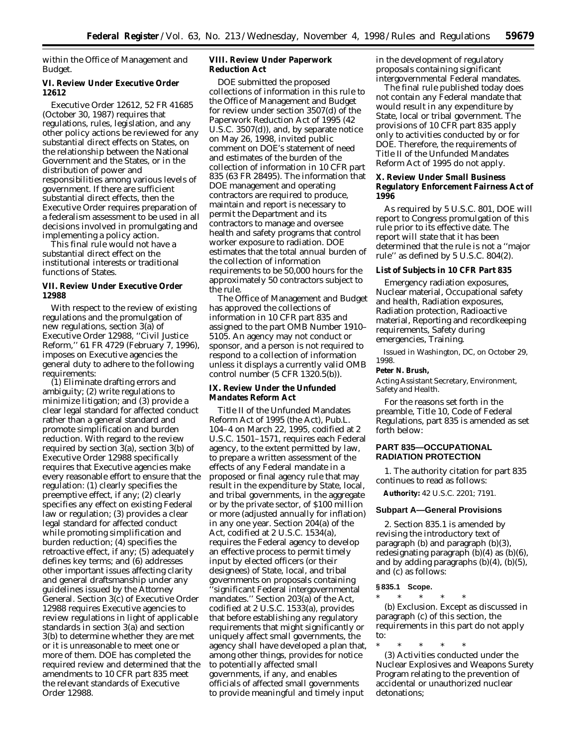within the Office of Management and Budget.

### VI. Review Under Executive Order 12612

Executive Order 12612, 52 FR 41685 (October 30, 1987) requires that regulations, rules, legislation, and any other policy actions be reviewed for any substantial direct effects on States, on the relationship between the National Government and the States, or in the distribution of power and responsibilities among various levels of government. If there are sufficient substantial direct effects, then the Executive Order requires preparation of a federalism assessment to be used in all decisions involved in promulgating and implementing a policy action.

This final rule would not have a substantial direct effect on the institutional interests or traditional functions of States.

### VII. Review Under Executive Order 12988

With respect to the review of existing regulations and the promulgation of new regulations, section 3(a) of Executive Order 12988, ''Civil Justice Reform,'' 61 FR 4729 (February 7, 1996), imposes on Executive agencies the general duty to adhere to the following requirements:

(1) Eliminate drafting errors and ambiguity; (2) write regulations to minimize litigation; and (3) provide a clear legal standard for affected conduct rather than a general standard and promote simplification and burden reduction. With regard to the review required by section 3(a), section 3(b) of Executive Order 12988 specifically requires that Executive agencies make every reasonable effort to ensure that the regulation: (1) clearly specifies the preemptive effect, if any; (2) clearly specifies any effect on existing Federal law or regulation; (3) provides a clear legal standard for affected conduct while promoting simplification and burden reduction; (4) specifies the retroactive effect, if any; (5) adequately defines key terms; and (6) addresses other important issues affecting clarity and general draftsmanship under any guidelines issued by the Attorney General. Section 3(c) of Executive Order 12988 requires Executive agencies to review regulations in light of applicable standards in section 3(a) and section 3(b) to determine whether they are met or it is unreasonable to meet one or more of them. DOE has completed the required review and determined that the amendments to 10 CFR part 835 meet the relevant standards of Executive Order 12988.

### VIII. Review Under Paperwork Reduction Act

DOE submitted the proposed collections of information in this rule to the Office of Management and Budget for review under section 3507(d) of the Paperwork Reduction Act of 1995 (42 U.S.C. 3507(d)), and, by separate notice on May 26, 1998, invited public comment on DOE's statement of need and estimates of the burden of the collection of information in 10 CFR part 835 (63 FR 28495). The information that DOE management and operating contractors are required to produce, maintain and report is necessary to permit the Department and its contractors to manage and oversee health and safety programs that control worker exposure to radiation. DOE estimates that the total annual burden of the collection of information requirements to be 50,000 hours for the approximately 50 contractors subject to the rule.

The Office of Management and Budget has approved the collections of information in 10 CFR part 835 and assigned to the part OMB Number 1910–5105. An agency may not conduct or sponsor, and a person is not required to respond to a collection of information unless it displays a currently valid OMB control number (5 CFR 1320.5(b)).

### IX. Review Under the Unfunded Mandates Reform Act

Title II of the Unfunded Mandates Reform Act of 1995 (the Act), Pub.L. 104–4 on March 22, 1995, codified at 2 U.S.C. 1501–1571, requires each Federal agency, to the extent permitted by law, to prepare a written assessment of the effects of any Federal mandate in a proposed or final agency rule that may result in the expenditure by State, local, and tribal governments, in the aggregate or by the private sector, of $100 million or more (adjusted annually for inflation) in any one year. Section 204(a) of the Act, codified at 2 U.S.C. 1534(a), requires the Federal agency to develop an effective process to permit timely input by elected officers (or their designees) of State, local, and tribal governments on proposals containing ''significant Federal intergovernmental mandates.'' Section 203(a) of the Act, codified at 2 U.S.C. 1533(a), provides that before establishing any regulatory requirements that might significantly or uniquely affect small governments, the agency shall have developed a plan that, among other things, provides for notice to potentially affected small governments, if any, and enables officials of affected small governments to provide meaningful and timely input in the development of regulatory proposals containing significant intergovernmental Federal mandates.

The final rule published today does not contain any Federal mandate that would result in any expenditure by State, local or tribal government. The provisions of 10 CFR part 835 apply only to activities conducted by or for DOE. Therefore, the requirements of Title II of the Unfunded Mandates Reform Act of 1995 do not apply.

### X. Review Under Small Business Regulatory Enforcement Fairness Act of 1996

As required by 5 U.S.C. 801, DOE will report to Congress promulgation of this rule prior to its effective date. The report will state that it has been determined that the rule is not a ''major rule'' as defined by 5 U.S.C. 804(2).

### List of Subjects in 10 CFR Part 835

Emergency radiation exposures, Nuclear material, Occupational safety and health, Radiation exposures, Radiation protection, Radioactive material, Reporting and recordkeeping requirements, Safety during emergencies, Training.

*Issued in Washington, DC, on October 29, 1998.*

**Peter N. Brush,**

*Acting Assistant Secretary, Environment, Safety and Health.*

For the reasons set forth in the preamble, Title 10, Code of Federal Regulations, part 835 is amended as set forth below:

## PART 835—OCCUPATIONAL RADIATION PROTECTION

1. The authority citation for part 835 continues to read as follows:

**Authority:** 42 U.S.C. 2201; 7191.

### Subpart A—General Provisions

2. Section 835.1 is amended by revising the introductory text of paragraph (b) and paragraph (b)(3), redesignating paragraph (b)(4) as (b)(6), and by adding paragraphs (b)(4), (b)(5), and (c) as follows:

**§ 835.1 Scope.**

\* \* \* \* \*

(b) *Exclusion.* Except as discussed in paragraph (c) of this section, the requirements in this part do not apply to:

\* \* \* \* \*

(3) Activities conducted under the Nuclear Explosives and Weapons Surety Program relating to the prevention of accidental or unauthorized nuclear detonations;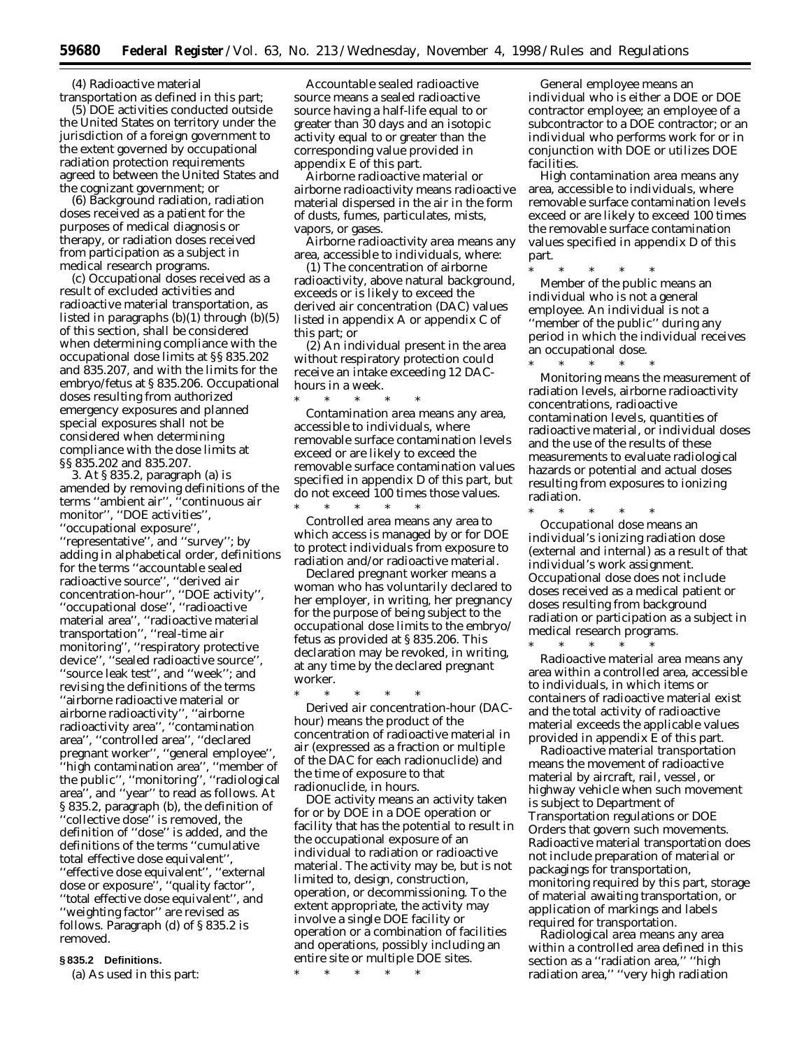(4) Radioactive material transportation as defined in this part;

(5) DOE activities conducted outside the United States on territory under the jurisdiction of a foreign government to the extent governed by occupational radiation protection requirements agreed to between the United States and the cognizant government; or

(6) Background radiation, radiation doses received as a patient for the purposes of medical diagnosis or therapy, or radiation doses received from participation as a subject in medical research programs.

(c) Occupational doses received as a result of excluded activities and radioactive material transportation, as listed in paragraphs (b)(1) through (b)(5) of this section, shall be considered when determining compliance with the occupational dose limits at §§ 835.202 and 835.207, and with the limits for the embryo/fetus at § 835.206. Occupational doses resulting from authorized emergency exposures and planned special exposures shall not be considered when determining compliance with the dose limits at §§ 835.202 and 835.207.

3. At § 835.2, paragraph (a) is amended by removing definitions of the terms ''ambient air'', ''continuous air monitor'', ''DOE activities'', ''occupational exposure'', ''representative'', and ''survey''; by adding in alphabetical order, definitions for the terms ''accountable sealed radioactive source'', ''derived air concentration-hour'', ''DOE activity'', ''occupational dose'', ''radioactive material area'', ''radioactive material transportation'', ''real-time air monitoring'', ''respiratory protective device'', ''sealed radioactive source'', ''source leak test'', and ''week''; and revising the definitions of the terms ''airborne radioactive material or airborne radioactivity'', ''airborne radioactivity area'', ''contamination area'', ''controlled area'', ''declared pregnant worker'', ''general employee'', ''high contamination area'', ''member of the public'', ''monitoring'', ''radiological area'', and ''year'' to read as follows. At § 835.2, paragraph (b), the definition of ''collective dose'' is removed, the definition of ''dose'' is added, and the definitions of the terms ''cumulative total effective dose equivalent'', ''effective dose equivalent'', ''external dose or exposure'', ''quality factor'', ''total effective dose equivalent'', and ''weighting factor'' are revised as follows. Paragraph (d) of § 835.2 is removed.

### § 835.2 Definitions.

(a) As used in this part:

*Accountable sealed radioactive source* means a sealed radioactive source having a half-life equal to or greater than 30 days and an isotopic activity equal to or greater than the corresponding value provided in appendix E of this part.

*Airborne radioactive material or airborne radioactivity* means radioactive material dispersed in the air in the form of dusts, fumes, particulates, mists, vapors, or gases.

*Airborne radioactivity area* means any area, accessible to individuals, where:

(1) The concentration of airborne radioactivity, above natural background, exceeds or is likely to exceed the derived air concentration (DAC) values listed in appendix A or appendix C of this part; or

(2) An individual present in the area without respiratory protection could receive an intake exceeding 12 DAC-hours in a week.

\* \* \* \* \*

*Contamination area* means any area, accessible to individuals, where removable surface contamination levels exceed or are likely to exceed the removable surface contamination values specified in appendix D of this part, but do not exceed 100 times those values.

\* \* \* \* \*

*Controlled area* means any area to which access is managed by or for DOE to protect individuals from exposure to radiation and/or radioactive material.

*Declared pregnant worker* means a woman who has voluntarily declared to her employer, in writing, her pregnancy for the purpose of being subject to the occupational dose limits to the embryo/fetus as provided at § 835.206. This declaration may be revoked, in writing, at any time by the declared pregnant worker.

\* \* \* \* \*

*Derived air concentration-hour (DAC-hour)* means the product of the concentration of radioactive material in air (expressed as a fraction or multiple of the DAC for each radionuclide) and the time of exposure to that radionuclide, in hours.

*DOE activity* means an activity taken for or by DOE in a DOE operation or facility that has the potential to result in the occupational exposure of an individual to radiation or radioactive material. The activity may be, but is not limited to, design, construction, operation, or decommissioning. To the extent appropriate, the activity may involve a single DOE facility or operation or a combination of facilities and operations, possibly including an entire site or multiple DOE sites.

\* \* \* \* \*

*General employee* means an individual who is either a DOE or DOE contractor employee; an employee of a subcontractor to a DOE contractor; or an individual who performs work for or in conjunction with DOE or utilizes DOE facilities.

*High contamination area* means any area, accessible to individuals, where removable surface contamination levels exceed or are likely to exceed 100 times the removable surface contamination values specified in appendix D of this part.

\* \* \* \* \*

*Member of the public* means an individual who is not a general employee. An individual is not a ''member of the public'' during any period in which the individual receives an occupational dose.

\* \* \* \* \*

*Monitoring* means the measurement of radiation levels, airborne radioactivity concentrations, radioactive contamination levels, quantities of radioactive material, or individual doses and the use of the results of these measurements to evaluate radiological hazards or potential and actual doses resulting from exposures to ionizing radiation.

\* \* \* \* \*

*Occupational dose* means an individual's ionizing radiation dose (external and internal) as a result of that individual's work assignment. Occupational dose does not include doses received as a medical patient or doses resulting from background radiation or participation as a subject in medical research programs.

\* \* \* \* \*

*Radioactive material area* means any area within a controlled area, accessible to individuals, in which items or containers of radioactive material exist and the total activity of radioactive material exceeds the applicable values provided in appendix E of this part.

*Radioactive material transportation* means the movement of radioactive material by aircraft, rail, vessel, or highway vehicle when such movement is subject to Department of Transportation regulations or DOE Orders that govern such movements. Radioactive material transportation does not include preparation of material or packagings for transportation, monitoring required by this part, storage of material awaiting transportation, or application of markings and labels required for transportation.

*Radiological area* means any area within a controlled area defined in this section as a ''radiation area,'' ''high radiation area,'' ''very high radiation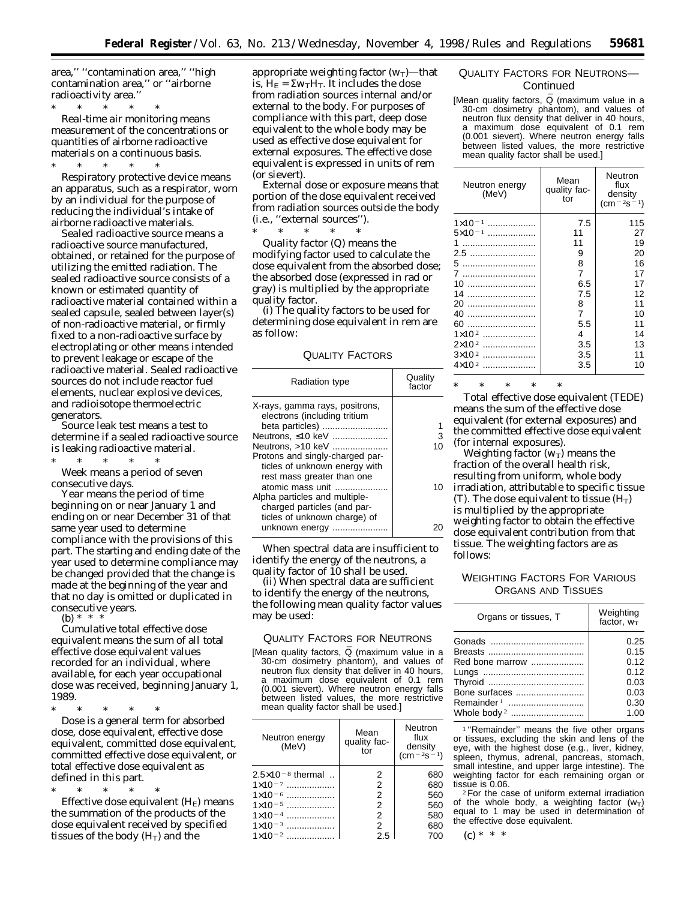area,'' ''contamination area,'' ''high contamination area,'' or ''airborne radioactivity area.''

\* \* \* \* \*

*Real-time air monitoring* means measurement of the concentrations or quantities of airborne radioactive materials on a continuous basis.

\* \* \* \* \*

*Respiratory protective device* means an apparatus, such as a respirator, worn by an individual for the purpose of reducing the individual's intake of airborne radioactive materials.

*Sealed radioactive source* means a radioactive source manufactured, obtained, or retained for the purpose of utilizing the emitted radiation. The sealed radioactive source consists of a known or estimated quantity of radioactive material contained within a sealed capsule, sealed between layer(s) of non-radioactive material, or firmly fixed to a non-radioactive surface by electroplating or other means intended to prevent leakage or escape of the radioactive material. Sealed radioactive sources do not include reactor fuel elements, nuclear explosive devices, and radioisotope thermoelectric generators.

*Source leak test* means a test to determine if a sealed radioactive source is leaking radioactive material.

\* \* \* \* \*

*Week* means a period of seven consecutive days.

*Year* means the period of time beginning on or near January 1 and ending on or near December 31 of that same year used to determine compliance with the provisions of this part. The starting and ending date of the year used to determine compliance may be changed provided that the change is made at the beginning of the year and that no day is omitted or duplicated in consecutive years.

(b) \* \* \*

*Cumulative total effective dose equivalent* means the sum of all total effective dose equivalent values recorded for an individual, where available, for each year occupational dose was received, beginning January 1, 1989.

\* \* \* \* \*

*Dose* is a general term for absorbed dose, dose equivalent, effective dose equivalent, committed dose equivalent, committed effective dose equivalent, or total effective dose equivalent as defined in this part.

\* \* \* \* \*

*Effective dose equivalent* ($H_E$) means the summation of the products of the dose equivalent received by specified tissues of the body ($H_T$) and the appropriate weighting factor ($w_T$)—that is, $H_E = \Sigma w_T H_T$. It includes the dose from radiation sources internal and/or external to the body. For purposes of compliance with this part, deep dose equivalent to the whole body may be used as effective dose equivalent for external exposures. The effective dose equivalent is expressed in units of rem (or sievert).

*External dose or exposure* means that portion of the dose equivalent received from radiation sources outside the body (i.e., ''external sources'').

\* \* \* \* \*

*Quality factor (Q)* means the modifying factor used to calculate the dose equivalent from the absorbed dose; the absorbed dose (expressed in rad or gray) is multiplied by the appropriate quality factor.

(i) The quality factors to be used for determining dose equivalent in rem are as follow:

QUALITY FACTORS

| Radiation type | Quality factor |
|---|---|
| X-rays, gamma rays, positrons, electrons (including tritium beta particles) | 1 |
| Neutrons, ≤10 keV | 3 |
| Neutrons, >10 keV | 10 |
| Protons and singly-charged particles of unknown energy with rest mass greater than one atomic mass unit | 10 |
| Alpha particles and multiple-charged particles (and particles of unknown charge) of unknown energy | 20 |

When spectral data are insufficient to identify the energy of the neutrons, a quality factor of 10 shall be used.

(ii) When spectral data are sufficient to identify the energy of the neutrons, the following mean quality factor values may be used:

QUALITY FACTORS FOR NEUTRONS

[Mean quality factors, $\bar{Q}$ (maximum value in a 30-cm dosimetry phantom), and values of neutron flux density that deliver in 40 hours, a maximum dose equivalent of 0.1 rem (0.001 sievert). Where neutron energy falls between listed values, the more restrictive mean quality factor shall be used.]

| Neutron energy (MeV) | Mean quality factor | Neutron flux density ($cm^{-2}s^{-1}$) |
|---|---|---|
| $2.5\times10^{-8}$ thermal | 2 | 680 |
| $1\times10^{-7}$ | 2 | 680 |
| $1\times10^{-6}$ | 2 | 560 |
| $1\times10^{-5}$ | 2 | 560 |
| $1\times10^{-4}$ | 2 | 580 |
| $1\times10^{-3}$ | 2 | 680 |
| $1\times10^{-2}$ | 2.5 | 700 |
| $1\times10^{-1}$ | 7.5 | 115 |
| $5\times10^{-1}$ | 11 | 27 |
| 1 | 11 | 19 |
| 2.5 | 9 | 20 |
| 5 | 8 | 16 |
| 7 | 7 | 17 |
| 10 | 6.5 | 17 |
| 14 | 7.5 | 12 |
| 20 | 8 | 11 |
| 40 | 7 | 10 |
| 60 | 5.5 | 11 |
| $1\times10^{2}$ | 4 | 14 |
| $2\times10^{2}$ | 3.5 | 13 |
| $3\times10^{2}$ | 3.5 | 11 |
| $4\times10^{2}$ | 3.5 | 10 |

\* \* \* \* \*

*Total effective dose equivalent (TEDE)* means the sum of the effective dose equivalent (for external exposures) and the committed effective dose equivalent (for internal exposures).

*Weighting factor* ($w_T$) means the fraction of the overall health risk, resulting from uniform, whole body irradiation, attributable to specific tissue (T). The dose equivalent to tissue ($H_T$) is multiplied by the appropriate weighting factor to obtain the effective dose equivalent contribution from that tissue. The weighting factors are as follows:

WEIGHTING FACTORS FOR VARIOUS ORGANS AND TISSUES

| Organs or tissues, T | Weighting factor, $w_T$ |
|---|---|
| Gonads | 0.25 |
| Breasts | 0.15 |
| Red bone marrow | 0.12 |
| Lungs | 0.12 |
| Thyroid | 0.03 |
| Bone surfaces | 0.03 |
| Remainder [1] | 0.30 |
| Whole body [2] | 1.00 |

[1] ''Remainder'' means the five other organs or tissues, excluding the skin and lens of the eye, with the highest dose (e.g., liver, kidney, spleen, thymus, adrenal, pancreas, stomach, small intestine, and upper large intestine). The weighting factor for each remaining organ or tissue is 0.06.

[2] For the case of uniform external irradiation of the whole body, a weighting factor ($w_T$) equal to 1 may be used in determination of the effective dose equivalent.

(c) \* \* \*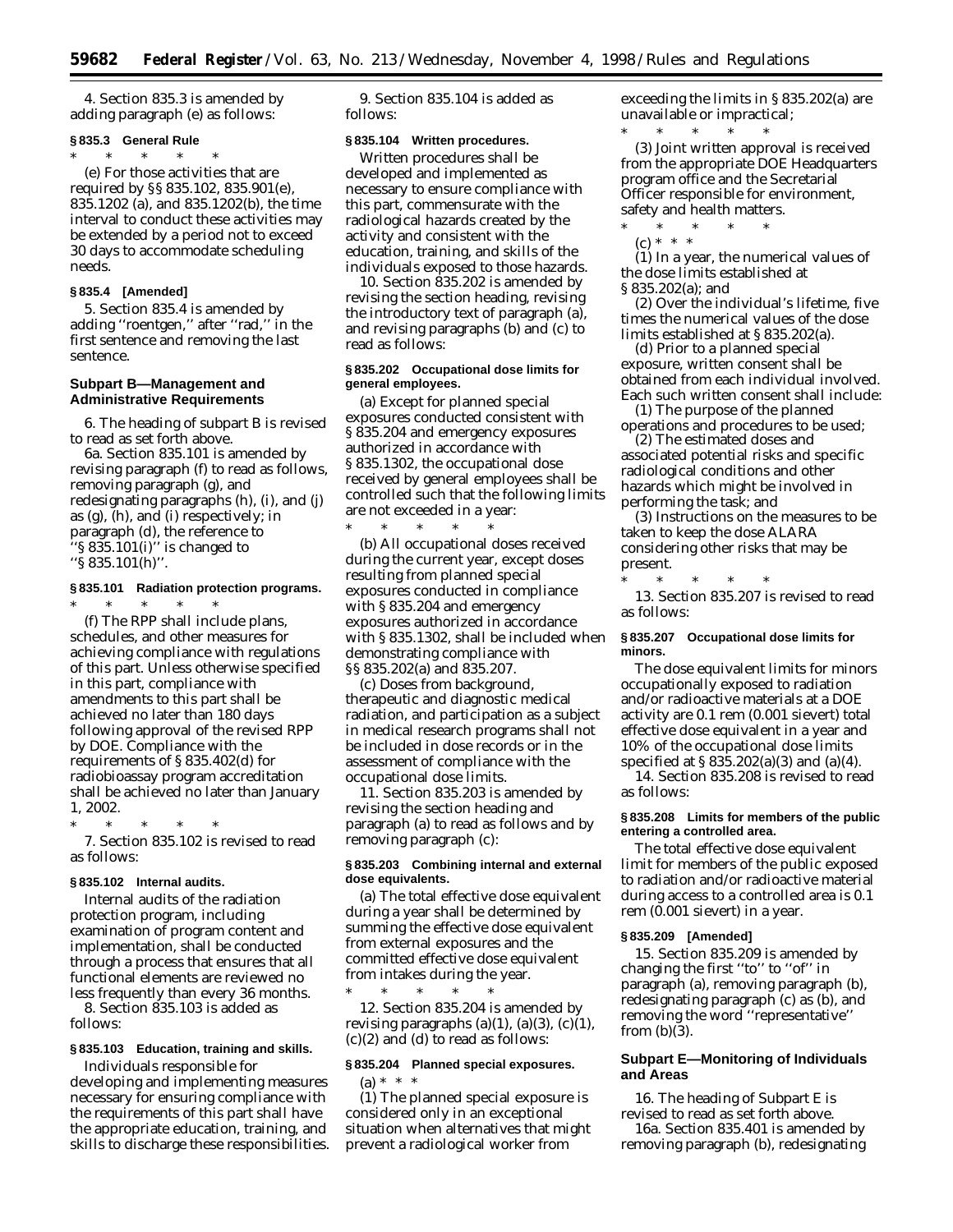4. Section 835.3 is amended by adding paragraph (e) as follows:

**§ 835.3 General Rule**

* * * * *

(e) For those activities that are required by §§ 835.102, 835.901(e), 835.1202 (a), and 835.1202(b), the time interval to conduct these activities may be extended by a period not to exceed 30 days to accommodate scheduling needs.

**§ 835.4 [Amended]**

5. Section 835.4 is amended by adding "roentgen," after "rad," in the first sentence and removing the last sentence.

## Subpart B—Management and Administrative Requirements

6. The heading of subpart B is revised to read as set forth above.

6a. Section 835.101 is amended by revising paragraph (f) to read as follows, removing paragraph (g), and redesignating paragraphs (h), (i), and (j) as (g), (h), and (i) respectively; in paragraph (d), the reference to "§ 835.101(i)" is changed to "§ 835.101(h)".

**§ 835.101 Radiation protection programs.**

* * * * *

(f) The RPP shall include plans, schedules, and other measures for achieving compliance with regulations of this part. Unless otherwise specified in this part, compliance with amendments to this part shall be achieved no later than 180 days following approval of the revised RPP by DOE. Compliance with the requirements of § 835.402(d) for radiobioassay program accreditation shall be achieved no later than January 1, 2002.

* * * * *

7. Section 835.102 is revised to read as follows:

**§ 835.102 Internal audits.**

Internal audits of the radiation protection program, including examination of program content and implementation, shall be conducted through a process that ensures that all functional elements are reviewed no less frequently than every 36 months.

8. Section 835.103 is added as follows:

**§ 835.103 Education, training and skills.**

Individuals responsible for developing and implementing measures necessary for ensuring compliance with the requirements of this part shall have the appropriate education, training, and skills to discharge these responsibilities.

9. Section 835.104 is added as follows:

**§ 835.104 Written procedures.**

Written procedures shall be developed and implemented as necessary to ensure compliance with this part, commensurate with the radiological hazards created by the activity and consistent with the education, training, and skills of the individuals exposed to those hazards.

10. Section 835.202 is amended by revising the section heading, revising the introductory text of paragraph (a), and revising paragraphs (b) and (c) to read as follows:

**§ 835.202 Occupational dose limits for general employees.**

(a) Except for planned special exposures conducted consistent with § 835.204 and emergency exposures authorized in accordance with § 835.1302, the occupational dose received by general employees shall be controlled such that the following limits are not exceeded in a year:

* * * * *

(b) All occupational doses received during the current year, except doses resulting from planned special exposures conducted in compliance with § 835.204 and emergency exposures authorized in accordance with § 835.1302, shall be included when demonstrating compliance with §§ 835.202(a) and 835.207.

(c) Doses from background, therapeutic and diagnostic medical radiation, and participation as a subject in medical research programs shall not be included in dose records or in the assessment of compliance with the occupational dose limits.

11. Section 835.203 is amended by revising the section heading and paragraph (a) to read as follows and by removing paragraph (c):

**§ 835.203 Combining internal and external dose equivalents.**

(a) The total effective dose equivalent during a year shall be determined by summing the effective dose equivalent from external exposures and the committed effective dose equivalent from intakes during the year.

* * * * *

12. Section 835.204 is amended by revising paragraphs (a)(1), (a)(3), (c)(1), (c)(2) and (d) to read as follows:

**§ 835.204 Planned special exposures.**

(a) * * *

(1) The planned special exposure is considered only in an exceptional situation when alternatives that might prevent a radiological worker from exceeding the limits in § 835.202(a) are unavailable or impractical;

* * * * *

(3) Joint written approval is received from the appropriate DOE Headquarters program office and the Secretarial Officer responsible for environment, safety and health matters.

* * * * *

(c) * * *

(1) In a year, the numerical values of the dose limits established at § 835.202(a); and

(2) Over the individual's lifetime, five times the numerical values of the dose limits established at § 835.202(a).

(d) Prior to a planned special exposure, written consent shall be obtained from each individual involved. Each such written consent shall include:

(1) The purpose of the planned operations and procedures to be used;

(2) The estimated doses and associated potential risks and specific radiological conditions and other hazards which might be involved in performing the task; and

(3) Instructions on the measures to be taken to keep the dose ALARA considering other risks that may be present.

* * * * *

13. Section 835.207 is revised to read as follows:

**§ 835.207 Occupational dose limits for minors.**

The dose equivalent limits for minors occupationally exposed to radiation and/or radioactive materials at a DOE activity are 0.1 rem (0.001 sievert) total effective dose equivalent in a year and 10% of the occupational dose limits specified at § 835.202(a)(3) and (a)(4).

14. Section 835.208 is revised to read as follows:

**§ 835.208 Limits for members of the public entering a controlled area.**

The total effective dose equivalent limit for members of the public exposed to radiation and/or radioactive material during access to a controlled area is 0.1 rem (0.001 sievert) in a year.

**§ 835.209 [Amended]**

15. Section 835.209 is amended by changing the first "to" to "of" in paragraph (a), removing paragraph (b), redesignating paragraph (c) as (b), and removing the word "representative" from (b)(3).

## Subpart E—Monitoring of Individuals and Areas

16. The heading of Subpart E is revised to read as set forth above.

16a. Section 835.401 is amended by removing paragraph (b), redesignating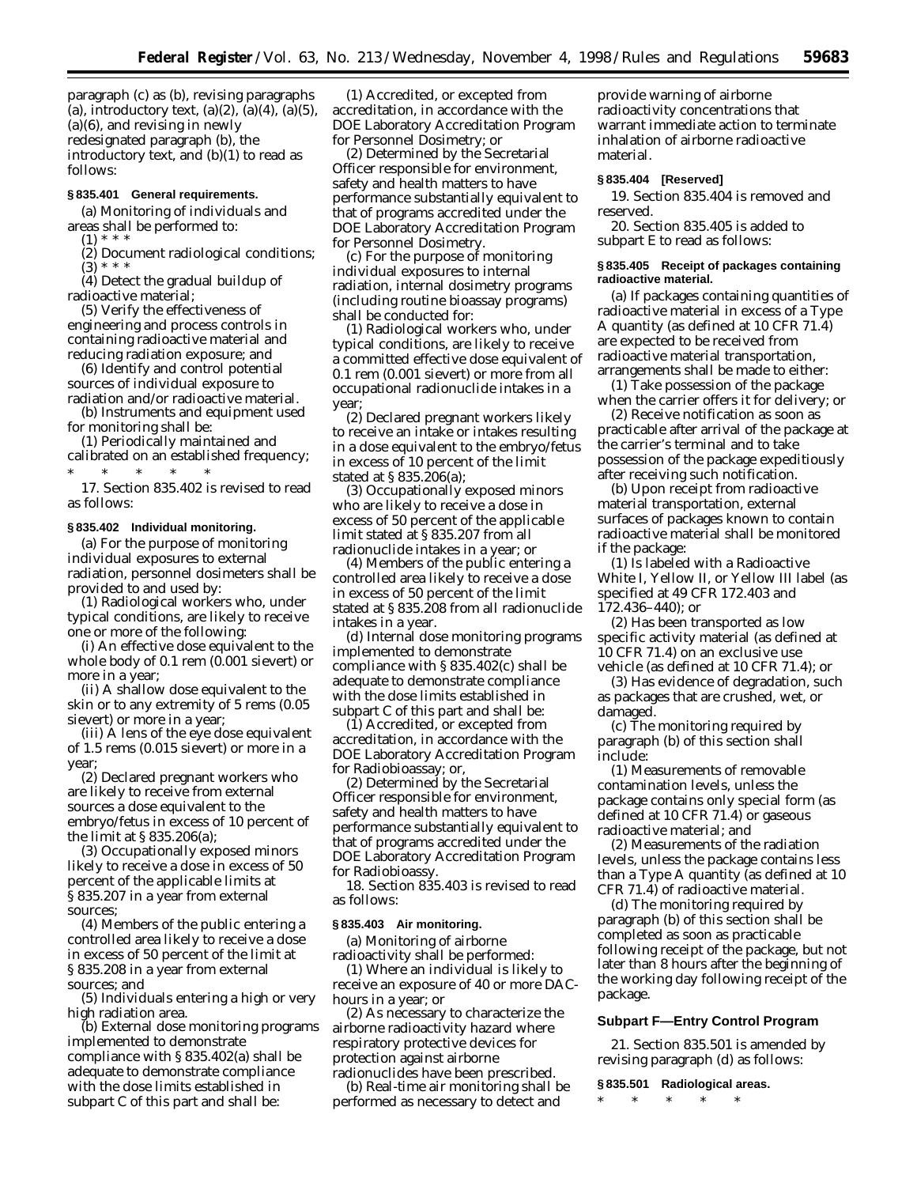paragraph (c) as (b), revising paragraphs (a), introductory text, (a)(2), (a)(4), (a)(5), (a)(6), and revising in newly redesignated paragraph (b), the introductory text, and (b)(1) to read as follows:

**§ 835.401 General requirements.**

(a) Monitoring of individuals and areas shall be performed to:

(1) * * *

(2) Document radiological conditions;

(3) * * *

(4) Detect the gradual buildup of radioactive material;

(5) Verify the effectiveness of engineering and process controls in containing radioactive material and reducing radiation exposure; and

(6) Identify and control potential sources of individual exposure to radiation and/or radioactive material.

(b) Instruments and equipment used for monitoring shall be:

(1) Periodically maintained and calibrated on an established frequency;

\* \* \* \* \*

17. Section 835.402 is revised to read as follows:

**§ 835.402 Individual monitoring.**

(a) For the purpose of monitoring individual exposures to external radiation, personnel dosimeters shall be provided to and used by:

(1) Radiological workers who, under typical conditions, are likely to receive one or more of the following:

(i) An effective dose equivalent to the whole body of 0.1 rem (0.001 sievert) or more in a year;

(ii) A shallow dose equivalent to the skin or to any extremity of 5 rems (0.05 sievert) or more in a year;

(iii) A lens of the eye dose equivalent of 1.5 rems (0.015 sievert) or more in a year;

(2) Declared pregnant workers who are likely to receive from external sources a dose equivalent to the embryo/fetus in excess of 10 percent of the limit at § 835.206(a);

(3) Occupationally exposed minors likely to receive a dose in excess of 50 percent of the applicable limits at § 835.207 in a year from external sources;

(4) Members of the public entering a controlled area likely to receive a dose in excess of 50 percent of the limit at § 835.208 in a year from external sources; and

(5) Individuals entering a high or very high radiation area.

(b) External dose monitoring programs implemented to demonstrate compliance with § 835.402(a) shall be adequate to demonstrate compliance with the dose limits established in subpart C of this part and shall be:

(1) Accredited, or excepted from accreditation, in accordance with the DOE Laboratory Accreditation Program for Personnel Dosimetry; or

(2) Determined by the Secretarial Officer responsible for environment, safety and health matters to have performance substantially equivalent to that of programs accredited under the DOE Laboratory Accreditation Program for Personnel Dosimetry.

(c) For the purpose of monitoring individual exposures to internal radiation, internal dosimetry programs (including routine bioassay programs) shall be conducted for:

(1) Radiological workers who, under typical conditions, are likely to receive a committed effective dose equivalent of 0.1 rem (0.001 sievert) or more from all occupational radionuclide intakes in a year;

(2) Declared pregnant workers likely to receive an intake or intakes resulting in a dose equivalent to the embryo/fetus in excess of 10 percent of the limit stated at § 835.206(a);

(3) Occupationally exposed minors who are likely to receive a dose in excess of 50 percent of the applicable limit stated at § 835.207 from all radionuclide intakes in a year; or

(4) Members of the public entering a controlled area likely to receive a dose in excess of 50 percent of the limit stated at § 835.208 from all radionuclide intakes in a year.

(d) Internal dose monitoring programs implemented to demonstrate compliance with § 835.402(c) shall be adequate to demonstrate compliance with the dose limits established in subpart C of this part and shall be:

(1) Accredited, or excepted from accreditation, in accordance with the DOE Laboratory Accreditation Program for Radiobioassay; or,

(2) Determined by the Secretarial Officer responsible for environment, safety and health matters to have performance substantially equivalent to that of programs accredited under the DOE Laboratory Accreditation Program for Radiobioassy.

18. Section 835.403 is revised to read as follows:

**§ 835.403 Air monitoring.**

(a) Monitoring of airborne radioactivity shall be performed:

(1) Where an individual is likely to receive an exposure of 40 or more DAC-hours in a year; or

(2) As necessary to characterize the airborne radioactivity hazard where respiratory protective devices for protection against airborne radionuclides have been prescribed.

(b) Real-time air monitoring shall be performed as necessary to detect and provide warning of airborne radioactivity concentrations that warrant immediate action to terminate inhalation of airborne radioactive material.

**§ 835.404 [Reserved]**

19. Section 835.404 is removed and reserved.

20. Section 835.405 is added to subpart E to read as follows:

**§ 835.405 Receipt of packages containing radioactive material.**

(a) If packages containing quantities of radioactive material in excess of a Type A quantity (as defined at 10 CFR 71.4) are expected to be received from radioactive material transportation, arrangements shall be made to either:

(1) Take possession of the package when the carrier offers it for delivery; or

(2) Receive notification as soon as practicable after arrival of the package at the carrier's terminal and to take possession of the package expeditiously after receiving such notification.

(b) Upon receipt from radioactive material transportation, external surfaces of packages known to contain radioactive material shall be monitored if the package:

(1) Is labeled with a Radioactive White I, Yellow II, or Yellow III label (as specified at 49 CFR 172.403 and 172.436–440); or

(2) Has been transported as low specific activity material (as defined at 10 CFR 71.4) on an exclusive use vehicle (as defined at 10 CFR 71.4); or

(3) Has evidence of degradation, such as packages that are crushed, wet, or damaged.

(c) The monitoring required by paragraph (b) of this section shall include:

(1) Measurements of removable contamination levels, unless the package contains only special form (as defined at 10 CFR 71.4) or gaseous radioactive material; and

(2) Measurements of the radiation levels, unless the package contains less than a Type A quantity (as defined at 10 CFR 71.4) of radioactive material.

(d) The monitoring required by paragraph (b) of this section shall be completed as soon as practicable following receipt of the package, but not later than 8 hours after the beginning of the working day following receipt of the package.

## Subpart F—Entry Control Program

21. Section 835.501 is amended by revising paragraph (d) as follows:

**§ 835.501 Radiological areas.**

\* \* \* \* \*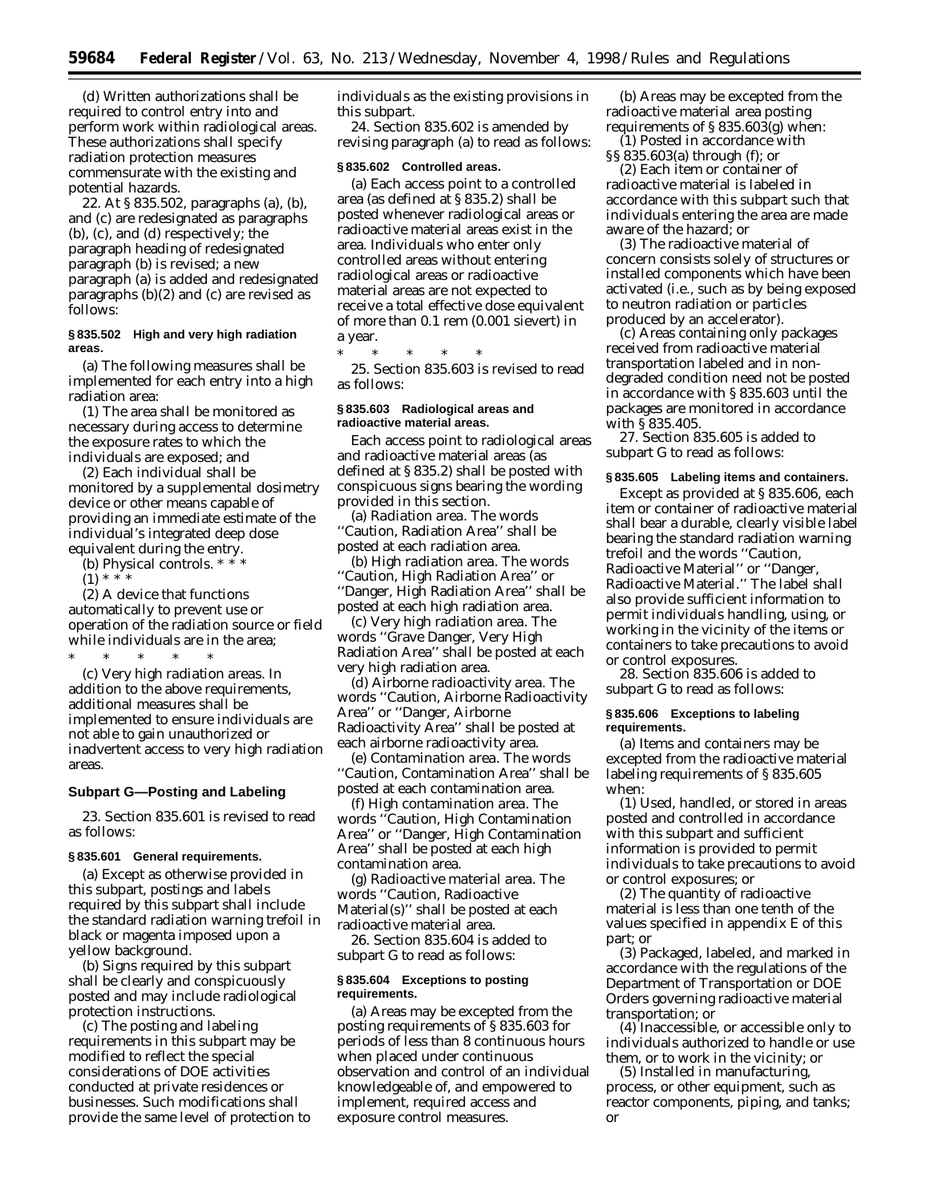(d) Written authorizations shall be required to control entry into and perform work within radiological areas. These authorizations shall specify radiation protection measures commensurate with the existing and potential hazards.

22. At § 835.502, paragraphs (a), (b), and (c) are redesignated as paragraphs (b), (c), and (d) respectively; the paragraph heading of redesignated paragraph (b) is revised; a new paragraph (a) is added and redesignated paragraphs (b)(2) and (c) are revised as follows:

**§ 835.502 High and very high radiation areas.**

(a) The following measures shall be implemented for each entry into a high radiation area:

(1) The area shall be monitored as necessary during access to determine the exposure rates to which the individuals are exposed; and

(2) Each individual shall be monitored by a supplemental dosimetry device or other means capable of providing an immediate estimate of the individual's integrated deep dose equivalent during the entry.

(b) *Physical controls.* * * *

(1) * * *

(2) A device that functions automatically to prevent use or operation of the radiation source or field while individuals are in the area;

\* \* \* \* \*

(c) *Very high radiation areas.* In addition to the above requirements, additional measures shall be implemented to ensure individuals are not able to gain unauthorized or inadvertent access to very high radiation areas.

## Subpart G—Posting and Labeling

23. Section 835.601 is revised to read as follows:

**§ 835.601 General requirements.**

(a) Except as otherwise provided in this subpart, postings and labels required by this subpart shall include the standard radiation warning trefoil in black or magenta imposed upon a yellow background.

(b) Signs required by this subpart shall be clearly and conspicuously posted and may include radiological protection instructions.

(c) The posting and labeling requirements in this subpart may be modified to reflect the special considerations of DOE activities conducted at private residences or businesses. Such modifications shall provide the same level of protection to individuals as the existing provisions in this subpart.

24. Section 835.602 is amended by revising paragraph (a) to read as follows:

**§ 835.602 Controlled areas.**

(a) Each access point to a controlled area (as defined at § 835.2) shall be posted whenever radiological areas or radioactive material areas exist in the area. Individuals who enter only controlled areas without entering radiological areas or radioactive material areas are not expected to receive a total effective dose equivalent of more than 0.1 rem (0.001 sievert) in a year.

\* \* \* \* \*

25. Section 835.603 is revised to read as follows:

**§ 835.603 Radiological areas and radioactive material areas.**

Each access point to radiological areas and radioactive material areas (as defined at § 835.2) shall be posted with conspicuous signs bearing the wording provided in this section.

(a) *Radiation area.* The words ''Caution, Radiation Area'' shall be posted at each radiation area.

(b) *High radiation area.* The words ''Caution, High Radiation Area'' or ''Danger, High Radiation Area'' shall be posted at each high radiation area.

(c) *Very high radiation area.* The words ''Grave Danger, Very High Radiation Area'' shall be posted at each very high radiation area.

(d) *Airborne radioactivity area.* The words ''Caution, Airborne Radioactivity Area'' or ''Danger, Airborne Radioactivity Area'' shall be posted at each airborne radioactivity area.

(e) *Contamination area.* The words ''Caution, Contamination Area'' shall be posted at each contamination area.

(f) *High contamination area.* The words ''Caution, High Contamination Area'' or ''Danger, High Contamination Area'' shall be posted at each high contamination area.

(g) *Radioactive material area.* The words ''Caution, Radioactive Material(s)'' shall be posted at each radioactive material area.

26. Section 835.604 is added to subpart G to read as follows:

**§ 835.604 Exceptions to posting requirements.**

(a) Areas may be excepted from the posting requirements of § 835.603 for periods of less than 8 continuous hours when placed under continuous observation and control of an individual knowledgeable of, and empowered to implement, required access and exposure control measures.

(b) Areas may be excepted from the radioactive material area posting requirements of § 835.603(g) when:

(1) Posted in accordance with §§ 835.603(a) through (f); or

(2) Each item or container of radioactive material is labeled in accordance with this subpart such that individuals entering the area are made aware of the hazard; or

(3) The radioactive material of concern consists solely of structures or installed components which have been activated (i.e., such as by being exposed to neutron radiation or particles produced by an accelerator).

(c) Areas containing only packages received from radioactive material transportation labeled and in non-degraded condition need not be posted in accordance with § 835.603 until the packages are monitored in accordance with § 835.405.

27. Section 835.605 is added to subpart G to read as follows:

**§ 835.605 Labeling items and containers.**

Except as provided at § 835.606, each item or container of radioactive material shall bear a durable, clearly visible label bearing the standard radiation warning trefoil and the words ''Caution, Radioactive Material'' or ''Danger, Radioactive Material.'' The label shall also provide sufficient information to permit individuals handling, using, or working in the vicinity of the items or containers to take precautions to avoid or control exposures.

28. Section 835.606 is added to subpart G to read as follows:

**§ 835.606 Exceptions to labeling requirements.**

(a) Items and containers may be excepted from the radioactive material labeling requirements of § 835.605 when:

(1) Used, handled, or stored in areas posted and controlled in accordance with this subpart and sufficient information is provided to permit individuals to take precautions to avoid or control exposures; or

(2) The quantity of radioactive material is less than one tenth of the values specified in appendix E of this part; or

(3) Packaged, labeled, and marked in accordance with the regulations of the Department of Transportation or DOE Orders governing radioactive material transportation; or

(4) Inaccessible, or accessible only to individuals authorized to handle or use them, or to work in the vicinity; or

(5) Installed in manufacturing, process, or other equipment, such as reactor components, piping, and tanks; or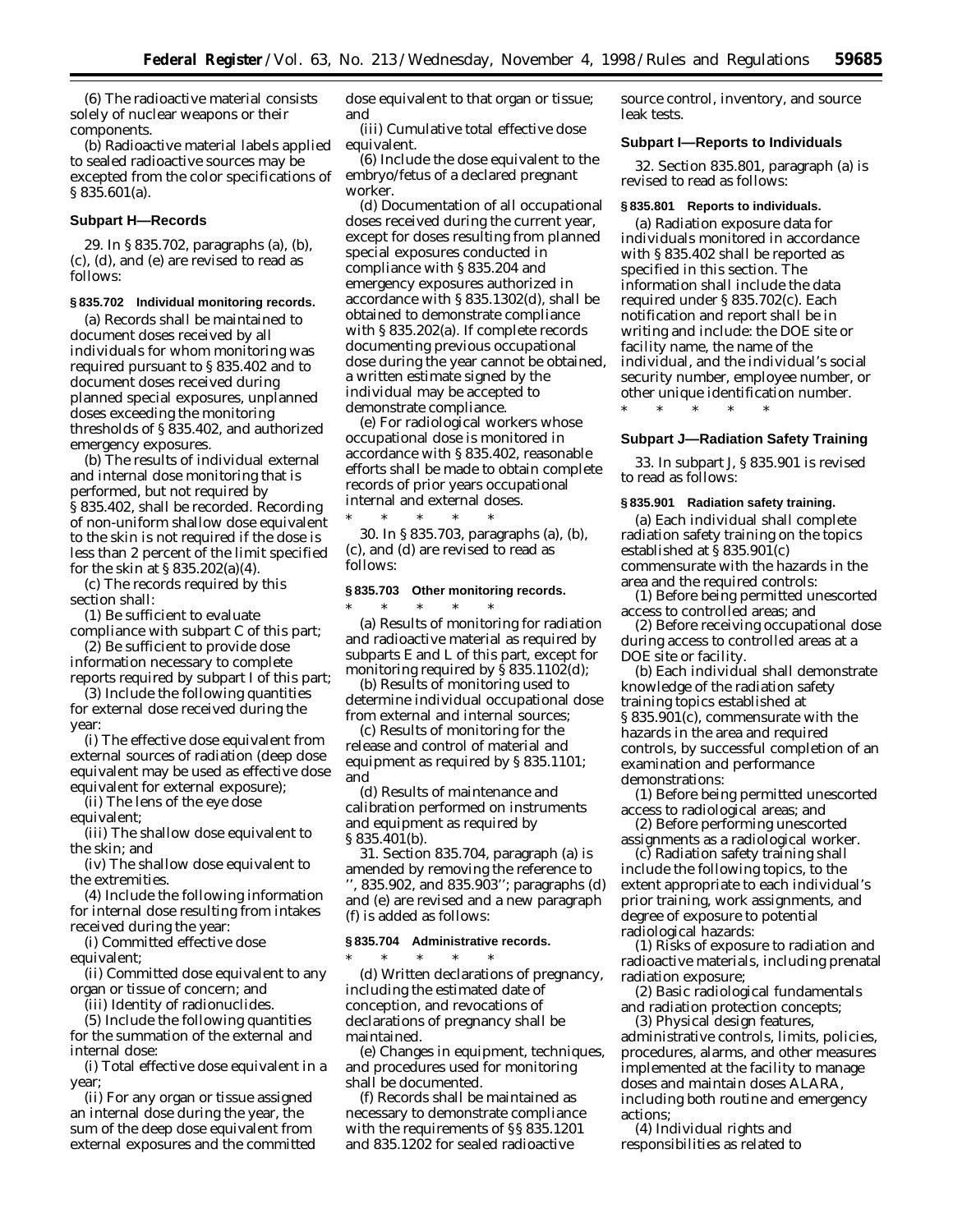(6) The radioactive material consists solely of nuclear weapons or their components.

(b) Radioactive material labels applied to sealed radioactive sources may be excepted from the color specifications of § 835.601(a).

### Subpart H—Records

29. In § 835.702, paragraphs (a), (b), (c), (d), and (e) are revised to read as follows:

**§ 835.702 Individual monitoring records.**

(a) Records shall be maintained to document doses received by all individuals for whom monitoring was required pursuant to § 835.402 and to document doses received during planned special exposures, unplanned doses exceeding the monitoring thresholds of § 835.402, and authorized emergency exposures.

(b) The results of individual external and internal dose monitoring that is performed, but not required by § 835.402, shall be recorded. Recording of non-uniform shallow dose equivalent to the skin is not required if the dose is less than 2 percent of the limit specified for the skin at § 835.202(a)(4).

(c) The records required by this section shall:

(1) Be sufficient to evaluate compliance with subpart C of this part;

(2) Be sufficient to provide dose information necessary to complete reports required by subpart I of this part;

(3) Include the following quantities for external dose received during the year:

(i) The effective dose equivalent from external sources of radiation (deep dose equivalent may be used as effective dose equivalent for external exposure);

(ii) The lens of the eye dose equivalent;

(iii) The shallow dose equivalent to the skin; and

(iv) The shallow dose equivalent to the extremities.

(4) Include the following information for internal dose resulting from intakes received during the year:

(i) Committed effective dose equivalent;

(ii) Committed dose equivalent to any organ or tissue of concern; and

(iii) Identity of radionuclides.

(5) Include the following quantities for the summation of the external and internal dose:

(i) Total effective dose equivalent in a year;

(ii) For any organ or tissue assigned an internal dose during the year, the sum of the deep dose equivalent from external exposures and the committed dose equivalent to that organ or tissue; and

(iii) Cumulative total effective dose equivalent.

(6) Include the dose equivalent to the embryo/fetus of a declared pregnant worker.

(d) Documentation of all occupational doses received during the current year, except for doses resulting from planned special exposures conducted in compliance with § 835.204 and emergency exposures authorized in accordance with § 835.1302(d), shall be obtained to demonstrate compliance with § 835.202(a). If complete records documenting previous occupational dose during the year cannot be obtained, a written estimate signed by the individual may be accepted to demonstrate compliance.

(e) For radiological workers whose occupational dose is monitored in accordance with § 835.402, reasonable efforts shall be made to obtain complete records of prior years occupational internal and external doses.

\* \* \* \* \*

30. In § 835.703, paragraphs (a), (b), (c), and (d) are revised to read as follows:

**§ 835.703 Other monitoring records.**

\* \* \* \* \*

(a) Results of monitoring for radiation and radioactive material as required by subparts E and L of this part, except for monitoring required by § 835.1102(d);

(b) Results of monitoring used to determine individual occupational dose from external and internal sources;

(c) Results of monitoring for the release and control of material and equipment as required by § 835.1101; and

(d) Results of maintenance and calibration performed on instruments and equipment as required by § 835.401(b).

31. Section 835.704, paragraph (a) is amended by removing the reference to '', 835.902, and 835.903''; paragraphs (d) and (e) are revised and a new paragraph (f) is added as follows:

**§ 835.704 Administrative records.**

\* \* \* \* \*

(d) Written declarations of pregnancy, including the estimated date of conception, and revocations of declarations of pregnancy shall be maintained.

(e) Changes in equipment, techniques, and procedures used for monitoring shall be documented.

(f) Records shall be maintained as necessary to demonstrate compliance with the requirements of §§ 835.1201 and 835.1202 for sealed radioactive source control, inventory, and source leak tests.

### Subpart I—Reports to Individuals

32. Section 835.801, paragraph (a) is revised to read as follows:

**§ 835.801 Reports to individuals.**

(a) Radiation exposure data for individuals monitored in accordance with § 835.402 shall be reported as specified in this section. The information shall include the data required under § 835.702(c). Each notification and report shall be in writing and include: the DOE site or facility name, the name of the individual, and the individual's social security number, employee number, or other unique identification number.

\* \* \* \* \*

### Subpart J—Radiation Safety Training

33. In subpart J, § 835.901 is revised to read as follows:

**§ 835.901 Radiation safety training.**

(a) Each individual shall complete radiation safety training on the topics established at § 835.901(c) commensurate with the hazards in the area and the required controls:

(1) Before being permitted unescorted access to controlled areas; and

(2) Before receiving occupational dose during access to controlled areas at a DOE site or facility.

(b) Each individual shall demonstrate knowledge of the radiation safety training topics established at § 835.901(c), commensurate with the hazards in the area and required controls, by successful completion of an examination and performance demonstrations:

(1) Before being permitted unescorted access to radiological areas; and

(2) Before performing unescorted assignments as a radiological worker.

(c) Radiation safety training shall include the following topics, to the extent appropriate to each individual's prior training, work assignments, and degree of exposure to potential radiological hazards:

(1) Risks of exposure to radiation and radioactive materials, including prenatal radiation exposure;

(2) Basic radiological fundamentals and radiation protection concepts;

(3) Physical design features, administrative controls, limits, policies, procedures, alarms, and other measures implemented at the facility to manage doses and maintain doses ALARA, including both routine and emergency actions;

(4) Individual rights and responsibilities as related to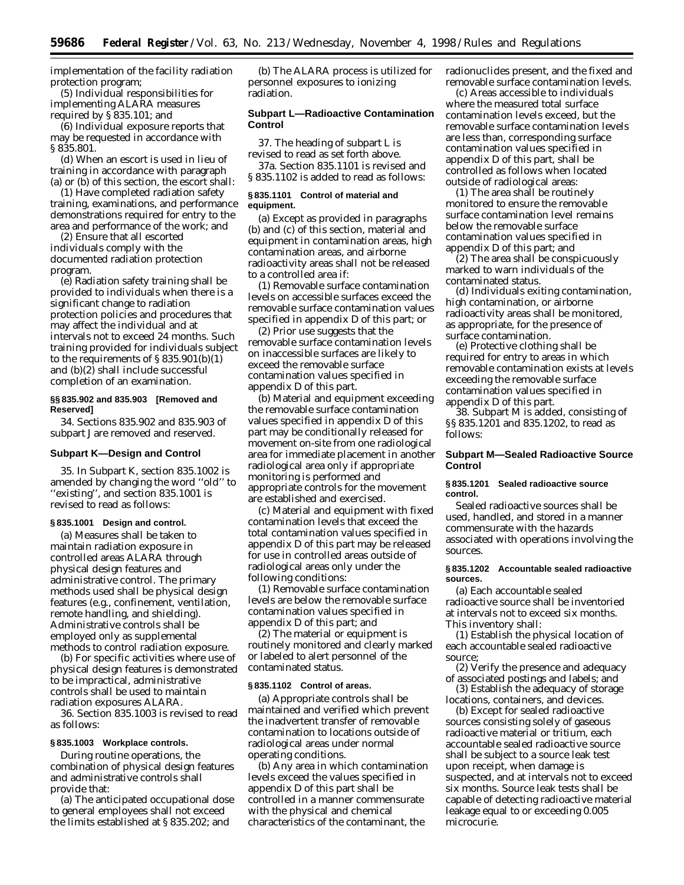implementation of the facility radiation protection program;

(5) Individual responsibilities for implementing ALARA measures required by § 835.101; and

(6) Individual exposure reports that may be requested in accordance with § 835.801.

(d) When an escort is used in lieu of training in accordance with paragraph (a) or (b) of this section, the escort shall:

(1) Have completed radiation safety training, examinations, and performance demonstrations required for entry to the area and performance of the work; and

(2) Ensure that all escorted individuals comply with the documented radiation protection program.

(e) Radiation safety training shall be provided to individuals when there is a significant change to radiation protection policies and procedures that may affect the individual and at intervals not to exceed 24 months. Such training provided for individuals subject to the requirements of § 835.901(b)(1) and (b)(2) shall include successful completion of an examination.

**§§ 835.902 and 835.903 [Removed and Reserved]**

34. Sections 835.902 and 835.903 of subpart J are removed and reserved.

## Subpart K—Design and Control

35. In Subpart K, section 835.1002 is amended by changing the word ''old'' to ''existing'', and section 835.1001 is revised to read as follows:

**§ 835.1001 Design and control.**

(a) Measures shall be taken to maintain radiation exposure in controlled areas ALARA through physical design features and administrative control. The primary methods used shall be physical design features (e.g., confinement, ventilation, remote handling, and shielding). Administrative controls shall be employed only as supplemental methods to control radiation exposure.

(b) For specific activities where use of physical design features is demonstrated to be impractical, administrative controls shall be used to maintain radiation exposures ALARA.

36. Section 835.1003 is revised to read as follows:

**§ 835.1003 Workplace controls.**

During routine operations, the combination of physical design features and administrative controls shall provide that:

(a) The anticipated occupational dose to general employees shall not exceed the limits established at § 835.202; and

(b) The ALARA process is utilized for personnel exposures to ionizing radiation.

## Subpart L—Radioactive Contamination Control

37. The heading of subpart L is revised to read as set forth above.

37a. Section 835.1101 is revised and § 835.1102 is added to read as follows:

**§ 835.1101 Control of material and equipment.**

(a) Except as provided in paragraphs (b) and (c) of this section, material and equipment in contamination areas, high contamination areas, and airborne radioactivity areas shall not be released to a controlled area if:

(1) Removable surface contamination levels on accessible surfaces exceed the removable surface contamination values specified in appendix D of this part; or

(2) Prior use suggests that the removable surface contamination levels on inaccessible surfaces are likely to exceed the removable surface contamination values specified in appendix D of this part.

(b) Material and equipment exceeding the removable surface contamination values specified in appendix D of this part may be conditionally released for movement on-site from one radiological area for immediate placement in another radiological area only if appropriate monitoring is performed and appropriate controls for the movement are established and exercised.

(c) Material and equipment with fixed contamination levels that exceed the total contamination values specified in appendix D of this part may be released for use in controlled areas outside of radiological areas only under the following conditions:

(1) Removable surface contamination levels are below the removable surface contamination values specified in appendix D of this part; and

(2) The material or equipment is routinely monitored and clearly marked or labeled to alert personnel of the contaminated status.

**§ 835.1102 Control of areas.**

(a) Appropriate controls shall be maintained and verified which prevent the inadvertent transfer of removable contamination to locations outside of radiological areas under normal operating conditions.

(b) Any area in which contamination levels exceed the values specified in appendix D of this part shall be controlled in a manner commensurate with the physical and chemical characteristics of the contaminant, the radionuclides present, and the fixed and removable surface contamination levels.

(c) Areas accessible to individuals where the measured total surface contamination levels exceed, but the removable surface contamination levels are less than, corresponding surface contamination values specified in appendix D of this part, shall be controlled as follows when located outside of radiological areas:

(1) The area shall be routinely monitored to ensure the removable surface contamination level remains below the removable surface contamination values specified in appendix D of this part; and

(2) The area shall be conspicuously marked to warn individuals of the contaminated status.

(d) Individuals exiting contamination, high contamination, or airborne radioactivity areas shall be monitored, as appropriate, for the presence of surface contamination.

(e) Protective clothing shall be required for entry to areas in which removable contamination exists at levels exceeding the removable surface contamination values specified in appendix D of this part.

38. Subpart M is added, consisting of §§ 835.1201 and 835.1202, to read as follows:

## Subpart M—Sealed Radioactive Source Control

**§ 835.1201 Sealed radioactive source control.**

Sealed radioactive sources shall be used, handled, and stored in a manner commensurate with the hazards associated with operations involving the sources.

**§ 835.1202 Accountable sealed radioactive sources.**

(a) Each accountable sealed radioactive source shall be inventoried at intervals not to exceed six months. This inventory shall:

(1) Establish the physical location of each accountable sealed radioactive source;

(2) Verify the presence and adequacy of associated postings and labels; and

(3) Establish the adequacy of storage locations, containers, and devices.

(b) Except for sealed radioactive sources consisting solely of gaseous radioactive material or tritium, each accountable sealed radioactive source shall be subject to a source leak test upon receipt, when damage is suspected, and at intervals not to exceed six months. Source leak tests shall be capable of detecting radioactive material leakage equal to or exceeding 0.005 microcurie.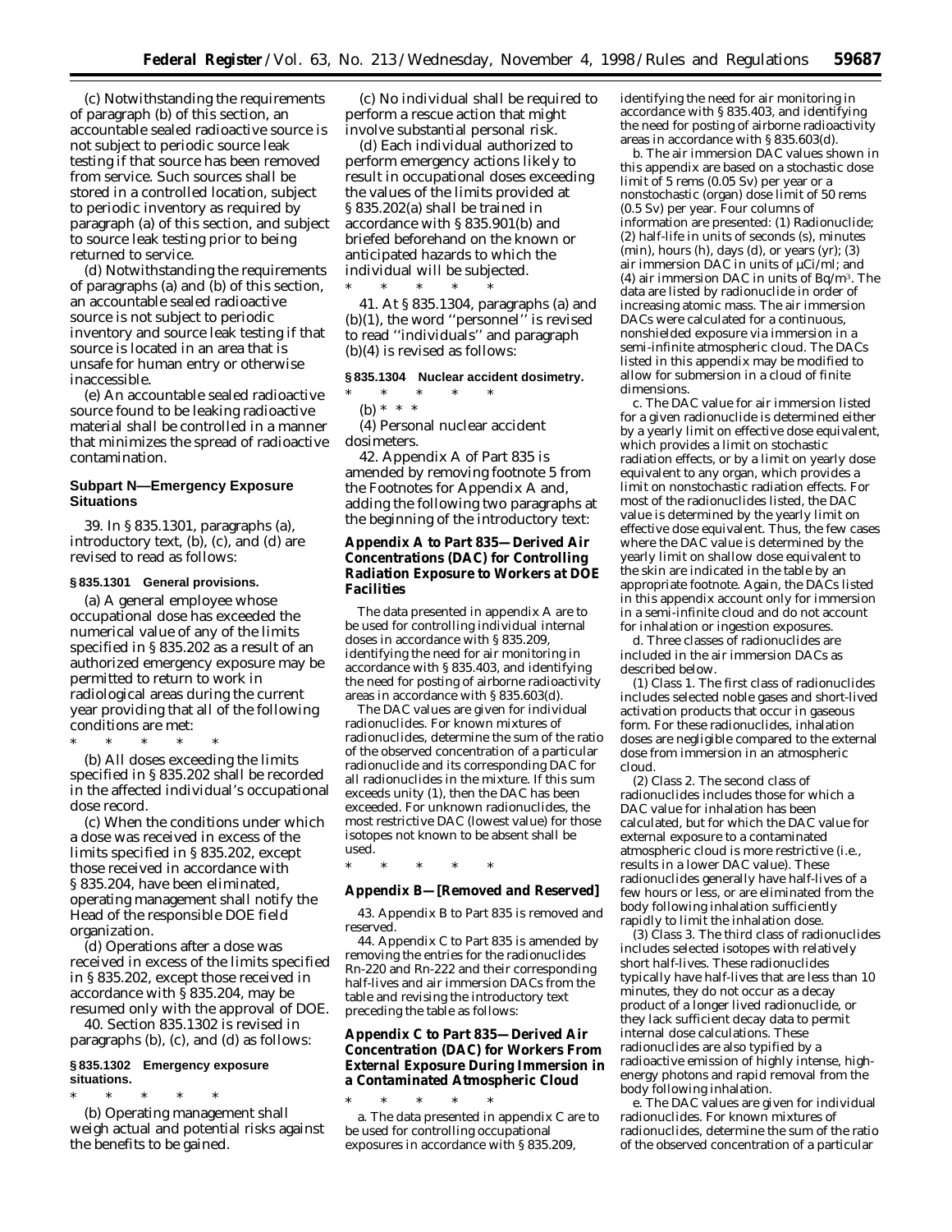(c) Notwithstanding the requirements of paragraph (b) of this section, an accountable sealed radioactive source is not subject to periodic source leak testing if that source has been removed from service. Such sources shall be stored in a controlled location, subject to periodic inventory as required by paragraph (a) of this section, and subject to source leak testing prior to being returned to service.

(d) Notwithstanding the requirements of paragraphs (a) and (b) of this section, an accountable sealed radioactive source is not subject to periodic inventory and source leak testing if that source is located in an area that is unsafe for human entry or otherwise inaccessible.

(e) An accountable sealed radioactive source found to be leaking radioactive material shall be controlled in a manner that minimizes the spread of radioactive contamination.

## Subpart N—Emergency Exposure Situations

39. In § 835.1301, paragraphs (a), introductory text, (b), (c), and (d) are revised to read as follows:

### § 835.1301 General provisions.

(a) A general employee whose occupational dose has exceeded the numerical value of any of the limits specified in § 835.202 as a result of an authorized emergency exposure may be permitted to return to work in radiological areas during the current year providing that all of the following conditions are met:

\* \* \* \* \*

(b) All doses exceeding the limits specified in § 835.202 shall be recorded in the affected individual's occupational dose record.

(c) When the conditions under which a dose was received in excess of the limits specified in § 835.202, except those received in accordance with § 835.204, have been eliminated, operating management shall notify the Head of the responsible DOE field organization.

(d) Operations after a dose was received in excess of the limits specified in § 835.202, except those received in accordance with § 835.204, may be resumed only with the approval of DOE.

40. Section 835.1302 is revised in paragraphs (b), (c), and (d) as follows:

### § 835.1302 Emergency exposure situations.

\* \* \* \* \*

(b) Operating management shall weigh actual and potential risks against the benefits to be gained.

(c) No individual shall be required to perform a rescue action that might involve substantial personal risk.

(d) Each individual authorized to perform emergency actions likely to result in occupational doses exceeding the values of the limits provided at § 835.202(a) shall be trained in accordance with § 835.901(b) and briefed beforehand on the known or anticipated hazards to which the individual will be subjected.

\* \* \* \* \*

41. At § 835.1304, paragraphs (a) and (b)(1), the word ''personnel'' is revised to read ''individuals'' and paragraph (b)(4) is revised as follows:

### § 835.1304 Nuclear accident dosimetry.

\* \* \* \* \*

(b) \* \* \*

(4) Personal nuclear accident dosimeters.

42. Appendix A of Part 835 is amended by removing footnote 5 from the Footnotes for Appendix A and, adding the following two paragraphs at the beginning of the introductory text:

### Appendix A to Part 835—Derived Air Concentrations (DAC) for Controlling Radiation Exposure to Workers at DOE Facilities

The data presented in appendix A are to be used for controlling individual internal doses in accordance with § 835.209, identifying the need for air monitoring in accordance with § 835.403, and identifying the need for posting of airborne radioactivity areas in accordance with § 835.603(d).

The DAC values are given for individual radionuclides. For known mixtures of radionuclides, determine the sum of the ratio of the observed concentration of a particular radionuclide and its corresponding DAC for all radionuclides in the mixture. If this sum exceeds unity (1), then the DAC has been exceeded. For unknown radionuclides, the most restrictive DAC (lowest value) for those isotopes not known to be absent shall be used.

\* \* \* \* \*

### Appendix B—[Removed and Reserved]

43. Appendix B to Part 835 is removed and reserved.

44. Appendix C to Part 835 is amended by removing the entries for the radionuclides Rn-220 and Rn-222 and their corresponding half-lives and air immersion DACs from the table and revising the introductory text preceding the table as follows:

### Appendix C to Part 835—Derived Air Concentration (DAC) for Workers From External Exposure During Immersion in a Contaminated Atmospheric Cloud

\* \* \* \* \*

a. The data presented in appendix C are to be used for controlling occupational exposures in accordance with § 835.209, identifying the need for air monitoring in accordance with § 835.403, and identifying the need for posting of airborne radioactivity areas in accordance with § 835.603(d).

b. The air immersion DAC values shown in this appendix are based on a stochastic dose limit of 5 rems (0.05 Sv) per year or a nonstochastic (organ) dose limit of 50 rems (0.5 Sv) per year. Four columns of information are presented: (1) Radionuclide; (2) half-life in units of seconds (s), minutes (min), hours (h), days (d), or years (yr); (3) air immersion DAC in units of µCi/ml; and (4) air immersion DAC in units of $Bq/m^3$. The data are listed by radionuclide in order of increasing atomic mass. The air immersion DACs were calculated for a continuous, nonshielded exposure via immersion in a semi-infinite atmospheric cloud. The DACs listed in this appendix may be modified to allow for submersion in a cloud of finite dimensions.

c. The DAC value for air immersion listed for a given radionuclide is determined either by a yearly limit on effective dose equivalent, which provides a limit on stochastic radiation effects, or by a limit on yearly dose equivalent to any organ, which provides a limit on nonstochastic radiation effects. For most of the radionuclides listed, the DAC value is determined by the yearly limit on effective dose equivalent. Thus, the few cases where the DAC value is determined by the yearly limit on shallow dose equivalent to the skin are indicated in the table by an appropriate footnote. Again, the DACs listed in this appendix account only for immersion in a semi-infinite cloud and do not account for inhalation or ingestion exposures.

d. Three classes of radionuclides are included in the air immersion DACs as described below.

(1) Class 1. The first class of radionuclides includes selected noble gases and short-lived activation products that occur in gaseous form. For these radionuclides, inhalation doses are negligible compared to the external dose from immersion in an atmospheric cloud.

(2) Class 2. The second class of radionuclides includes those for which a DAC value for inhalation has been calculated, but for which the DAC value for external exposure to a contaminated atmospheric cloud is more restrictive (i.e., results in a lower DAC value). These radionuclides generally have half-lives of a few hours or less, or are eliminated from the body following inhalation sufficiently rapidly to limit the inhalation dose.

(3) Class 3. The third class of radionuclides includes selected isotopes with relatively short half-lives. These radionuclides typically have half-lives that are less than 10 minutes, they do not occur as a decay product of a longer lived radionuclide, or they lack sufficient decay data to permit internal dose calculations. These radionuclides are also typified by a radioactive emission of highly intense, high-energy photons and rapid removal from the body following inhalation.

e. The DAC values are given for individual radionuclides. For known mixtures of radionuclides, determine the sum of the ratio of the observed concentration of a particular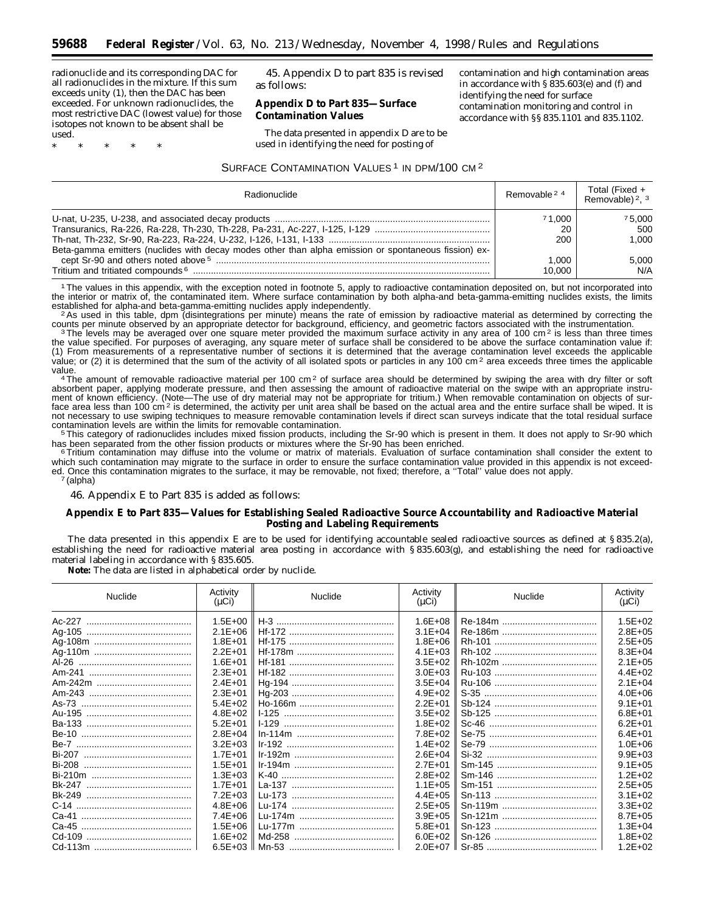radionuclide and its corresponding DAC for all radionuclides in the mixture. If this sum exceeds unity (1), then the DAC has been exceeded. For unknown radionuclides, the most restrictive DAC (lowest value) for those isotopes not known to be absent shall be used.

\* \* \* \* \*

45. Appendix D to part 835 is revised as follows:

**Appendix D to Part 835—Surface Contamination Values**

The data presented in appendix D are to be used in identifying the need for posting of contamination and high contamination areas in accordance with § 835.603(e) and (f) and identifying the need for surface contamination monitoring and control in accordance with §§ 835.1101 and 835.1102.

SURFACE CONTAMINATION VALUES [1] IN DPM/100 CM [2]

| Radionuclide | Removable [2 4] | Total (Fixed + Removable) [2, 3] |
|---|---|---|
| U-nat, U-235, U-238, and associated decay products | [7] 1,000 | [7] 5,000 |
| Transuranics, Ra-226, Ra-228, Th-230, Th-228, Pa-231, Ac-227, I-125, I-129 | 20 | 500 |
| Th-nat, Th-232, Sr-90, Ra-223, Ra-224, U-232, I-126, I-131, I-133 | 200 | 1,000 |
| Beta-gamma emitters (nuclides with decay modes other than alpha emission or spontaneous fission) except Sr-90 and others noted above [5] | 1,000 | 5,000 |
| Tritium and tritiated compounds [6] | 10,000 | N/A |

[1] The values in this appendix, with the exception noted in footnote 5, apply to radioactive contamination deposited on, but not incorporated into the interior or matrix of, the contaminated item. Where surface contamination by both alpha-and beta-gamma-emitting nuclides exists, the limits established for alpha-and beta-gamma-emitting nuclides apply independently.

[2] As used in this table, dpm (disintegrations per minute) means the rate of emission by radioactive material as determined by correcting the counts per minute observed by an appropriate detector for background, efficiency, and geometric factors associated with the instrumentation.

[3] The levels may be averaged over one square meter provided the maximum surface activity in any area of 100 cm$^2$ is less than three times the value specified. For purposes of averaging, any square meter of surface shall be considered to be above the surface contamination value if: (1) From measurements of a representative number of sections it is determined that the average contamination level exceeds the applicable value; or (2) it is determined that the sum of the activity of all isolated spots or particles in any 100 cm$^2$ area exceeds three times the applicable value.

[4] The amount of removable radioactive material per 100 cm$^2$ of surface area should be determined by swiping the area with dry filter or soft absorbent paper, applying moderate pressure, and then assessing the amount of radioactive material on the swipe with an appropriate instrument of known efficiency. (Note—The use of dry material may not be appropriate for tritium.) When removable contamination on objects of surface area less than 100 cm$^2$ is determined, the activity per unit area shall be based on the actual area and the entire surface shall be wiped. It is not necessary to use swiping techniques to measure removable contamination levels if direct scan surveys indicate that the total residual surface contamination levels are within the limits for removable contamination.

[5] This category of radionuclides includes mixed fission products, including the Sr-90 which is present in them. It does not apply to Sr-90 which has been separated from the other fission products or mixtures where the Sr-90 has been enriched.

[6] Tritium contamination may diffuse into the volume or matrix of materials. Evaluation of surface contamination shall consider the extent to which such contamination may migrate to the surface in order to ensure the surface contamination value provided in this appendix is not exceeded. Once this contamination migrates to the surface, it may be removable, not fixed; therefore, a "Total" value does not apply.

[7] (alpha)

46. Appendix E to Part 835 is added as follows:

**Appendix E to Part 835—Values for Establishing Sealed Radioactive Source Accountability and Radioactive Material Posting and Labeling Requirements**

The data presented in this appendix E are to be used for identifying accountable sealed radioactive sources as defined at § 835.2(a), establishing the need for radioactive material area posting in accordance with § 835.603(g), and establishing the need for radioactive material labeling in accordance with § 835.605.

**Note:** The data are listed in alphabetical order by nuclide.

| Nuclide | Activity (μCi) | Nuclide | Activity (μCi) | Nuclide | Activity (μCi) |
|---|---|---|---|---|---|
| Ac-227 | 1.5E+00 | H-3 | 1.6E+08 | Re-184m | 1.5E+02 |
| Ag-105 | 2.1E+06 | Hf-172 | 3.1E+04 | Re-186m | 2.8E+05 |
| Ag-108m | 1.8E+01 | Hf-175 | 1.8E+06 | Rh-101 | 2.5E+05 |
| Ag-110m | 2.2E+01 | Hf-178m | 4.1E+03 | Rh-102 | 8.3E+04 |
| Al-26 | 1.6E+01 | Hf-181 | 3.5E+02 | Rh-102m | 2.1E+05 |
| Am-241 | 2.3E+01 | Hf-182 | 3.0E+03 | Ru-103 | 4.4E+02 |
| Am-242m | 2.4E+01 | Hg-194 | 3.5E+04 | Ru-106 | 2.1E+04 |
| Am-243 | 2.3E+01 | Hg-203 | 4.9E+02 | S-35 | 4.0E+06 |
| As-73 | 5.4E+02 | Ho-166m | 2.2E+01 | Sb-124 | 9.1E+01 |
| Au-195 | 4.8E+02 | I-125 | 3.5E+02 | Sb-125 | 6.8E+01 |
| Ba-133 | 5.2E+01 | I-129 | 1.8E+02 | Sc-46 | 6.2E+01 |
| Be-10 | 2.8E+04 | In-114m | 7.8E+02 | Se-75 | 6.4E+01 |
| Be-7 | 3.2E+03 | Ir-192 | 1.4E+02 | Se-79 | 1.0E+06 |
| Bi-207 | 1.7E+01 | Ir-192m | 2.6E+04 | Si-32 | 9.9E+03 |
| Bi-208 | 1.5E+01 | Ir-194m | 2.7E+01 | Sm-145 | 9.1E+05 |
| Bi-210m | 1.3E+03 | K-40 | 2.8E+02 | Sm-146 | 1.2E+02 |
| Bk-247 | 1.7E+01 | La-137 | 1.1E+05 | Sm-151 | 2.5E+05 |
| Bk-249 | 7.2E+03 | Lu-173 | 4.4E+05 | Sn-113 | 3.1E+02 |
| C-14 | 4.8E+06 | Lu-174 | 2.5E+05 | Sn-119m | 3.3E+02 |
| Ca-41 | 7.4E+06 | Lu-174m | 3.9E+05 | Sn-121m | 8.7E+05 |
| Ca-45 | 1.5E+06 | Lu-177m | 5.8E+01 | Sn-123 | 1.3E+04 |
| Cd-109 | 1.6E+02 | Md-258 | 6.0E+02 | Sn-126 | 1.8E+02 |
| Cd-113m | 6.5E+03 | Mn-53 | 2.0E+07 | Sr-85 | 1.2E+02 |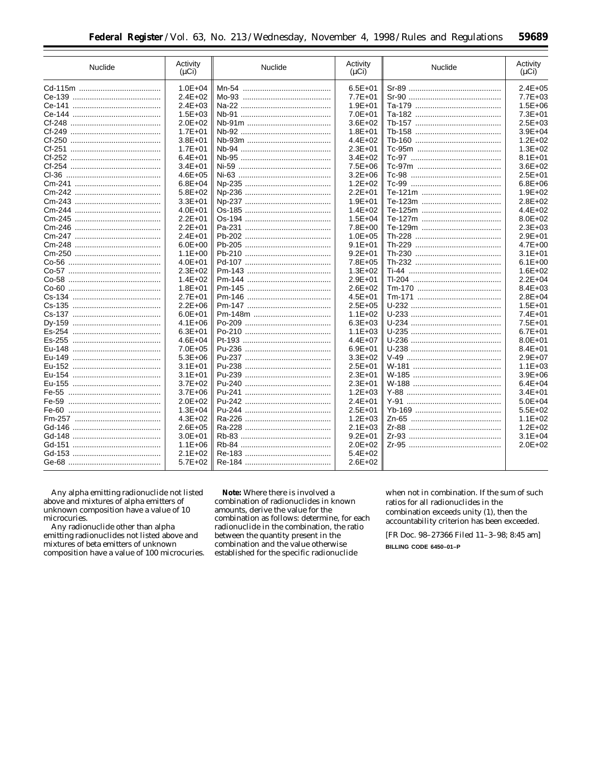| Nuclide | Activity (µCi) | Nuclide | Activity (µCi) | Nuclide | Activity (µCi) |
|---|---|---|---|---|---|
| Cd-115m | 1.0E+04 | Mn-54 | 6.5E+01 | Sr-89 | 2.4E+05 |
| Ce-139 | 2.4E+02 | Mo-93 | 7.7E+01 | Sr-90 | 7.7E+03 |
| Ce-141 | 2.4E+03 | Na-22 | 1.9E+01 | Ta-179 | 1.5E+06 |
| Ce-144 | 1.5E+03 | Nb-91 | 7.0E+01 | Ta-182 | 7.3E+01 |
| Cf-248 | 2.0E+02 | Nb-91m | 3.6E+02 | Tb-157 | 2.5E+03 |
| Cf-249 | 1.7E+01 | Nb-92 | 1.8E+01 | Tb-158 | 3.9E+04 |
| Cf-250 | 3.8E+01 | Nb-93m | 4.4E+02 | Tb-160 | 1.2E+02 |
| Cf-251 | 1.7E+01 | Nb-94 | 2.3E+01 | Tc-95m | 1.3E+02 |
| Cf-252 | 6.4E+01 | Nb-95 | 3.4E+02 | Tc-97 | 8.1E+01 |
| Cf-254 | 3.4E+01 | Ni-59 | 7.5E+06 | Tc-97m | 3.6E+02 |
| Cl-36 | 4.6E+05 | Ni-63 | 3.2E+06 | Tc-98 | 2.5E+01 |
| Cm-241 | 6.8E+04 | Np-235 | 1.2E+02 | Tc-99 | 6.8E+06 |
| Cm-242 | 5.8E+02 | Np-236 | 2.2E+01 | Te-121m | 1.9E+02 |
| Cm-243 | 3.3E+01 | Np-237 | 1.9E+01 | Te-123m | 2.8E+02 |
| Cm-244 | 4.0E+01 | Os-185 | 1.4E+02 | Te-125m | 4.4E+02 |
| Cm-245 | 2.2E+01 | Os-194 | 1.5E+04 | Te-127m | 8.0E+02 |
| Cm-246 | 2.2E+01 | Pa-231 | 7.8E+00 | Te-129m | 2.3E+03 |
| Cm-247 | 2.4E+01 | Pb-202 | 1.0E+05 | Th-228 | 2.9E+01 |
| Cm-248 | 6.0E+00 | Pb-205 | 9.1E+01 | Th-229 | 4.7E+00 |
| Cm-250 | 1.1E+00 | Pb-210 | 9.2E+01 | Th-230 | 3.1E+01 |
| Co-56 | 4.0E+01 | Pd-107 | 7.8E+05 | Th-232 | 6.1E+00 |
| Co-57 | 2.3E+02 | Pm-143 | 1.3E+02 | Ti-44 | 1.6E+02 |
| Co-58 | 1.4E+02 | Pm-144 | 2.9E+01 | Tl-204 | 2.2E+04 |
| Co-60 | 1.8E+01 | Pm-145 | 2.6E+02 | Tm-170 | 8.4E+03 |
| Cs-134 | 2.7E+01 | Pm-146 | 4.5E+01 | Tm-171 | 2.8E+04 |
| Cs-135 | 2.2E+06 | Pm-147 | 2.5E+05 | U-232 | 1.5E+01 |
| Cs-137 | 6.0E+01 | Pm-148m | 1.1E+02 | U-233 | 7.4E+01 |
| Dy-159 | 4.1E+06 | Po-209 | 6.3E+03 | U-234 | 7.5E+01 |
| Es-254 | 6.3E+01 | Po-210 | 1.1E+03 | U-235 | 6.7E+01 |
| Es-255 | 4.6E+04 | Pt-193 | 4.4E+07 | U-236 | 8.0E+01 |
| Eu-148 | 7.0E+05 | Pu-236 | 6.9E+01 | U-238 | 8.4E+01 |
| Eu-149 | 5.3E+06 | Pu-237 | 3.3E+02 | V-49 | 2.9E+07 |
| Eu-152 | 3.1E+01 | Pu-238 | 2.5E+01 | W-181 | 1.1E+03 |
| Eu-154 | 3.1E+01 | Pu-239 | 2.3E+01 | W-185 | 3.9E+06 |
| Eu-155 | 3.7E+02 | Pu-240 | 2.3E+01 | W-188 | 6.4E+04 |
| Fe-55 | 3.7E+06 | Pu-241 | 1.2E+03 | Y-88 | 3.4E+01 |
| Fe-59 | 2.0E+02 | Pu-242 | 2.4E+01 | Y-91 | 5.0E+04 |
| Fe-60 | 1.3E+04 | Pu-244 | 2.5E+01 | Yb-169 | 5.5E+02 |
| Fm-257 | 4.3E+02 | Ra-226 | 1.2E+03 | Zn-65 | 1.1E+02 |
| Gd-146 | 2.6E+05 | Ra-228 | 2.1E+03 | Zr-88 | 1.2E+02 |
| Gd-148 | 3.0E+01 | Rb-83 | 9.2E+01 | Zr-93 | 3.1E+04 |
| Gd-151 | 1.1E+06 | Rb-84 | 2.0E+02 | Zr-95 | 2.0E+02 |
| Gd-153 | 2.1E+02 | Re-183 | 5.4E+02 | | |
| Ge-68 | 5.7E+02 | Re-184 | 2.6E+02 | | |

Any alpha emitting radionuclide not listed above and mixtures of alpha emitters of unknown composition have a value of 10 microcuries.

Any radionuclide other than alpha emitting radionuclides not listed above and mixtures of beta emitters of unknown composition have a value of 100 microcuries.

**Note:** Where there is involved a combination of radionuclides in known amounts, derive the value for the combination as follows: determine, for each radionuclide in the combination, the ratio between the quantity present in the combination and the value otherwise established for the specific radionuclide when not in combination. If the sum of such ratios for all radionuclides in the combination exceeds unity (1), then the accountability criterion has been exceeded.

[FR Doc. 98–27366 Filed 11–3–98; 8:45 am]

BILLING CODE 6450–01–P